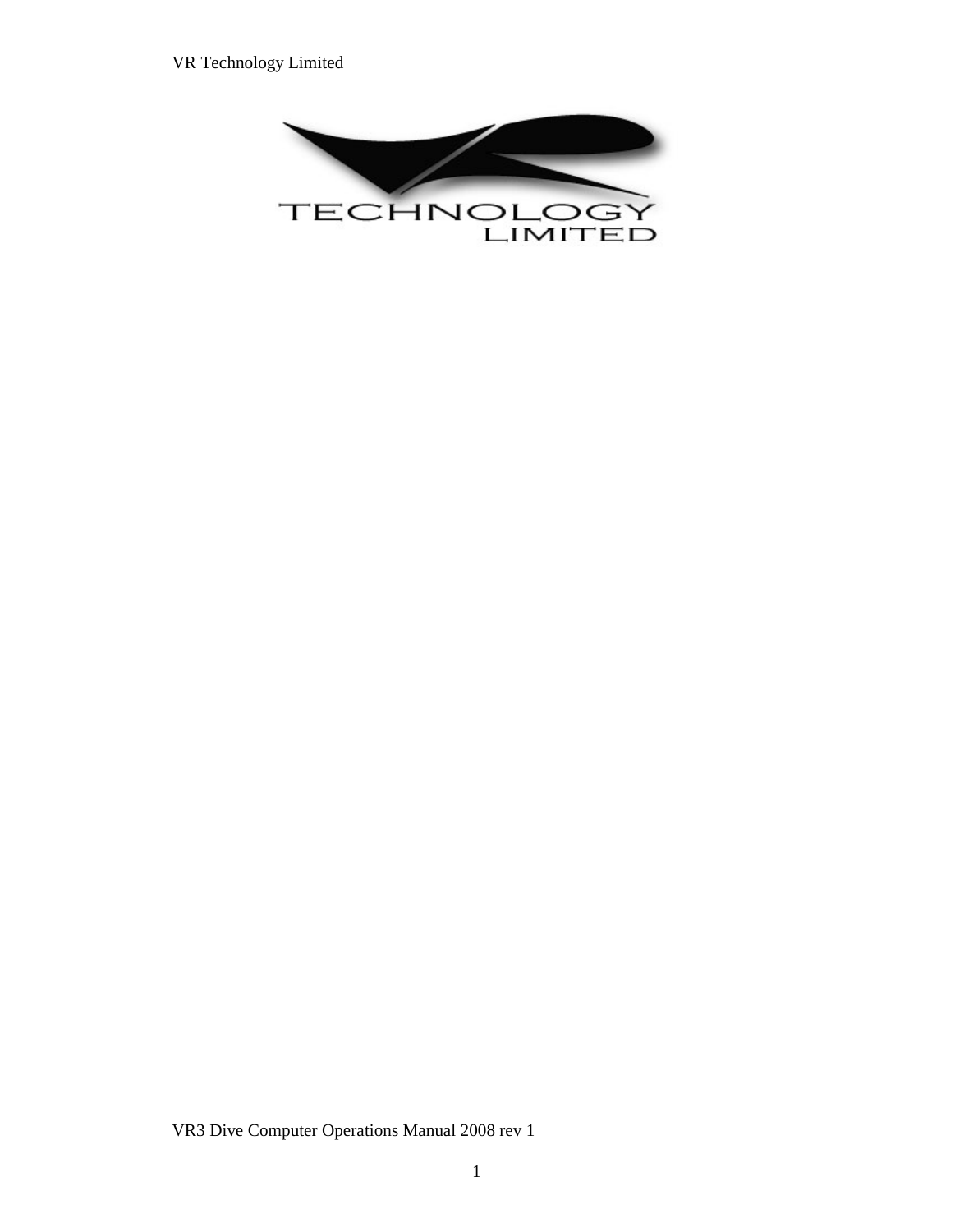TECHNOLOGY

LIMITED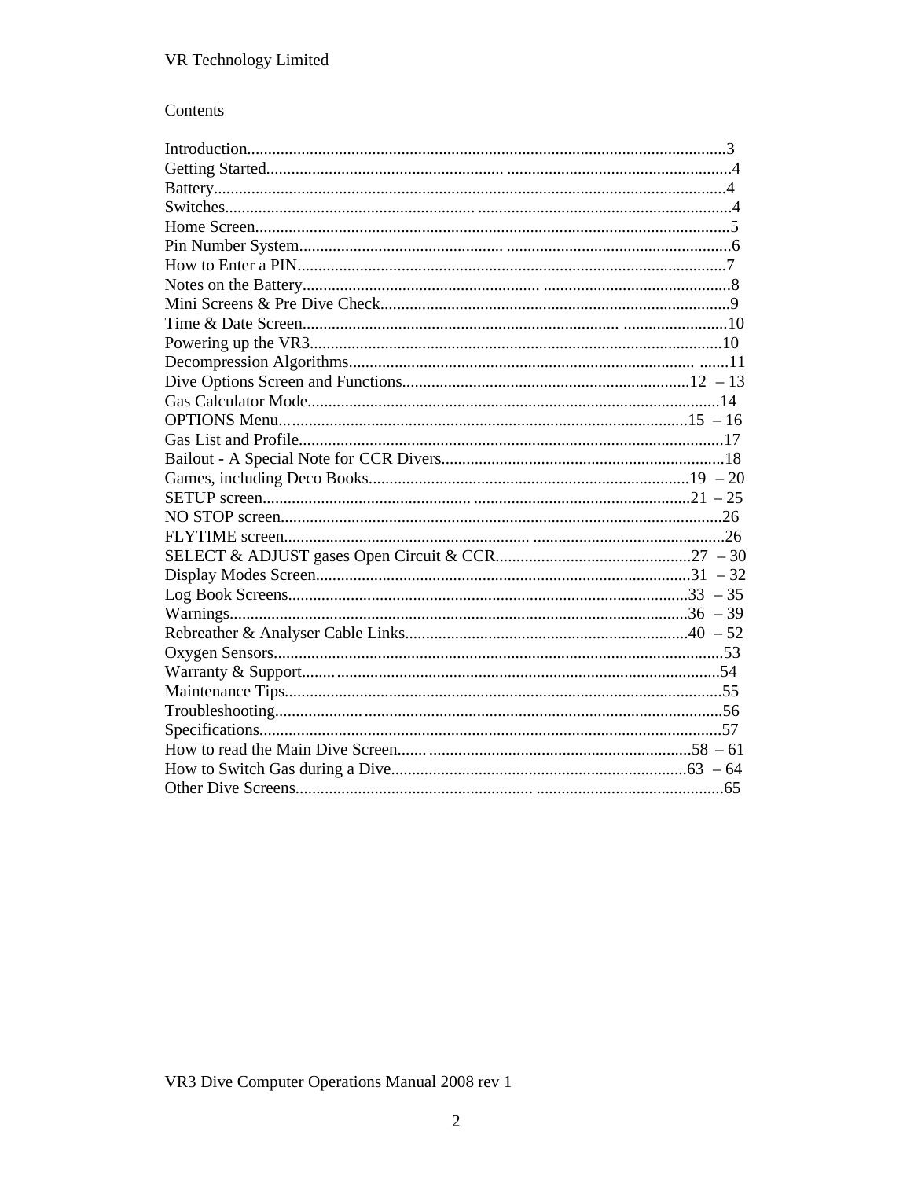## Contents

| | |
|---|---|
| Introduction | 3 |
| Getting Started | 4 |
| Battery | 4 |
| Switches | 4 |
| Home Screen | 5 |
| Pin Number System | 6 |
| How to Enter a PIN | 7 |
| Notes on the Battery | 8 |
| Mini Screens & Pre Dive Check | 9 |
| Time & Date Screen | 10 |
| Powering up the VR3 | 10 |
| Decompression Algorithms | 11 |
| Dive Options Screen and Functions | 12 – 13 |
| Gas Calculator Mode | 14 |
| OPTIONS Menu | 15 – 16 |
| Gas List and Profile | 17 |
| Bailout - A Special Note for CCR Divers | 18 |
| Games, including Deco Books | 19 – 20 |
| SETUP screen | 21 – 25 |
| NO STOP screen | 26 |
| FLYTIME screen | 26 |
| SELECT & ADJUST gases Open Circuit & CCR | 27 – 30 |
| Display Modes Screen | 31 – 32 |
| Log Book Screens | 33 – 35 |
| Warnings | 36 – 39 |
| Rebreather & Analyser Cable Links | 40 – 52 |
| Oxygen Sensors | 53 |
| Warranty & Support | 54 |
| Maintenance Tips | 55 |
| Troubleshooting | 56 |
| Specifications | 57 |
| How to read the Main Dive Screen | 58 – 61 |
| How to Switch Gas during a Dive | 63 – 64 |
| Other Dive Screens | 65 |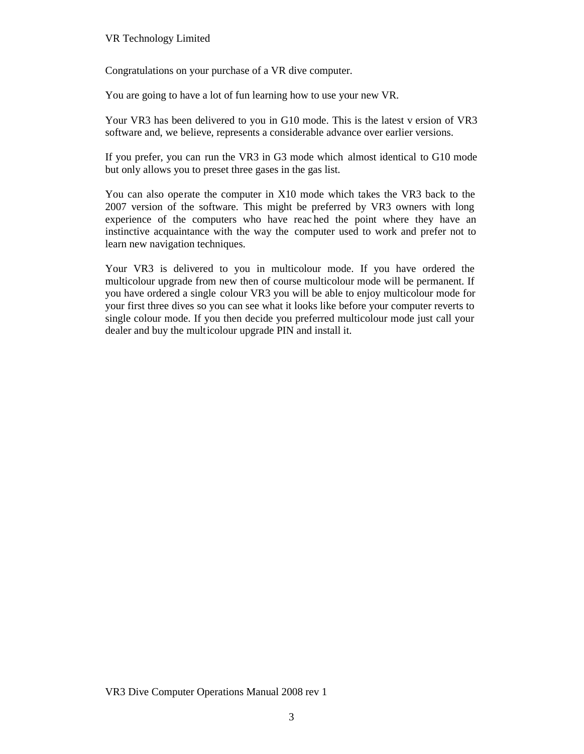Congratulations on your purchase of a VR dive computer.

You are going to have a lot of fun learning how to use your new VR.

Your VR3 has been delivered to you in G10 mode. This is the latest version of VR3 software and, we believe, represents a considerable advance over earlier versions.

If you prefer, you can run the VR3 in G3 mode which almost identical to G10 mode but only allows you to preset three gases in the gas list.

You can also operate the computer in X10 mode which takes the VR3 back to the 2007 version of the software. This might be preferred by VR3 owners with long experience of the computers who have reached the point where they have an instinctive acquaintance with the way the computer used to work and prefer not to learn new navigation techniques.

Your VR3 is delivered to you in multicolour mode. If you have ordered the multicolour upgrade from new then of course multicolour mode will be permanent. If you have ordered a single colour VR3 you will be able to enjoy multicolour mode for your first three dives so you can see what it looks like before your computer reverts to single colour mode. If you then decide you preferred multicolour mode just call your dealer and buy the multicolour upgrade PIN and install it.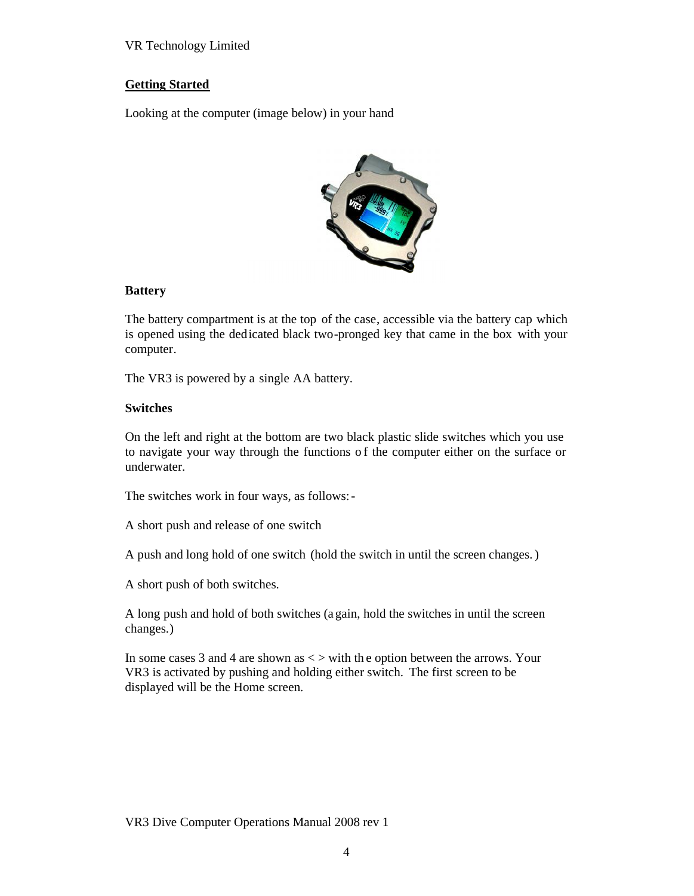## Getting Started

Looking at the computer (image below) in your hand

**Battery**

The battery compartment is at the top of the case, accessible via the battery cap which is opened using the dedicated black two-pronged key that came in the box with your computer.

The VR3 is powered by a single AA battery.

**Switches**

On the left and right at the bottom are two black plastic slide switches which you use to navigate your way through the functions of the computer either on the surface or underwater.

The switches work in four ways, as follows:-

A short push and release of one switch

A push and long hold of one switch (hold the switch in until the screen changes.)

A short push of both switches.

A long push and hold of both switches (again, hold the switches in until the screen changes.)

In some cases 3 and 4 are shown as < > with the option between the arrows. Your VR3 is activated by pushing and holding either switch. The first screen to be displayed will be the Home screen.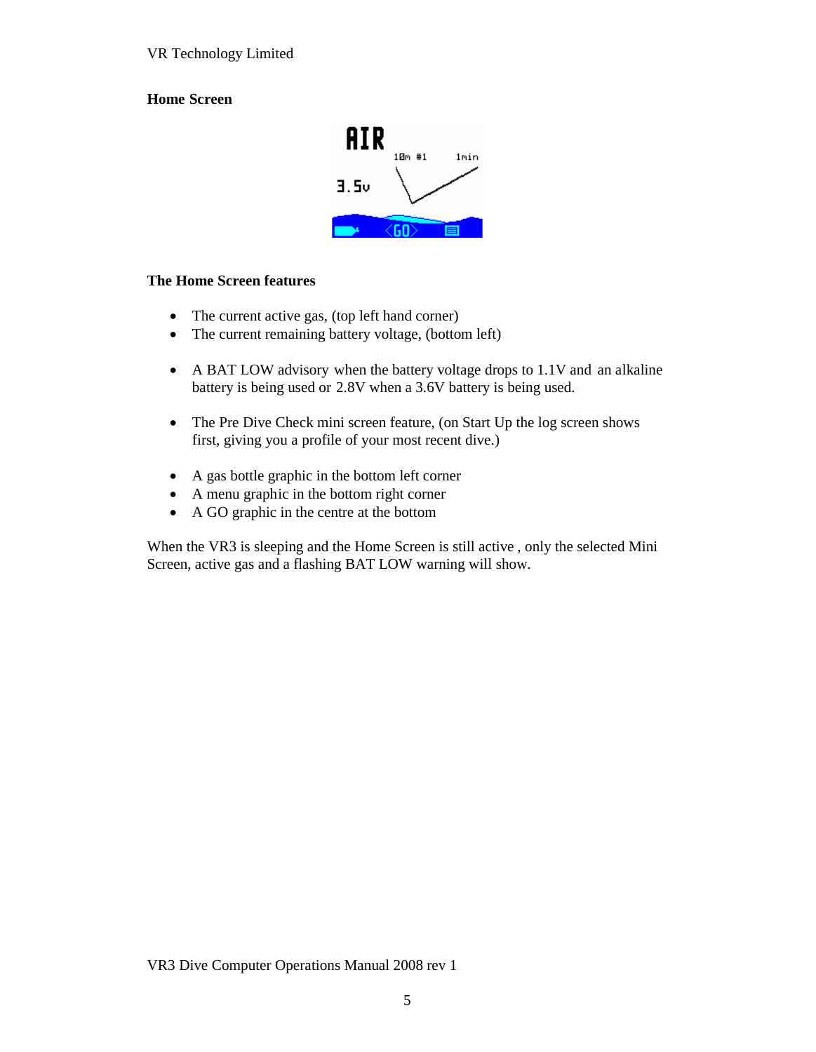## Home Screen

## The Home Screen features

- The current active gas, (top left hand corner)
- The current remaining battery voltage, (bottom left)

- A BAT LOW advisory when the battery voltage drops to 1.1V and an alkaline battery is being used or 2.8V when a 3.6V battery is being used.

- The Pre Dive Check mini screen feature, (on Start Up the log screen shows first, giving you a profile of your most recent dive.)

- A gas bottle graphic in the bottom left corner
- A menu graphic in the bottom right corner
- A GO graphic in the centre at the bottom

When the VR3 is sleeping and the Home Screen is still active , only the selected Mini Screen, active gas and a flashing BAT LOW warning will show.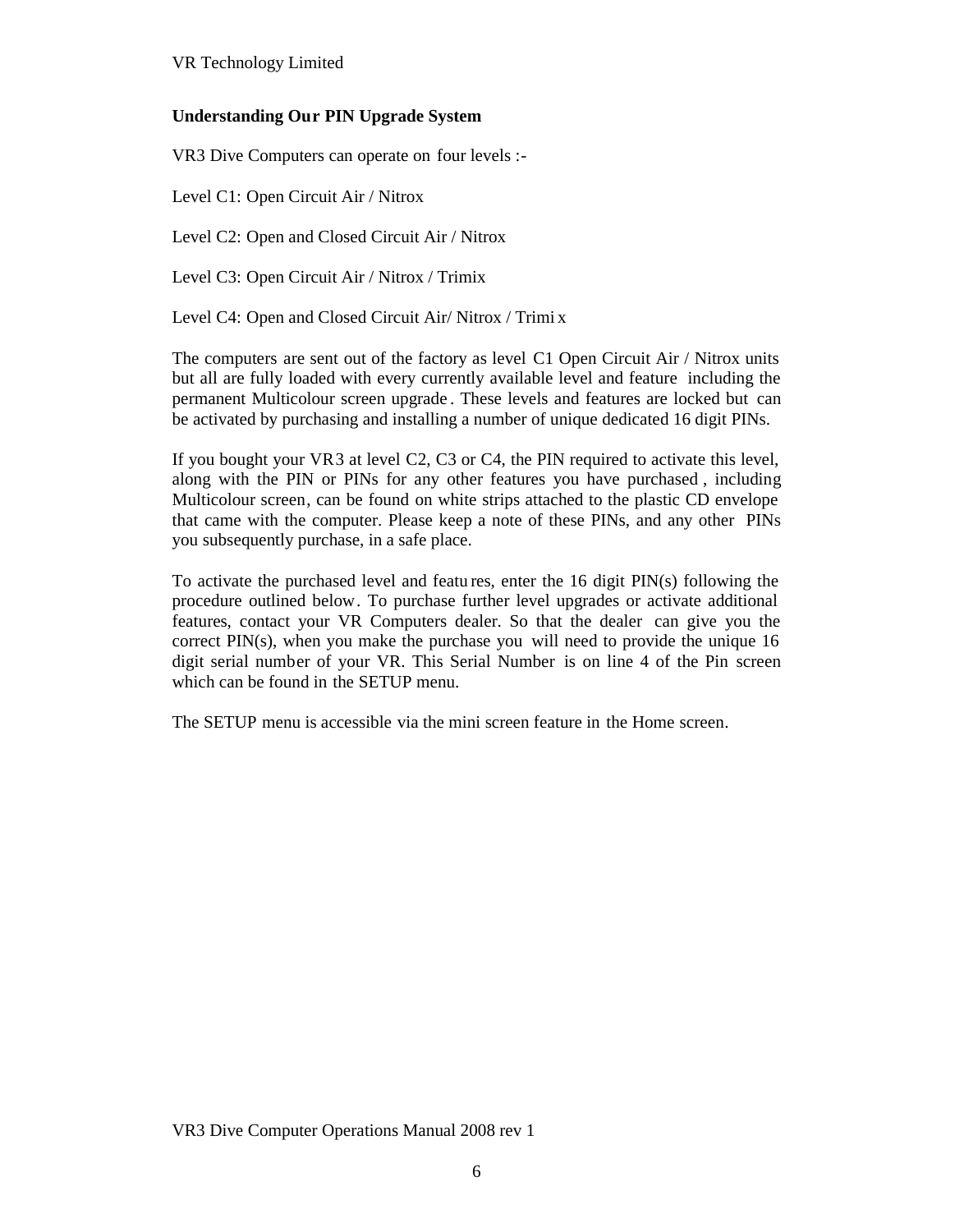## Understanding Our PIN Upgrade System

VR3 Dive Computers can operate on four levels :-

Level C1: Open Circuit Air / Nitrox

Level C2: Open and Closed Circuit Air / Nitrox

Level C3: Open Circuit Air / Nitrox / Trimix

Level C4: Open and Closed Circuit Air/ Nitrox / Trimix

The computers are sent out of the factory as level C1 Open Circuit Air / Nitrox units but all are fully loaded with every currently available level and feature including the permanent Multicolour screen upgrade. These levels and features are locked but can be activated by purchasing and installing a number of unique dedicated 16 digit PINs.

If you bought your VR3 at level C2, C3 or C4, the PIN required to activate this level, along with the PIN or PINs for any other features you have purchased, including Multicolour screen, can be found on white strips attached to the plastic CD envelope that came with the computer. Please keep a note of these PINs, and any other PINs you subsequently purchase, in a safe place.

To activate the purchased level and features, enter the 16 digit PIN(s) following the procedure outlined below. To purchase further level upgrades or activate additional features, contact your VR Computers dealer. So that the dealer can give you the correct PIN(s), when you make the purchase you will need to provide the unique 16 digit serial number of your VR. This Serial Number is on line 4 of the Pin screen which can be found in the SETUP menu.

The SETUP menu is accessible via the mini screen feature in the Home screen.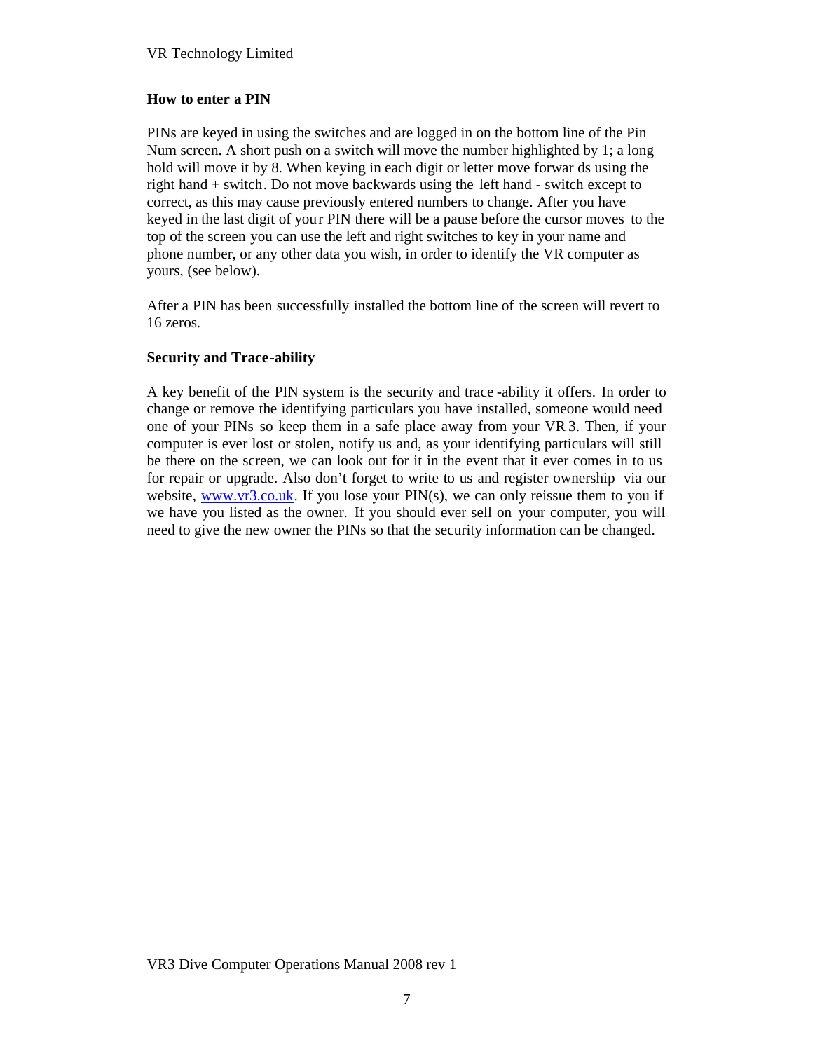### How to enter a PIN

PINs are keyed in using the switches and are logged in on the bottom line of the Pin Num screen. A short push on a switch will move the number highlighted by 1; a long hold will move it by 8. When keying in each digit or letter move forwar ds using the right hand + switch. Do not move backwards using the left hand - switch except to correct, as this may cause previously entered numbers to change. After you have keyed in the last digit of your PIN there will be a pause before the cursor moves to the top of the screen you can use the left and right switches to key in your name and phone number, or any other data you wish, in order to identify the VR computer as yours, (see below).

After a PIN has been successfully installed the bottom line of the screen will revert to 16 zeros.

### Security and Trace-ability

A key benefit of the PIN system is the security and trace -ability it offers. In order to change or remove the identifying particulars you have installed, someone would need one of your PINs so keep them in a safe place away from your VR 3. Then, if your computer is ever lost or stolen, notify us and, as your identifying particulars will still be there on the screen, we can look out for it in the event that it ever comes in to us for repair or upgrade. Also don't forget to write to us and register ownership via our website, [www.vr3.co.uk](http://www.vr3.co.uk). If you lose your PIN(s), we can only reissue them to you if we have you listed as the owner. If you should ever sell on your computer, you will need to give the new owner the PINs so that the security information can be changed.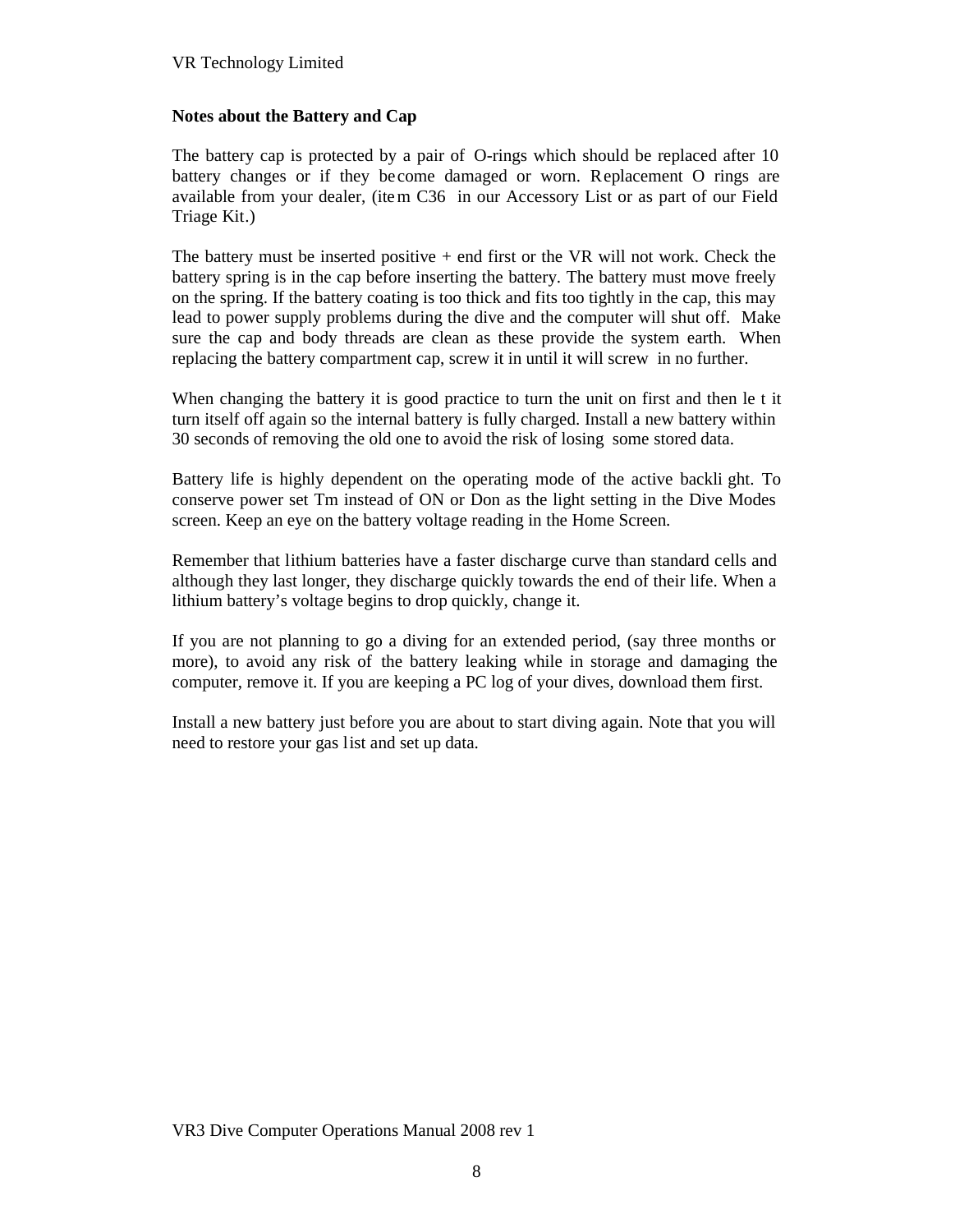## Notes about the Battery and Cap

The battery cap is protected by a pair of O-rings which should be replaced after 10 battery changes or if they become damaged or worn. Replacement O rings are available from your dealer, (item C36 in our Accessory List or as part of our Field Triage Kit.)

The battery must be inserted positive + end first or the VR will not work. Check the battery spring is in the cap before inserting the battery. The battery must move freely on the spring. If the battery coating is too thick and fits too tightly in the cap, this may lead to power supply problems during the dive and the computer will shut off. Make sure the cap and body threads are clean as these provide the system earth. When replacing the battery compartment cap, screw it in until it will screw in no further.

When changing the battery it is good practice to turn the unit on first and then let it turn itself off again so the internal battery is fully charged. Install a new battery within 30 seconds of removing the old one to avoid the risk of losing some stored data.

Battery life is highly dependent on the operating mode of the active backlight. To conserve power set Tm instead of ON or Don as the light setting in the Dive Modes screen. Keep an eye on the battery voltage reading in the Home Screen.

Remember that lithium batteries have a faster discharge curve than standard cells and although they last longer, they discharge quickly towards the end of their life. When a lithium battery's voltage begins to drop quickly, change it.

If you are not planning to go a diving for an extended period, (say three months or more), to avoid any risk of the battery leaking while in storage and damaging the computer, remove it. If you are keeping a PC log of your dives, download them first.

Install a new battery just before you are about to start diving again. Note that you will need to restore your gas list and set up data.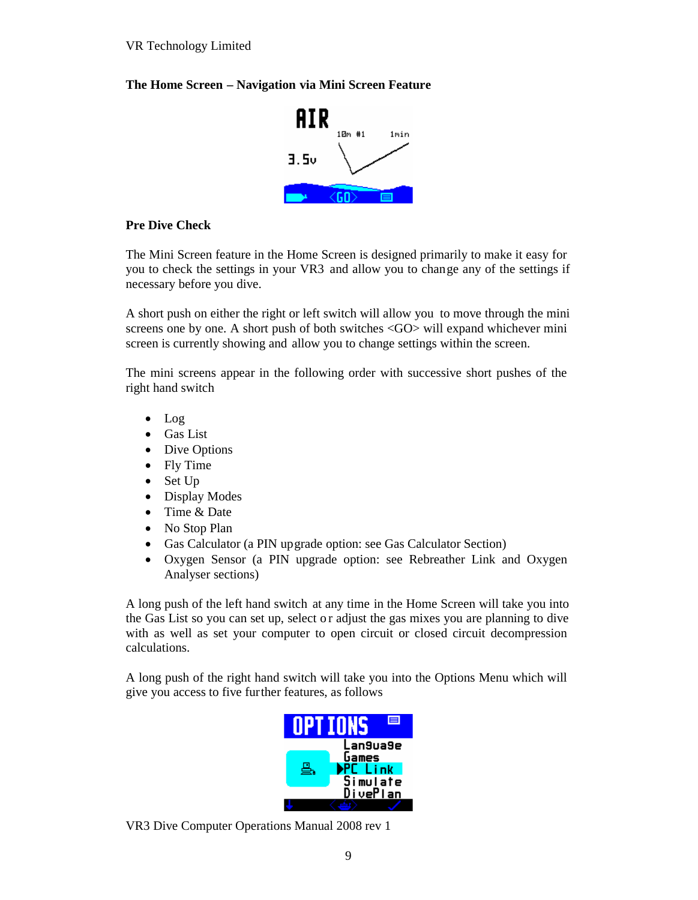## The Home Screen – Navigation via Mini Screen Feature

### Pre Dive Check

The Mini Screen feature in the Home Screen is designed primarily to make it easy for you to check the settings in your VR3 and allow you to change any of the settings if necessary before you dive.

A short push on either the right or left switch will allow you to move through the mini screens one by one. A short push of both switches <GO> will expand whichever mini screen is currently showing and allow you to change settings within the screen.

The mini screens appear in the following order with successive short pushes of the right hand switch

- Log
- Gas List
- Dive Options
- Fly Time
- Set Up
- Display Modes
- Time & Date
- No Stop Plan
- Gas Calculator (a PIN upgrade option: see Gas Calculator Section)
- Oxygen Sensor (a PIN upgrade option: see Rebreather Link and Oxygen Analyser sections)

A long push of the left hand switch at any time in the Home Screen will take you into the Gas List so you can set up, select or adjust the gas mixes you are planning to dive with as well as set your computer to open circuit or closed circuit decompression calculations.

A long push of the right hand switch will take you into the Options Menu which will give you access to five further features, as follows

VR3 Dive Computer Operations Manual 2008 rev 1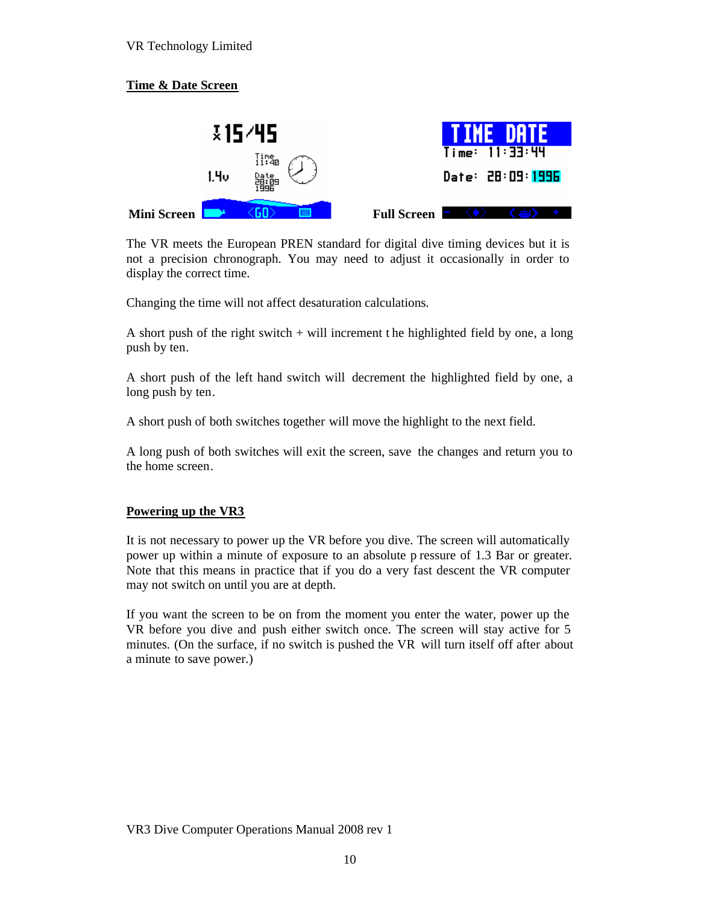## Time & Date Screen

Mini Screen

Full Screen

The VR meets the European PREN standard for digital dive timing devices but it is not a precision chronograph. You may need to adjust it occasionally in order to display the correct time.

Changing the time will not affect desaturation calculations.

A short push of the right switch + will increment the highlighted field by one, a long push by ten.

A short push of the left hand switch will decrement the highlighted field by one, a long push by ten.

A short push of both switches together will move the highlight to the next field.

A long push of both switches will exit the screen, save the changes and return you to the home screen.

## Powering up the VR3

It is not necessary to power up the VR before you dive. The screen will automatically power up within a minute of exposure to an absolute pressure of 1.3 Bar or greater. Note that this means in practice that if you do a very fast descent the VR computer may not switch on until you are at depth.

If you want the screen to be on from the moment you enter the water, power up the VR before you dive and push either switch once. The screen will stay active for 5 minutes. (On the surface, if no switch is pushed the VR will turn itself off after about a minute to save power.)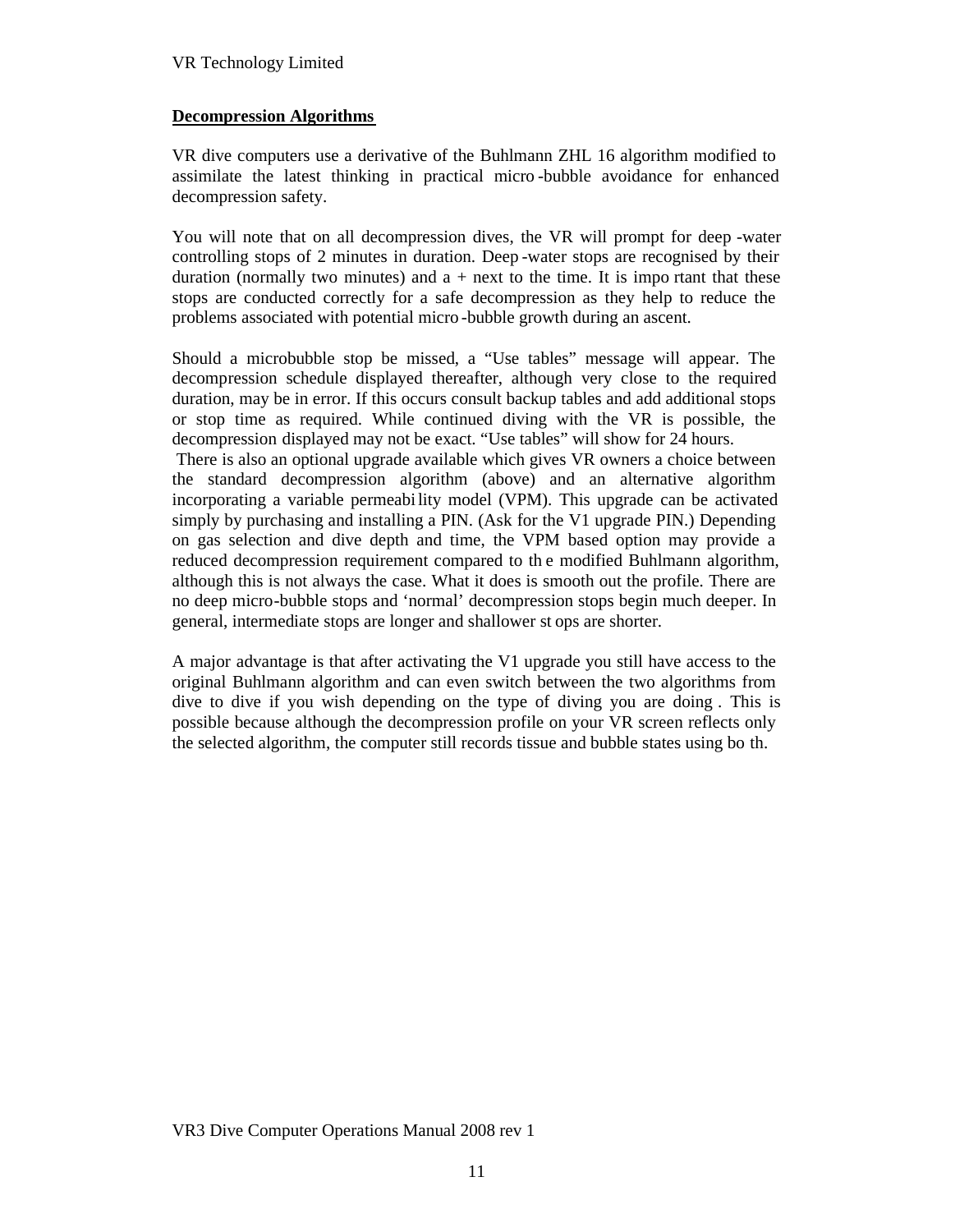## Decompression Algorithms

VR dive computers use a derivative of the Buhlmann ZHL 16 algorithm modified to assimilate the latest thinking in practical micro-bubble avoidance for enhanced decompression safety.

You will note that on all decompression dives, the VR will prompt for deep-water controlling stops of 2 minutes in duration. Deep-water stops are recognised by their duration (normally two minutes) and a + next to the time. It is important that these stops are conducted correctly for a safe decompression as they help to reduce the problems associated with potential micro-bubble growth during an ascent.

Should a microbubble stop be missed, a "Use tables" message will appear. The decompression schedule displayed thereafter, although very close to the required duration, may be in error. If this occurs consult backup tables and add additional stops or stop time as required. While continued diving with the VR is possible, the decompression displayed may not be exact. "Use tables" will show for 24 hours.

There is also an optional upgrade available which gives VR owners a choice between the standard decompression algorithm (above) and an alternative algorithm incorporating a variable permeability model (VPM). This upgrade can be activated simply by purchasing and installing a PIN. (Ask for the V1 upgrade PIN.) Depending on gas selection and dive depth and time, the VPM based option may provide a reduced decompression requirement compared to the modified Buhlmann algorithm, although this is not always the case. What it does is smooth out the profile. There are no deep micro-bubble stops and 'normal' decompression stops begin much deeper. In general, intermediate stops are longer and shallower stops are shorter.

A major advantage is that after activating the V1 upgrade you still have access to the original Buhlmann algorithm and can even switch between the two algorithms from dive to dive if you wish depending on the type of diving you are doing. This is possible because although the decompression profile on your VR screen reflects only the selected algorithm, the computer still records tissue and bubble states using both.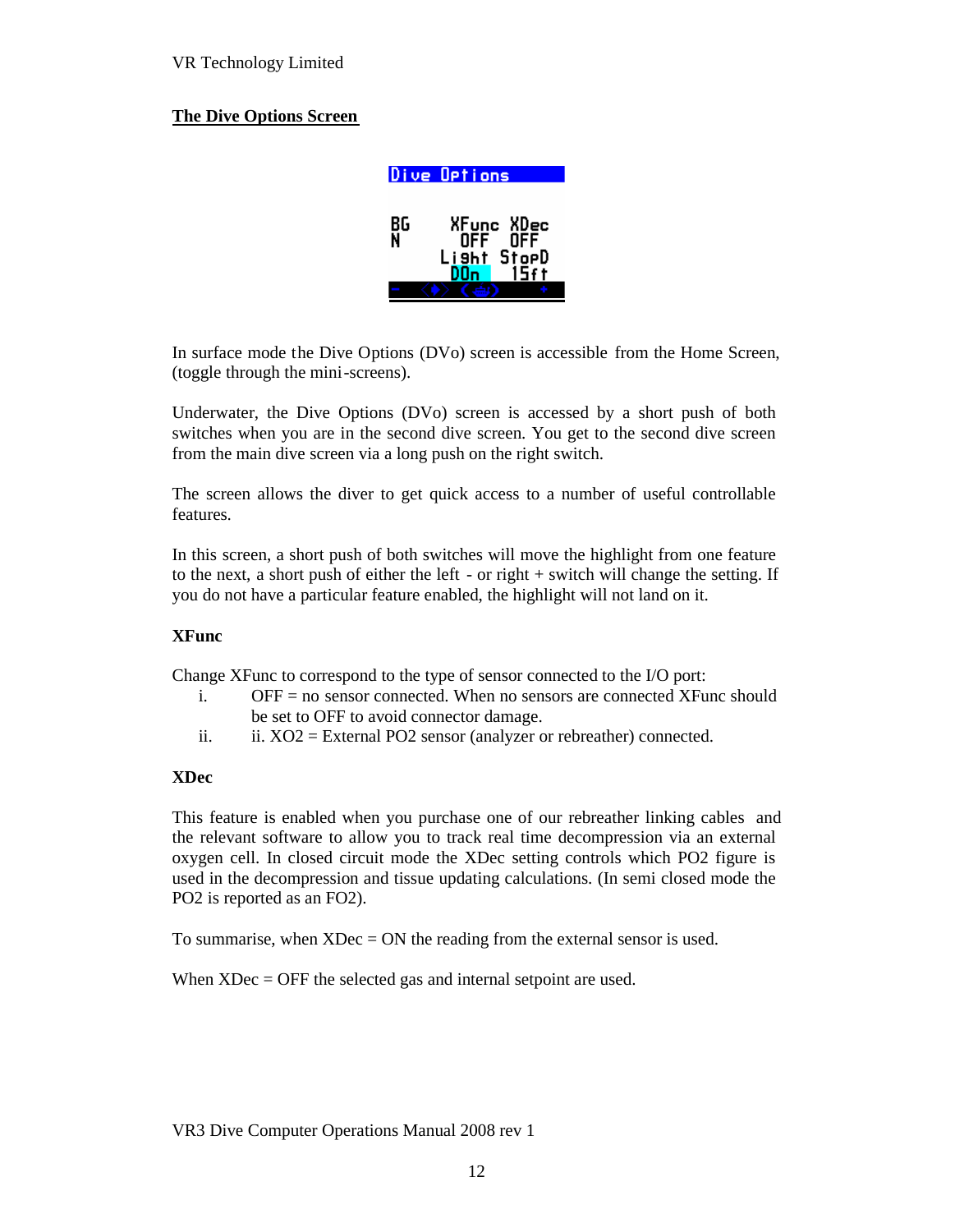## The Dive Options Screen

In surface mode the Dive Options (DVo) screen is accessible from the Home Screen, (toggle through the mini-screens).

Underwater, the Dive Options (DVo) screen is accessed by a short push of both switches when you are in the second dive screen. You get to the second dive screen from the main dive screen via a long push on the right switch.

The screen allows the diver to get quick access to a number of useful controllable features.

In this screen, a short push of both switches will move the highlight from one feature to the next, a short push of either the left - or right + switch will change the setting. If you do not have a particular feature enabled, the highlight will not land on it.

### XFunc

Change XFunc to correspond to the type of sensor connected to the I/O port:

i. OFF = no sensor connected. When no sensors are connected XFunc should be set to OFF to avoid connector damage.
ii. ii. XO2 = External PO2 sensor (analyzer or rebreather) connected.

### XDec

This feature is enabled when you purchase one of our rebreather linking cables and the relevant software to allow you to track real time decompression via an external oxygen cell. In closed circuit mode the XDec setting controls which PO2 figure is used in the decompression and tissue updating calculations. (In semi closed mode the PO2 is reported as an FO2).

To summarise, when XDec = ON the reading from the external sensor is used.

When XDec = OFF the selected gas and internal setpoint are used.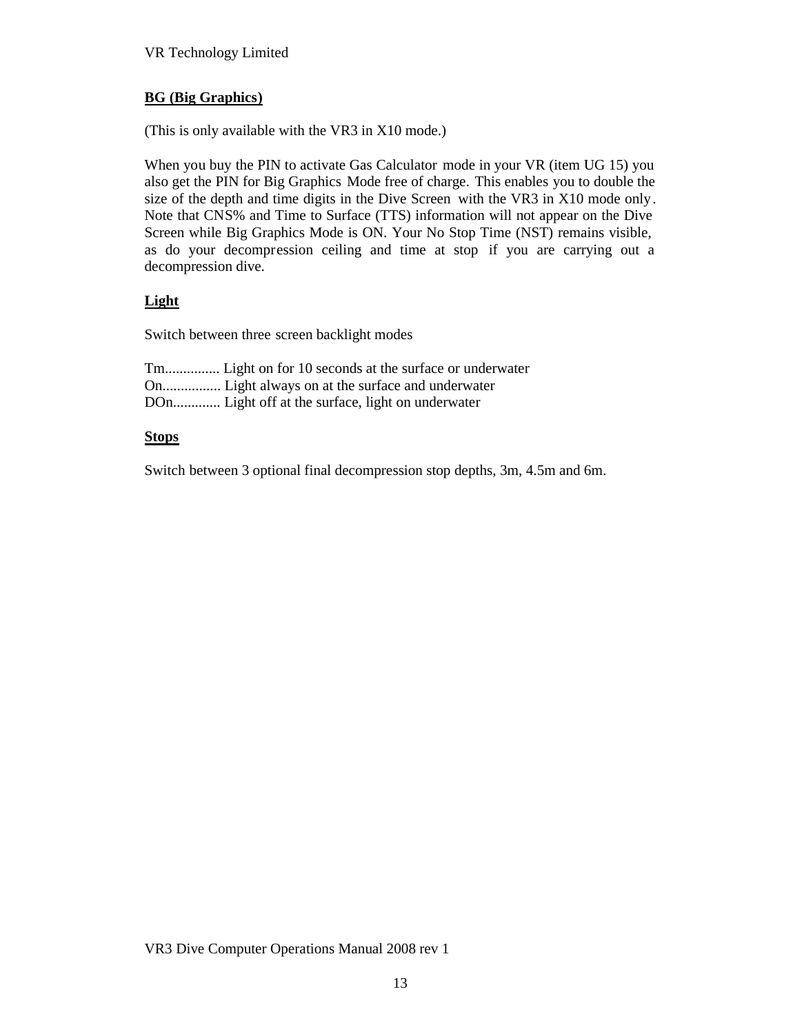## BG (Big Graphics)

(This is only available with the VR3 in X10 mode.)

When you buy the PIN to activate Gas Calculator mode in your VR (item UG 15) you also get the PIN for Big Graphics Mode free of charge. This enables you to double the size of the depth and time digits in the Dive Screen with the VR3 in X10 mode only. Note that CNS% and Time to Surface (TTS) information will not appear on the Dive Screen while Big Graphics Mode is ON. Your No Stop Time (NST) remains visible, as do your decompression ceiling and time at stop if you are carrying out a decompression dive.

## Light

Switch between three screen backlight modes

Tm............... Light on for 10 seconds at the surface or underwater
On................ Light always on at the surface and underwater
DOn............. Light off at the surface, light on underwater

## Stops

Switch between 3 optional final decompression stop depths, 3m, 4.5m and 6m.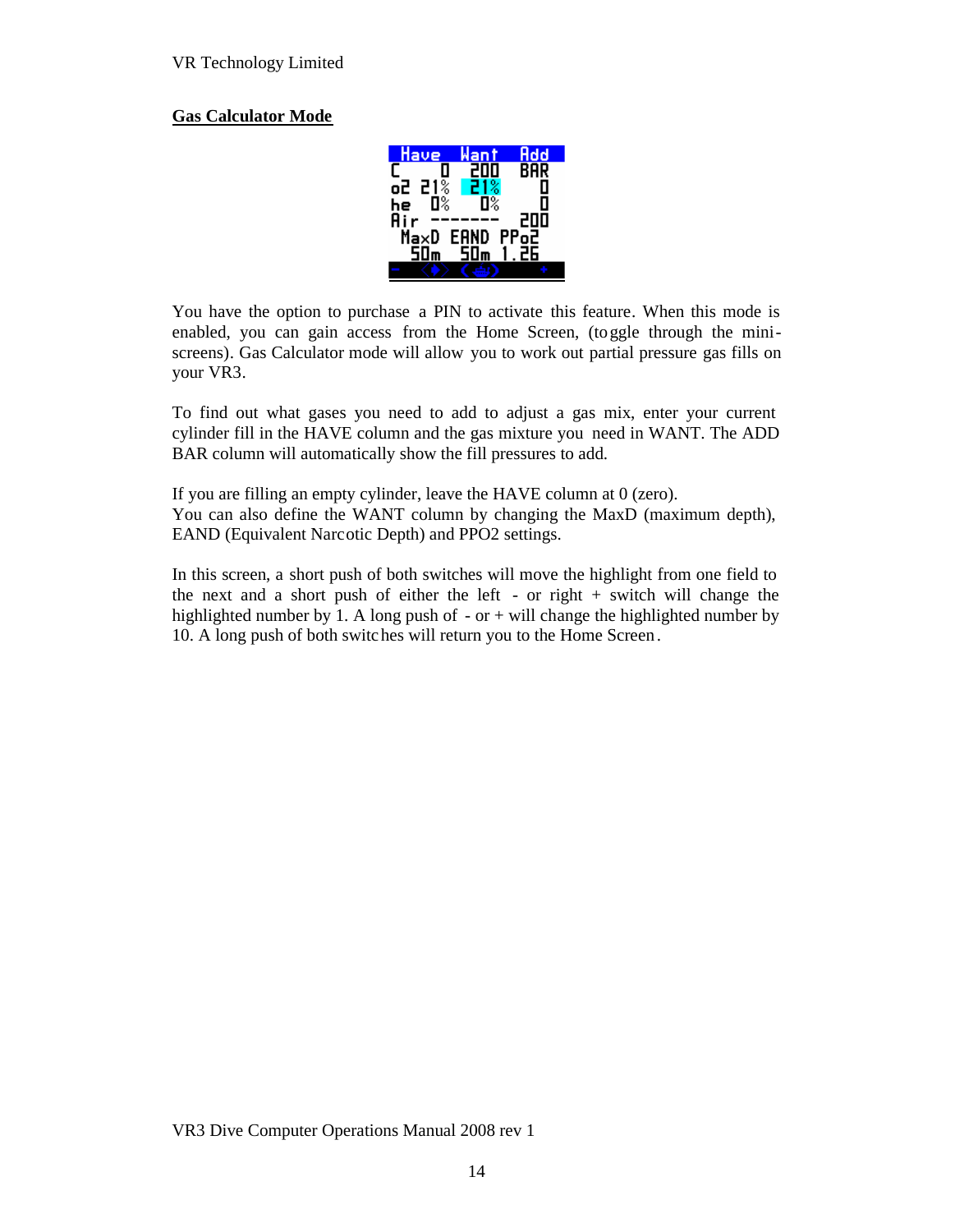## Gas Calculator Mode

You have the option to purchase a PIN to activate this feature. When this mode is enabled, you can gain access from the Home Screen, (toggle through the mini-screens). Gas Calculator mode will allow you to work out partial pressure gas fills on your VR3.

To find out what gases you need to add to adjust a gas mix, enter your current cylinder fill in the HAVE column and the gas mixture you need in WANT. The ADD BAR column will automatically show the fill pressures to add.

If you are filling an empty cylinder, leave the HAVE column at 0 (zero).
You can also define the WANT column by changing the MaxD (maximum depth), EAND (Equivalent Narcotic Depth) and PPO2 settings.

In this screen, a short push of both switches will move the highlight from one field to the next and a short push of either the left - or right + switch will change the highlighted number by 1. A long push of - or + will change the highlighted number by 10. A long push of both switches will return you to the Home Screen.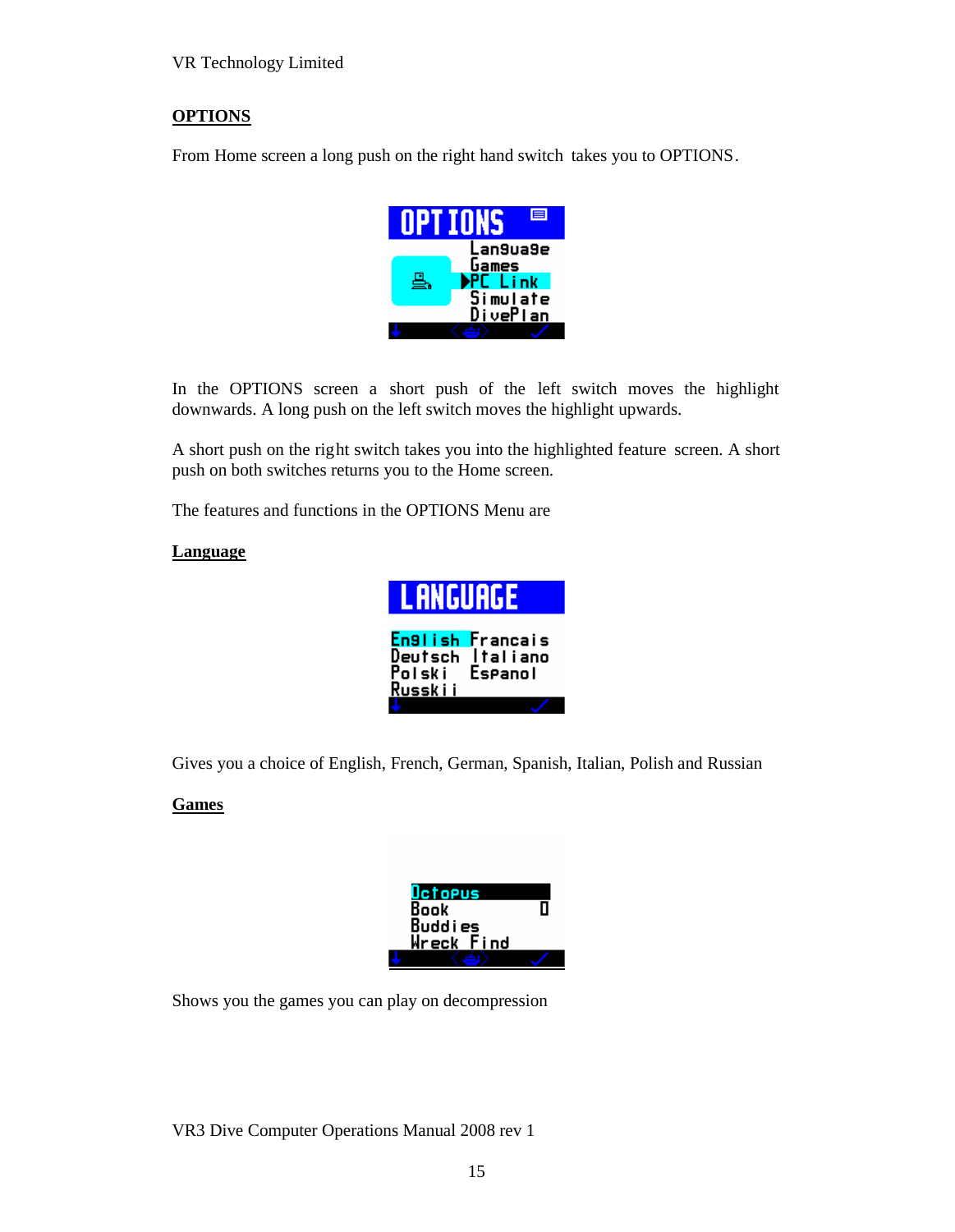## OPTIONS

From Home screen a long push on the right hand switch takes you to OPTIONS.

In the OPTIONS screen a short push of the left switch moves the highlight downwards. A long push on the left switch moves the highlight upwards.

A short push on the right switch takes you into the highlighted feature screen. A short push on both switches returns you to the Home screen.

The features and functions in the OPTIONS Menu are

### Language

Gives you a choice of English, French, German, Spanish, Italian, Polish and Russian

### Games

Shows you the games you can play on decompression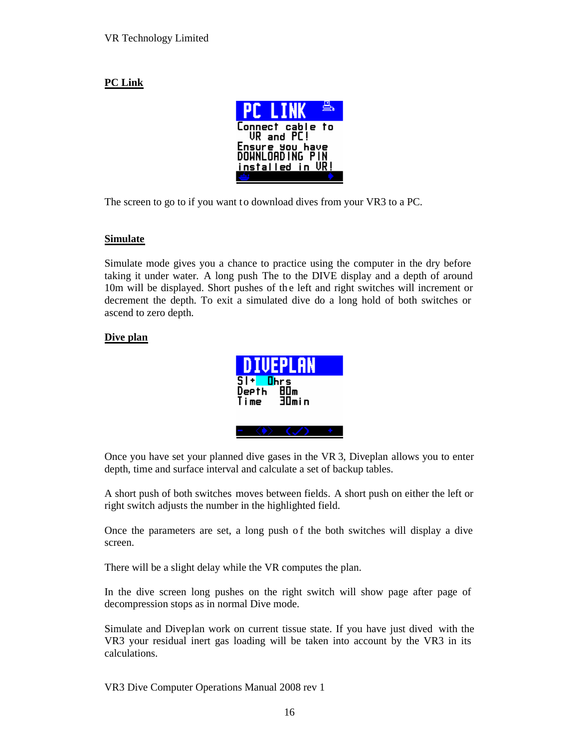## PC Link

PC LINK
Connect cable to VR and PC!
Ensure you have DOWNLOADING PIN installed in VR!

The screen to go to if you want to download dives from your VR3 to a PC.

## Simulate

Simulate mode gives you a chance to practice using the computer in the dry before taking it under water. A long push The to the DIVE display and a depth of around 10m will be displayed. Short pushes of the left and right switches will increment or decrement the depth. To exit a simulated dive do a long hold of both switches or ascend to zero depth.

## Dive plan

DIVEPLAN
SI+ 0hrs
Depth 80m
Time 30min

Once you have set your planned dive gases in the VR 3, Diveplan allows you to enter depth, time and surface interval and calculate a set of backup tables.

A short push of both switches moves between fields. A short push on either the left or right switch adjusts the number in the highlighted field.

Once the parameters are set, a long push of the both switches will display a dive screen.

There will be a slight delay while the VR computes the plan.

In the dive screen long pushes on the right switch will show page after page of decompression stops as in normal Dive mode.

Simulate and Diveplan work on current tissue state. If you have just dived with the VR3 your residual inert gas loading will be taken into account by the VR3 in its calculations.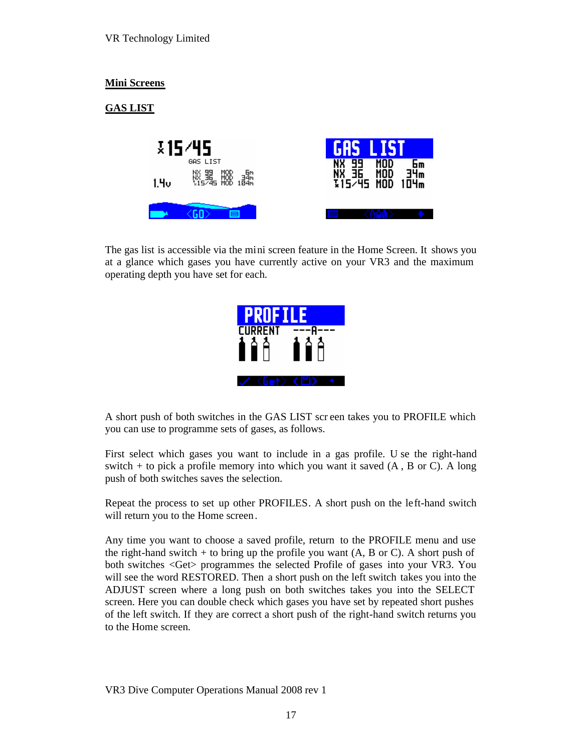## Mini Screens

## GAS LIST

The gas list is accessible via the mini screen feature in the Home Screen. It shows you at a glance which gases you have currently active on your VR3 and the maximum operating depth you have set for each.

A short push of both switches in the GAS LIST screen takes you to PROFILE which you can use to programme sets of gases, as follows.

First select which gases you want to include in a gas profile. Use the right-hand switch + to pick a profile memory into which you want it saved (A , B or C). A long push of both switches saves the selection.

Repeat the process to set up other PROFILES. A short push on the left-hand switch will return you to the Home screen.

Any time you want to choose a saved profile, return to the PROFILE menu and use the right-hand switch + to bring up the profile you want (A, B or C). A short push of both switches <Get> programmes the selected Profile of gases into your VR3. You will see the word RESTORED. Then a short push on the left switch takes you into the ADJUST screen where a long push on both switches takes you into the SELECT screen. Here you can double check which gases you have set by repeated short pushes of the left switch. If they are correct a short push of the right-hand switch returns you to the Home screen.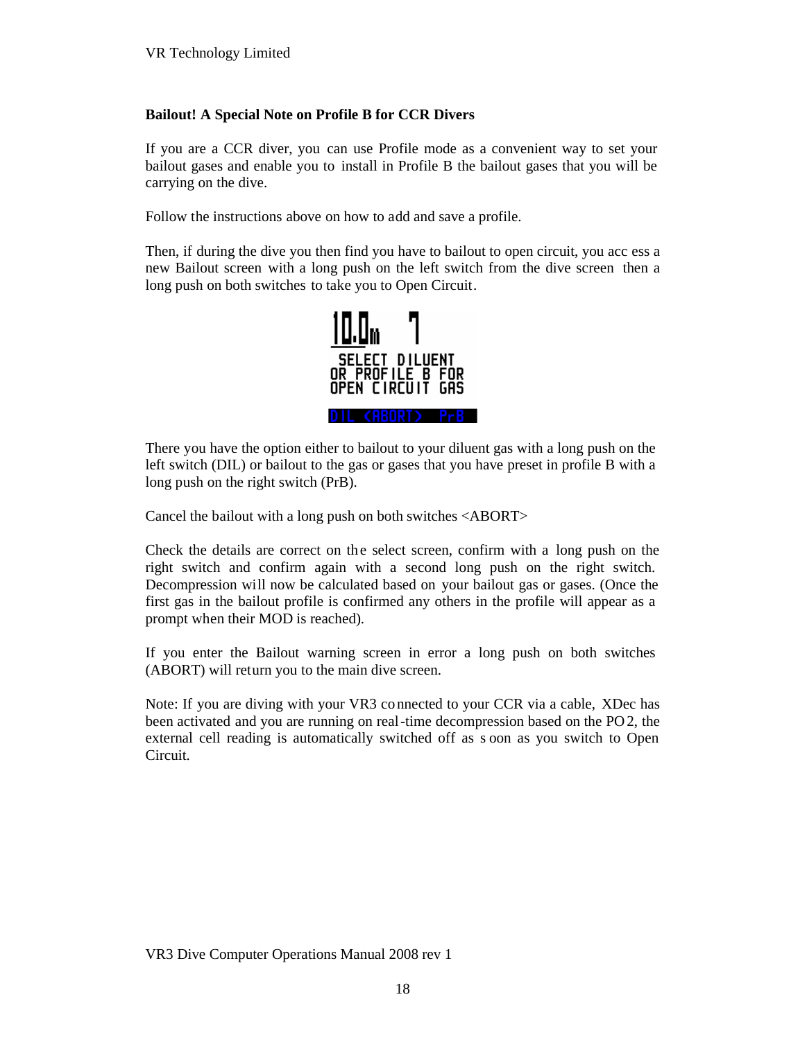**Bailout! A Special Note on Profile B for CCR Divers**

If you are a CCR diver, you can use Profile mode as a convenient way to set your bailout gases and enable you to install in Profile B the bailout gases that you will be carrying on the dive.

Follow the instructions above on how to add and save a profile.

Then, if during the dive you then find you have to bailout to open circuit, you access a new Bailout screen with a long push on the left switch from the dive screen then a long push on both switches to take you to Open Circuit.

There you have the option either to bailout to your diluent gas with a long push on the left switch (DIL) or bailout to the gas or gases that you have preset in profile B with a long push on the right switch (PrB).

Cancel the bailout with a long push on both switches <ABORT>

Check the details are correct on the select screen, confirm with a long push on the right switch and confirm again with a second long push on the right switch. Decompression will now be calculated based on your bailout gas or gases. (Once the first gas in the bailout profile is confirmed any others in the profile will appear as a prompt when their MOD is reached).

If you enter the Bailout warning screen in error a long push on both switches (ABORT) will return you to the main dive screen.

Note: If you are diving with your VR3 connected to your CCR via a cable, XDec has been activated and you are running on real-time decompression based on the $PO_2$, the external cell reading is automatically switched off as soon as you switch to Open Circuit.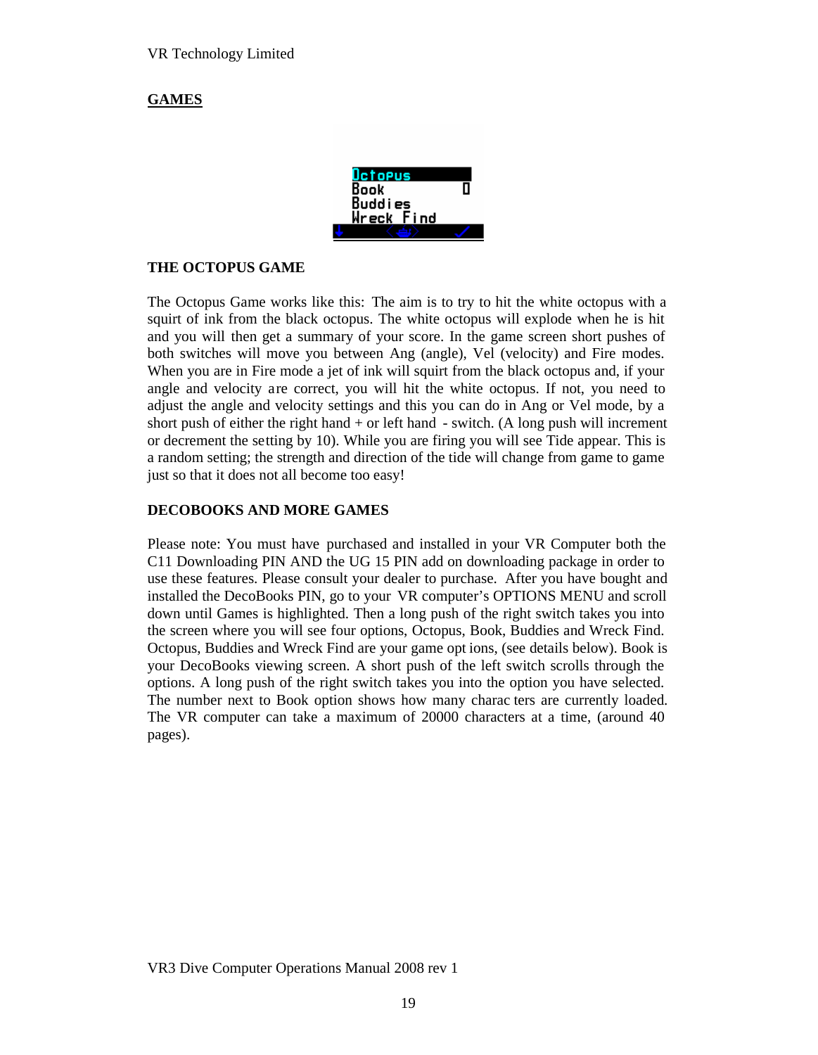## GAMES

### THE OCTOPUS GAME

The Octopus Game works like this: The aim is to try to hit the white octopus with a squirt of ink from the black octopus. The white octopus will explode when he is hit and you will then get a summary of your score. In the game screen short pushes of both switches will move you between Ang (angle), Vel (velocity) and Fire modes. When you are in Fire mode a jet of ink will squirt from the black octopus and, if your angle and velocity are correct, you will hit the white octopus. If not, you need to adjust the angle and velocity settings and this you can do in Ang or Vel mode, by a short push of either the right hand + or left hand - switch. (A long push will increment or decrement the setting by 10). While you are firing you will see Tide appear. This is a random setting; the strength and direction of the tide will change from game to game just so that it does not all become too easy!

### DECOBOOKS AND MORE GAMES

Please note: You must have purchased and installed in your VR Computer both the C11 Downloading PIN AND the UG 15 PIN add on downloading package in order to use these features. Please consult your dealer to purchase. After you have bought and installed the DecoBooks PIN, go to your VR computer's OPTIONS MENU and scroll down until Games is highlighted. Then a long push of the right switch takes you into the screen where you will see four options, Octopus, Book, Buddies and Wreck Find. Octopus, Buddies and Wreck Find are your game options, (see details below). Book is your DecoBooks viewing screen. A short push of the left switch scrolls through the options. A long push of the right switch takes you into the option you have selected. The number next to Book option shows how many characters are currently loaded. The VR computer can take a maximum of 20000 characters at a time, (around 40 pages).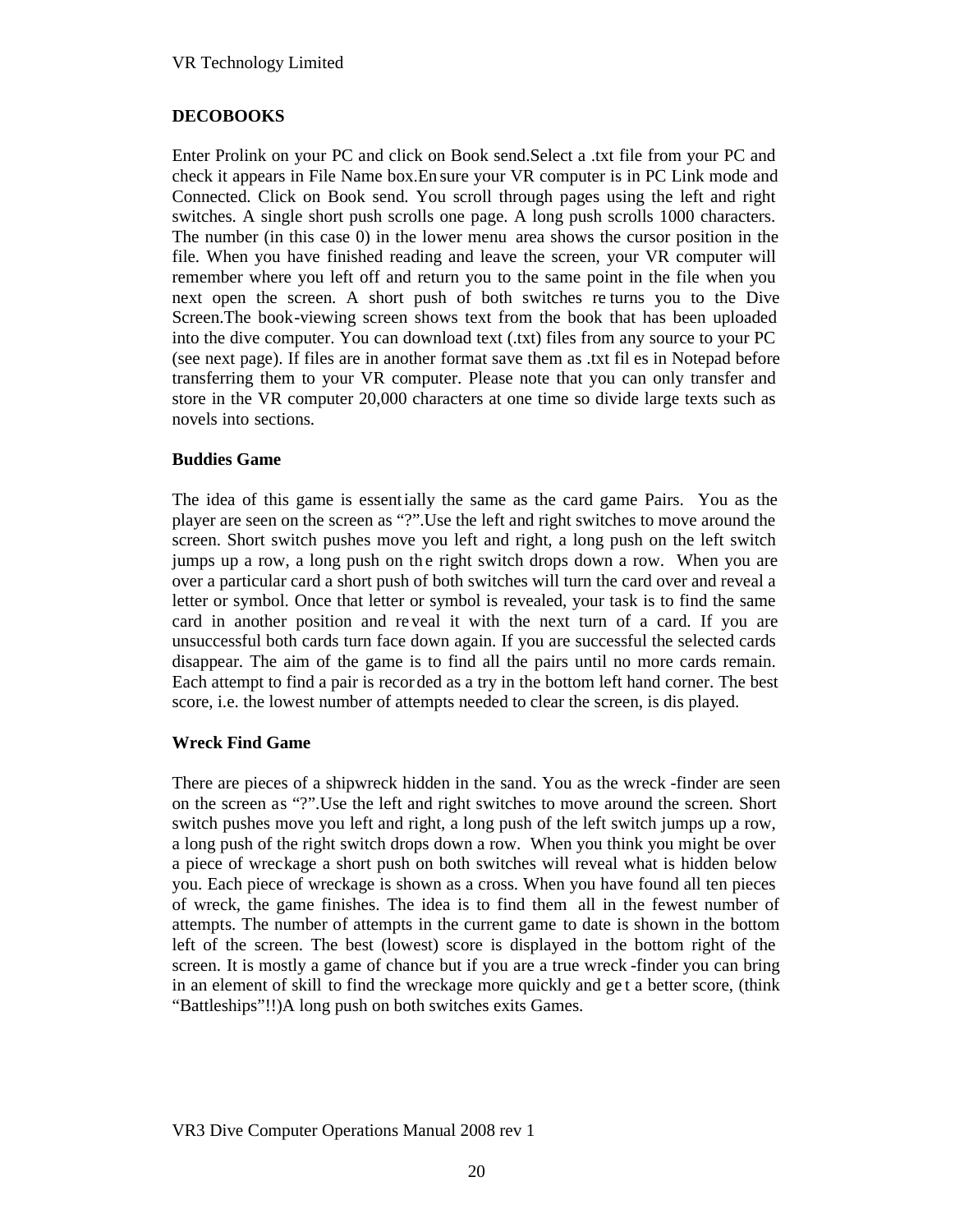**DECOBOOKS**

Enter Prolink on your PC and click on Book send.Select a .txt file from your PC and check it appears in File Name box.Ensure your VR computer is in PC Link mode and Connected. Click on Book send. You scroll through pages using the left and right switches. A single short push scrolls one page. A long push scrolls 1000 characters. The number (in this case 0) in the lower menu area shows the cursor position in the file. When you have finished reading and leave the screen, your VR computer will remember where you left off and return you to the same point in the file when you next open the screen. A short push of both switches returns you to the Dive Screen.The book-viewing screen shows text from the book that has been uploaded into the dive computer. You can download text (.txt) files from any source to your PC (see next page). If files are in another format save them as .txt files in Notepad before transferring them to your VR computer. Please note that you can only transfer and store in the VR computer 20,000 characters at one time so divide large texts such as novels into sections.

**Buddies Game**

The idea of this game is essentially the same as the card game Pairs. You as the player are seen on the screen as "?".Use the left and right switches to move around the screen. Short switch pushes move you left and right, a long push on the left switch jumps up a row, a long push on the right switch drops down a row. When you are over a particular card a short push of both switches will turn the card over and reveal a letter or symbol. Once that letter or symbol is revealed, your task is to find the same card in another position and reveal it with the next turn of a card. If you are unsuccessful both cards turn face down again. If you are successful the selected cards disappear. The aim of the game is to find all the pairs until no more cards remain. Each attempt to find a pair is recorded as a try in the bottom left hand corner. The best score, i.e. the lowest number of attempts needed to clear the screen, is displayed.

**Wreck Find Game**

There are pieces of a shipwreck hidden in the sand. You as the wreck-finder are seen on the screen as "?".Use the left and right switches to move around the screen. Short switch pushes move you left and right, a long push of the left switch jumps up a row, a long push of the right switch drops down a row. When you think you might be over a piece of wreckage a short push on both switches will reveal what is hidden below you. Each piece of wreckage is shown as a cross. When you have found all ten pieces of wreck, the game finishes. The idea is to find them all in the fewest number of attempts. The number of attempts in the current game to date is shown in the bottom left of the screen. The best (lowest) score is displayed in the bottom right of the screen. It is mostly a game of chance but if you are a true wreck-finder you can bring in an element of skill to find the wreckage more quickly and get a better score, (think "Battleships"!!)A long push on both switches exits Games.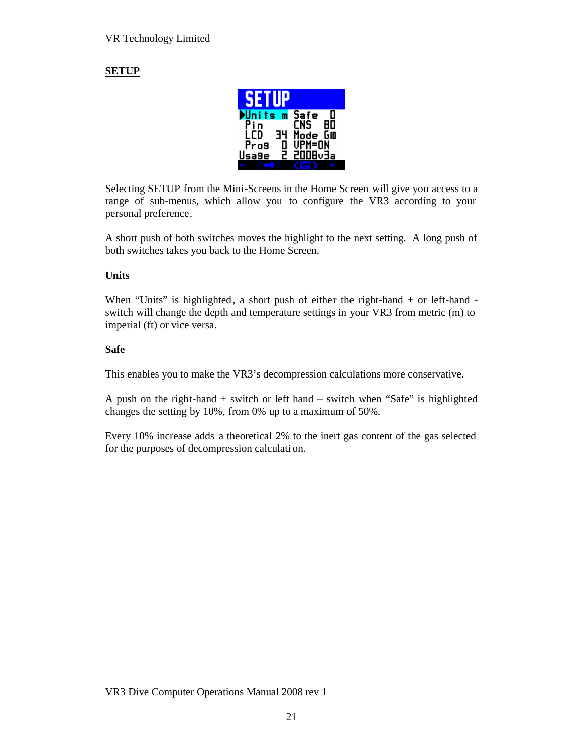## SETUP

Selecting SETUP from the Mini-Screens in the Home Screen will give you access to a range of sub-menus, which allow you to configure the VR3 according to your personal preference.

A short push of both switches moves the highlight to the next setting. A long push of both switches takes you back to the Home Screen.

### Units

When "Units" is highlighted, a short push of either the right-hand + or left-hand - switch will change the depth and temperature settings in your VR3 from metric (m) to imperial (ft) or vice versa.

### Safe

This enables you to make the VR3's decompression calculations more conservative.

A push on the right-hand + switch or left hand – switch when "Safe" is highlighted changes the setting by 10%, from 0% up to a maximum of 50%.

Every 10% increase adds a theoretical 2% to the inert gas content of the gas selected for the purposes of decompression calculation.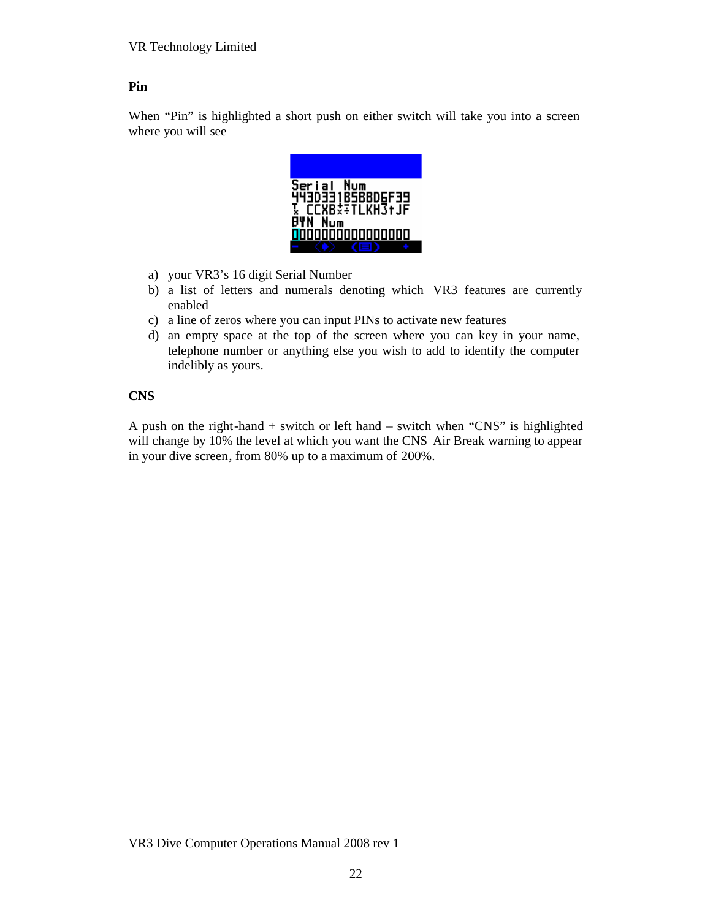## Pin

When “Pin” is highlighted a short push on either switch will take you into a screen where you will see

a) your VR3’s 16 digit Serial Number
b) a list of letters and numerals denoting which VR3 features are currently enabled
c) a line of zeros where you can input PINs to activate new features
d) an empty space at the top of the screen where you can key in your name, telephone number or anything else you wish to add to identify the computer indelibly as yours.

## CNS

A push on the right-hand + switch or left hand – switch when “CNS” is highlighted will change by 10% the level at which you want the CNS Air Break warning to appear in your dive screen, from 80% up to a maximum of 200%.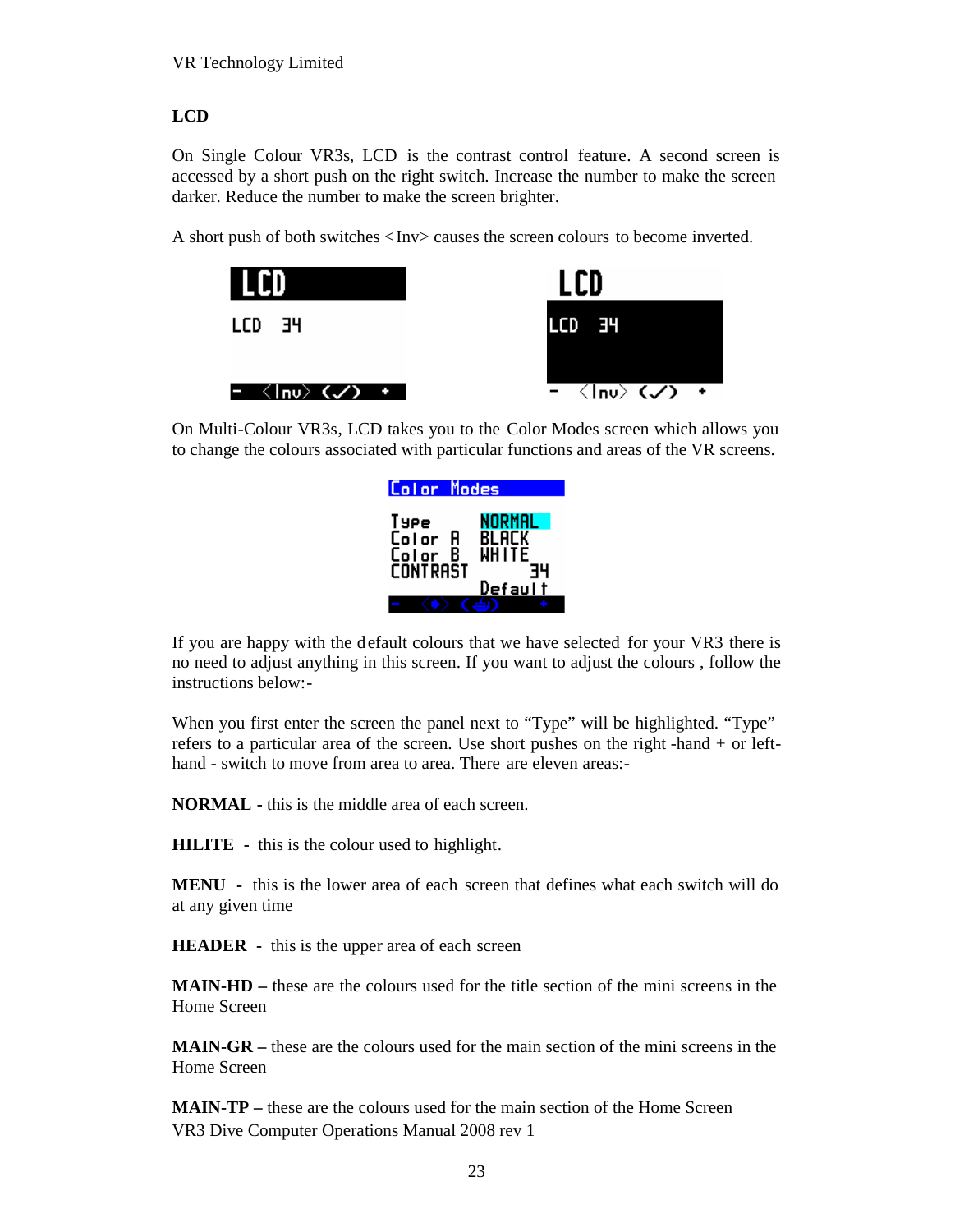## LCD

On Single Colour VR3s, LCD is the contrast control feature. A second screen is accessed by a short push on the right switch. Increase the number to make the screen darker. Reduce the number to make the screen brighter.

A short push of both switches <Inv> causes the screen colours to become inverted.

On Multi-Colour VR3s, LCD takes you to the Color Modes screen which allows you to change the colours associated with particular functions and areas of the VR screens.

If you are happy with the default colours that we have selected for your VR3 there is no need to adjust anything in this screen. If you want to adjust the colours , follow the instructions below:-

When you first enter the screen the panel next to "Type" will be highlighted. "Type" refers to a particular area of the screen. Use short pushes on the right -hand + or left-hand - switch to move from area to area. There are eleven areas:-

**NORMAL** - this is the middle area of each screen.

**HILITE** - this is the colour used to highlight.

**MENU** - this is the lower area of each screen that defines what each switch will do at any given time

**HEADER** - this is the upper area of each screen

**MAIN-HD** – these are the colours used for the title section of the mini screens in the Home Screen

**MAIN-GR** – these are the colours used for the main section of the mini screens in the Home Screen

**MAIN-TP** – these are the colours used for the main section of the Home Screen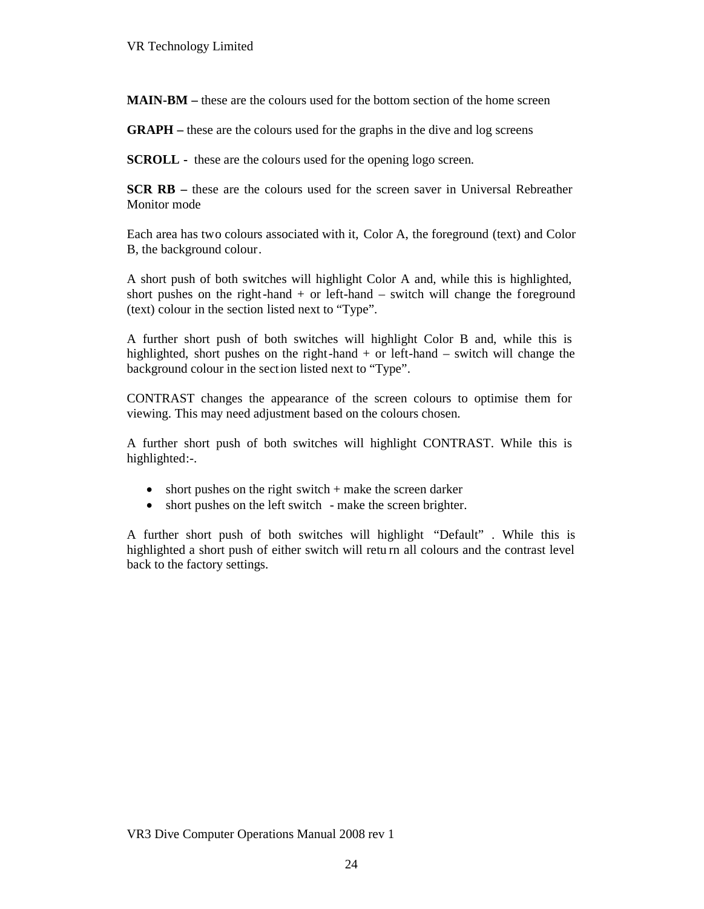**MAIN-BM –** these are the colours used for the bottom section of the home screen

**GRAPH –** these are the colours used for the graphs in the dive and log screens

**SCROLL -** these are the colours used for the opening logo screen.

**SCR RB –** these are the colours used for the screen saver in Universal Rebreather Monitor mode

Each area has two colours associated with it, Color A, the foreground (text) and Color B, the background colour.

A short push of both switches will highlight Color A and, while this is highlighted, short pushes on the right-hand + or left-hand – switch will change the foreground (text) colour in the section listed next to "Type".

A further short push of both switches will highlight Color B and, while this is highlighted, short pushes on the right-hand + or left-hand – switch will change the background colour in the section listed next to "Type".

CONTRAST changes the appearance of the screen colours to optimise them for viewing. This may need adjustment based on the colours chosen.

A further short push of both switches will highlight CONTRAST. While this is highlighted:-.

- short pushes on the right switch + make the screen darker
- short pushes on the left switch - make the screen brighter.

A further short push of both switches will highlight "Default" . While this is highlighted a short push of either switch will return all colours and the contrast level back to the factory settings.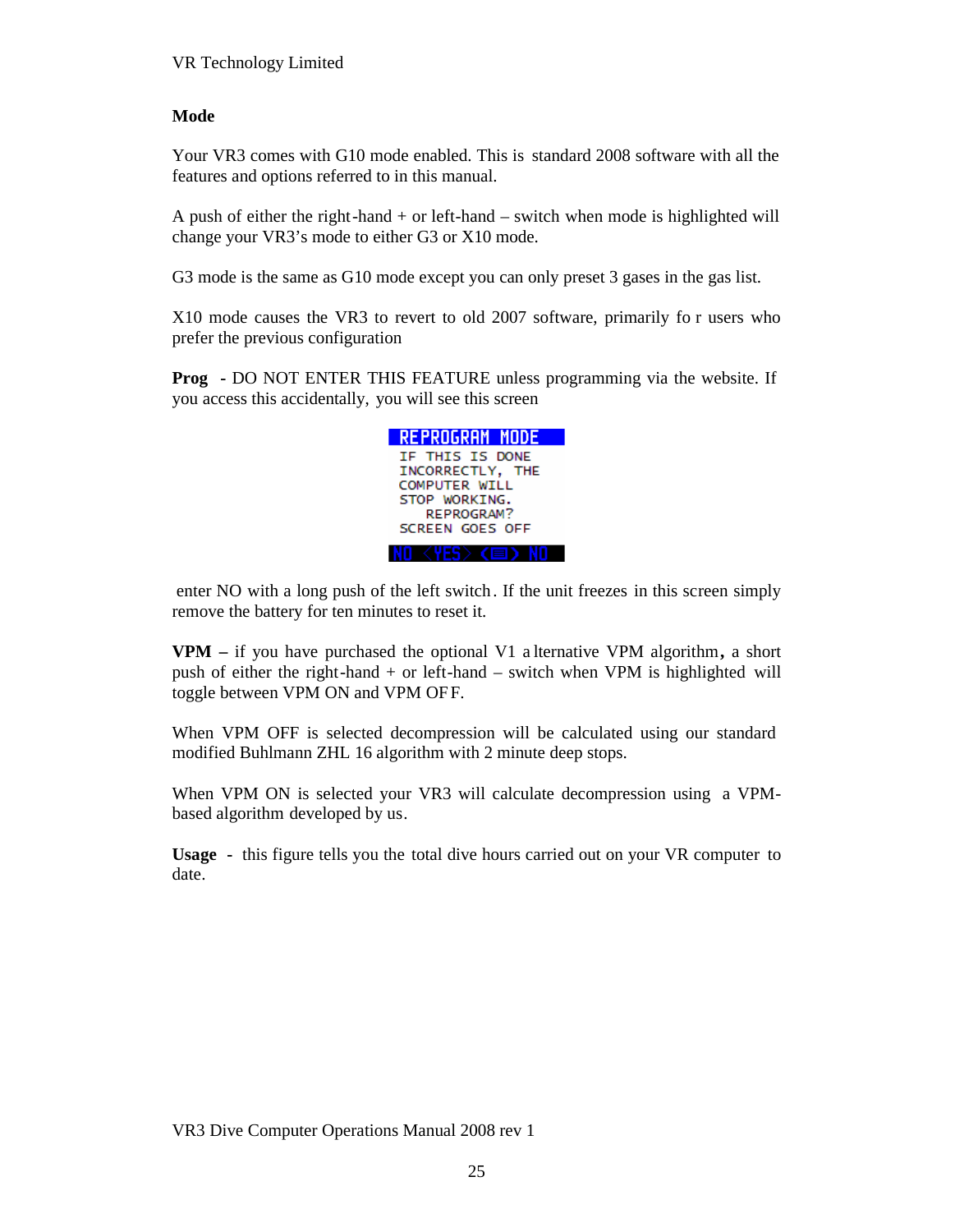**Mode**

Your VR3 comes with G10 mode enabled. This is standard 2008 software with all the features and options referred to in this manual.

A push of either the right-hand + or left-hand – switch when mode is highlighted will change your VR3's mode to either G3 or X10 mode.

G3 mode is the same as G10 mode except you can only preset 3 gases in the gas list.

X10 mode causes the VR3 to revert to old 2007 software, primarily for users who prefer the previous configuration

**Prog** - DO NOT ENTER THIS FEATURE unless programming via the website. If you access this accidentally, you will see this screen

```
REPROGRAM MODE
IF THIS IS DONE
INCORRECTLY, THE
COMPUTER WILL
STOP WORKING.
REPROGRAM?
SCREEN GOES OFF
NO <YES> < > NO
```

enter NO with a long push of the left switch. If the unit freezes in this screen simply remove the battery for ten minutes to reset it.

**VPM** – if you have purchased the optional V1 alternative VPM algorithm, a short push of either the right-hand + or left-hand – switch when VPM is highlighted will toggle between VPM ON and VPM OFF.

When VPM OFF is selected decompression will be calculated using our standard modified Buhlmann ZHL 16 algorithm with 2 minute deep stops.

When VPM ON is selected your VR3 will calculate decompression using a VPM-based algorithm developed by us.

**Usage** - this figure tells you the total dive hours carried out on your VR computer to date.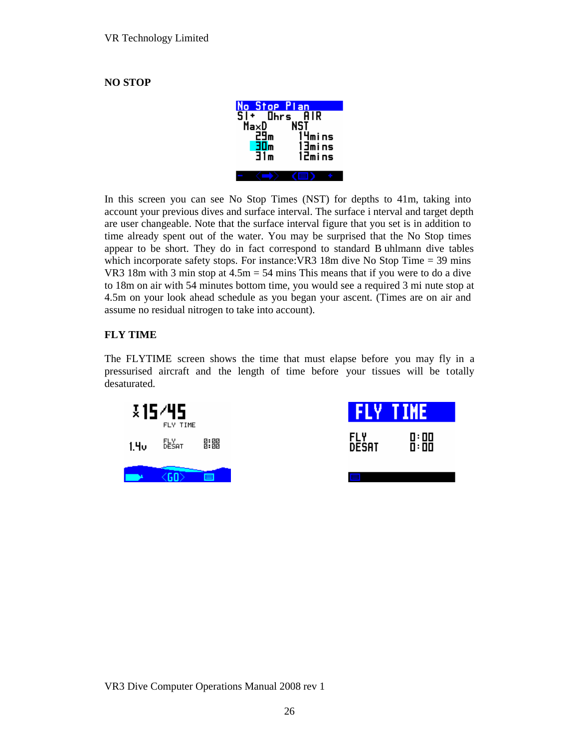## NO STOP

In this screen you can see No Stop Times (NST) for depths to 41m, taking into account your previous dives and surface interval. The surface i nterval and target depth are user changeable. Note that the surface interval figure that you set is in addition to time already spent out of the water. You may be surprised that the No Stop times appear to be short. They do in fact correspond to standard B uhlmann dive tables which incorporate safety stops. For instance:VR3 18m dive No Stop Time = 39 mins VR3 18m with 3 min stop at 4.5m = 54 mins This means that if you were to do a dive to 18m on air with 54 minutes bottom time, you would see a required 3 mi nute stop at 4.5m on your look ahead schedule as you began your ascent. (Times are on air and assume no residual nitrogen to take into account).

## FLY TIME

The FLYTIME screen shows the time that must elapse before you may fly in a pressurised aircraft and the length of time before your tissues will be totally desaturated.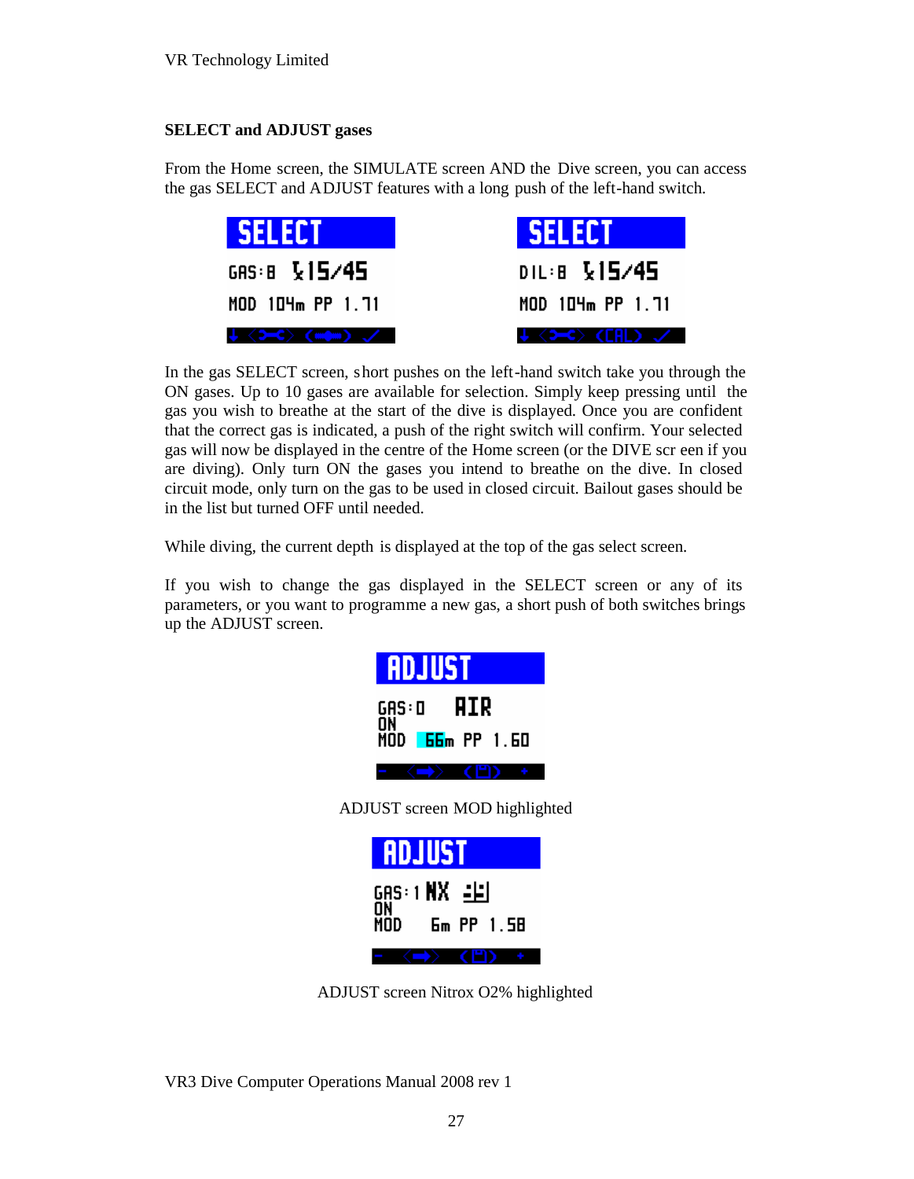## SELECT and ADJUST gases

From the Home screen, the SIMULATE screen AND the Dive screen, you can access the gas SELECT and ADJUST features with a long push of the left-hand switch.

In the gas SELECT screen, short pushes on the left-hand switch take you through the ON gases. Up to 10 gases are available for selection. Simply keep pressing until the gas you wish to breathe at the start of the dive is displayed. Once you are confident that the correct gas is indicated, a push of the right switch will confirm. Your selected gas will now be displayed in the centre of the Home screen (or the DIVE screen if you are diving). Only turn ON the gases you intend to breathe on the dive. In closed circuit mode, only turn on the gas to be used in closed circuit. Bailout gases should be in the list but turned OFF until needed.

While diving, the current depth is displayed at the top of the gas select screen.

If you wish to change the gas displayed in the SELECT screen or any of its parameters, or you want to programme a new gas, a short push of both switches brings up the ADJUST screen.

ADJUST screen MOD highlighted

ADJUST screen Nitrox O2% highlighted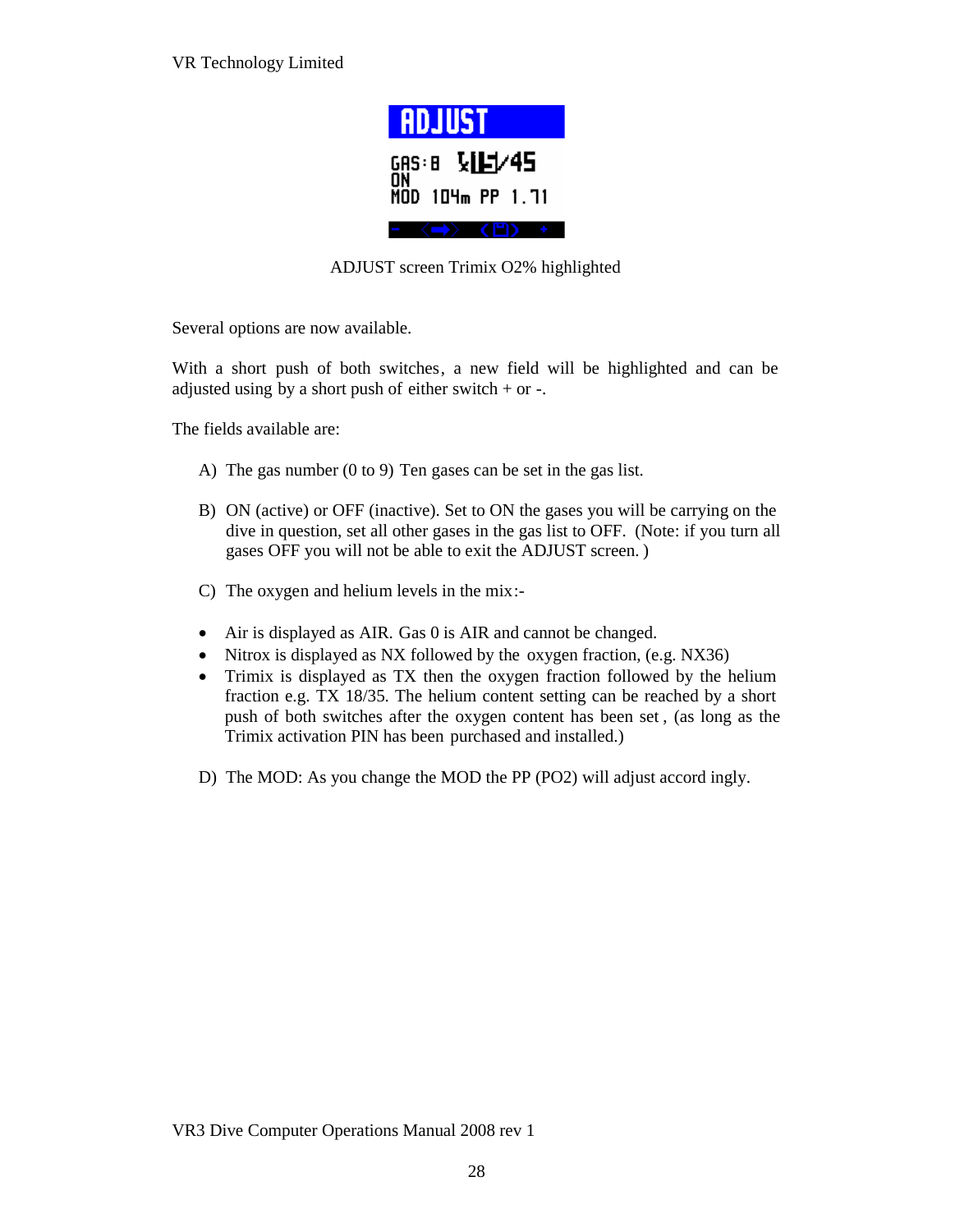ADJUST screen Trimix O2% highlighted

Several options are now available.

With a short push of both switches, a new field will be highlighted and can be adjusted using by a short push of either switch + or -.

The fields available are:

A) The gas number (0 to 9) Ten gases can be set in the gas list.

B) ON (active) or OFF (inactive). Set to ON the gases you will be carrying on the dive in question, set all other gases in the gas list to OFF. (Note: if you turn all gases OFF you will not be able to exit the ADJUST screen. )

C) The oxygen and helium levels in the mix:-

- Air is displayed as AIR. Gas 0 is AIR and cannot be changed.
- Nitrox is displayed as NX followed by the oxygen fraction, (e.g. NX36)
- Trimix is displayed as TX then the oxygen fraction followed by the helium fraction e.g. TX 18/35. The helium content setting can be reached by a short push of both switches after the oxygen content has been set, (as long as the Trimix activation PIN has been purchased and installed.)

D) The MOD: As you change the MOD the PP (PO2) will adjust accord ingly.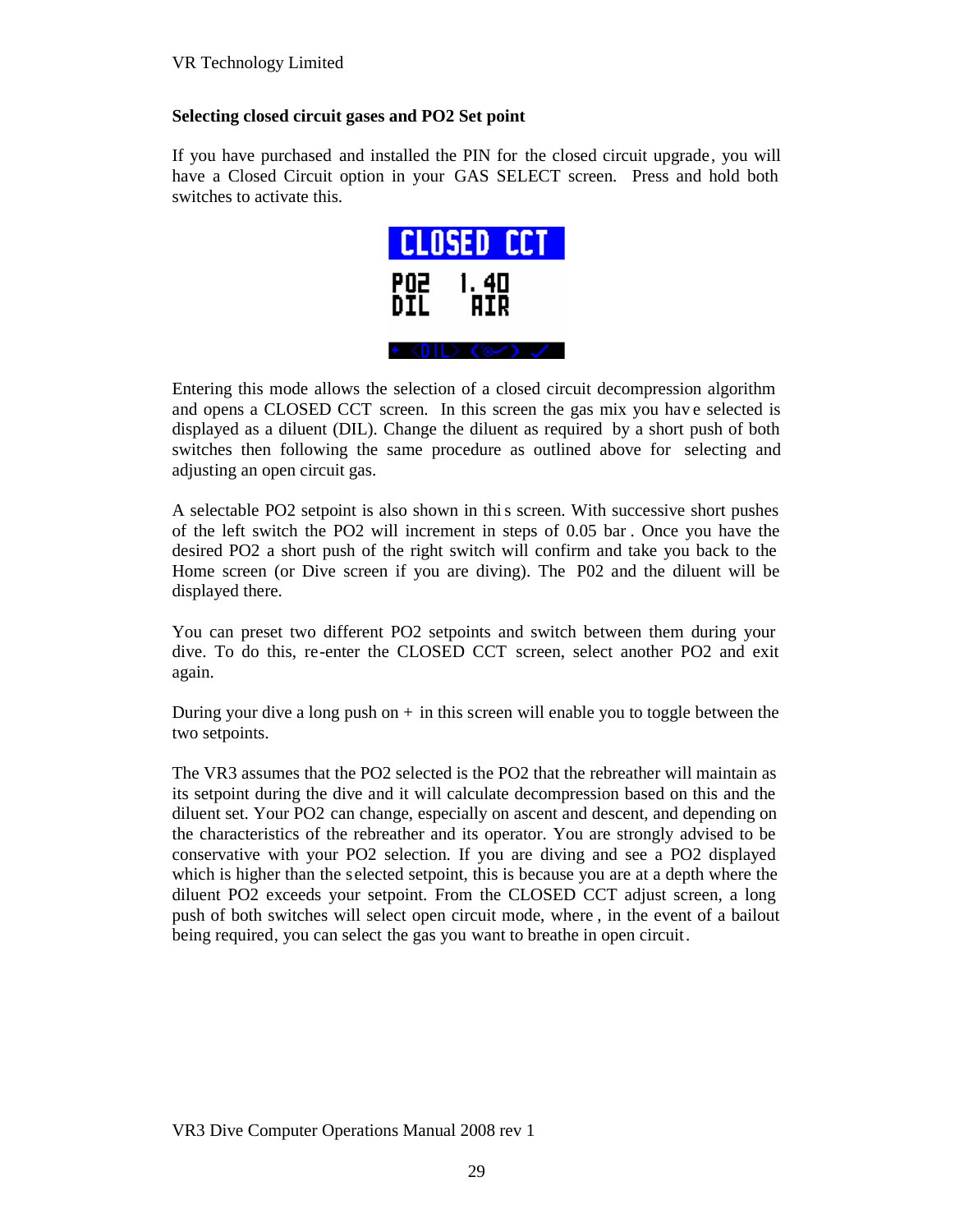### Selecting closed circuit gases and PO2 Set point

If you have purchased and installed the PIN for the closed circuit upgrade, you will have a Closed Circuit option in your GAS SELECT screen. Press and hold both switches to activate this.

Entering this mode allows the selection of a closed circuit decompression algorithm and opens a CLOSED CCT screen. In this screen the gas mix you have selected is displayed as a diluent (DIL). Change the diluent as required by a short push of both switches then following the same procedure as outlined above for selecting and adjusting an open circuit gas.

A selectable PO2 setpoint is also shown in this screen. With successive short pushes of the left switch the PO2 will increment in steps of 0.05 bar. Once you have the desired PO2 a short push of the right switch will confirm and take you back to the Home screen (or Dive screen if you are diving). The P02 and the diluent will be displayed there.

You can preset two different PO2 setpoints and switch between them during your dive. To do this, re-enter the CLOSED CCT screen, select another PO2 and exit again.

During your dive a long push on + in this screen will enable you to toggle between the two setpoints.

The VR3 assumes that the PO2 selected is the PO2 that the rebreather will maintain as its setpoint during the dive and it will calculate decompression based on this and the diluent set. Your PO2 can change, especially on ascent and descent, and depending on the characteristics of the rebreather and its operator. You are strongly advised to be conservative with your PO2 selection. If you are diving and see a PO2 displayed which is higher than the selected setpoint, this is because you are at a depth where the diluent PO2 exceeds your setpoint. From the CLOSED CCT adjust screen, a long push of both switches will select open circuit mode, where, in the event of a bailout being required, you can select the gas you want to breathe in open circuit.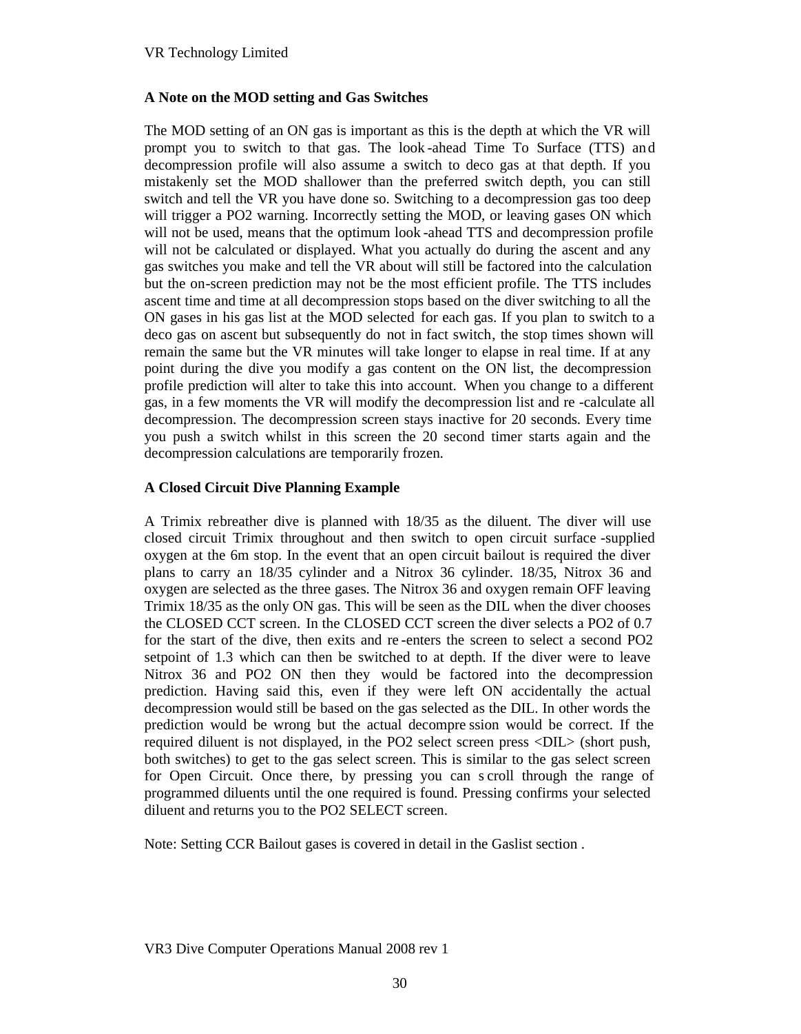### A Note on the MOD setting and Gas Switches

The MOD setting of an ON gas is important as this is the depth at which the VR will prompt you to switch to that gas. The look-ahead Time To Surface (TTS) and decompression profile will also assume a switch to deco gas at that depth. If you mistakenly set the MOD shallower than the preferred switch depth, you can still switch and tell the VR you have done so. Switching to a decompression gas too deep will trigger a PO2 warning. Incorrectly setting the MOD, or leaving gases ON which will not be used, means that the optimum look-ahead TTS and decompression profile will not be calculated or displayed. What you actually do during the ascent and any gas switches you make and tell the VR about will still be factored into the calculation but the on-screen prediction may not be the most efficient profile. The TTS includes ascent time and time at all decompression stops based on the diver switching to all the ON gases in his gas list at the MOD selected for each gas. If you plan to switch to a deco gas on ascent but subsequently do not in fact switch, the stop times shown will remain the same but the VR minutes will take longer to elapse in real time. If at any point during the dive you modify a gas content on the ON list, the decompression profile prediction will alter to take this into account. When you change to a different gas, in a few moments the VR will modify the decompression list and re-calculate all decompression. The decompression screen stays inactive for 20 seconds. Every time you push a switch whilst in this screen the 20 second timer starts again and the decompression calculations are temporarily frozen.

### A Closed Circuit Dive Planning Example

A Trimix rebreather dive is planned with 18/35 as the diluent. The diver will use closed circuit Trimix throughout and then switch to open circuit surface-supplied oxygen at the 6m stop. In the event that an open circuit bailout is required the diver plans to carry an 18/35 cylinder and a Nitrox 36 cylinder. 18/35, Nitrox 36 and oxygen are selected as the three gases. The Nitrox 36 and oxygen remain OFF leaving Trimix 18/35 as the only ON gas. This will be seen as the DIL when the diver chooses the CLOSED CCT screen. In the CLOSED CCT screen the diver selects a PO2 of 0.7 for the start of the dive, then exits and re-enters the screen to select a second PO2 setpoint of 1.3 which can then be switched to at depth. If the diver were to leave Nitrox 36 and PO2 ON then they would be factored into the decompression prediction. Having said this, even if they were left ON accidentally the actual decompression would still be based on the gas selected as the DIL. In other words the prediction would be wrong but the actual decompression would be correct. If the required diluent is not displayed, in the PO2 select screen press <DIL> (short push, both switches) to get to the gas select screen. This is similar to the gas select screen for Open Circuit. Once there, by pressing you can scroll through the range of programmed diluents until the one required is found. Pressing confirms your selected diluent and returns you to the PO2 SELECT screen.

Note: Setting CCR Bailout gases is covered in detail in the Gaslist section .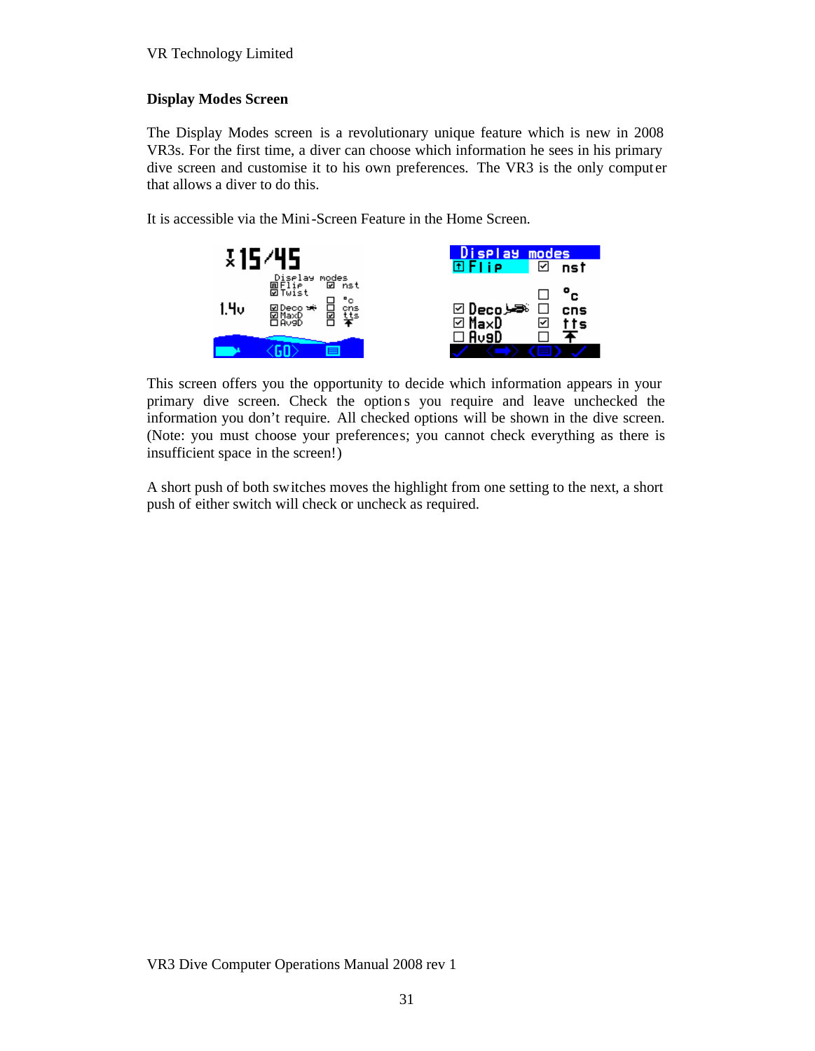## Display Modes Screen

The Display Modes screen is a revolutionary unique feature which is new in 2008 VR3s. For the first time, a diver can choose which information he sees in his primary dive screen and customise it to his own preferences. The VR3 is the only computer that allows a diver to do this.

It is accessible via the Mini-Screen Feature in the Home Screen.

This screen offers you the opportunity to decide which information appears in your primary dive screen. Check the options you require and leave unchecked the information you don't require. All checked options will be shown in the dive screen. (Note: you must choose your preferences; you cannot check everything as there is insufficient space in the screen!)

A short push of both switches moves the highlight from one setting to the next, a short push of either switch will check or uncheck as required.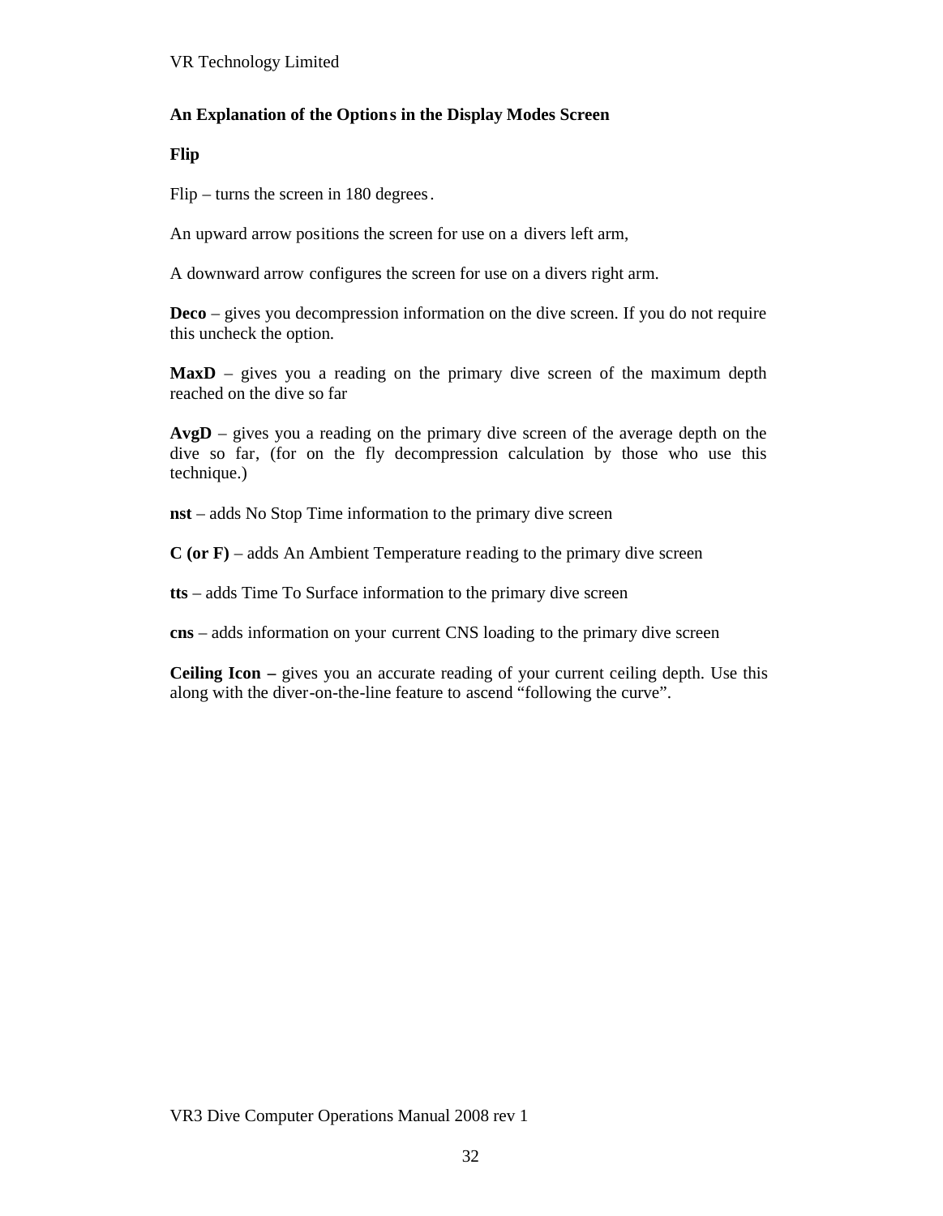**An Explanation of the Options in the Display Modes Screen**

**Flip**

Flip – turns the screen in 180 degrees.

An upward arrow positions the screen for use on a divers left arm,

A downward arrow configures the screen for use on a divers right arm.

**Deco** – gives you decompression information on the dive screen. If you do not require this uncheck the option.

**MaxD** – gives you a reading on the primary dive screen of the maximum depth reached on the dive so far

**AvgD** – gives you a reading on the primary dive screen of the average depth on the dive so far, (for on the fly decompression calculation by those who use this technique.)

**nst** – adds No Stop Time information to the primary dive screen

**C (or F)** – adds An Ambient Temperature reading to the primary dive screen

**tts** – adds Time To Surface information to the primary dive screen

**cns** – adds information on your current CNS loading to the primary dive screen

**Ceiling Icon –** gives you an accurate reading of your current ceiling depth. Use this along with the diver-on-the-line feature to ascend “following the curve”.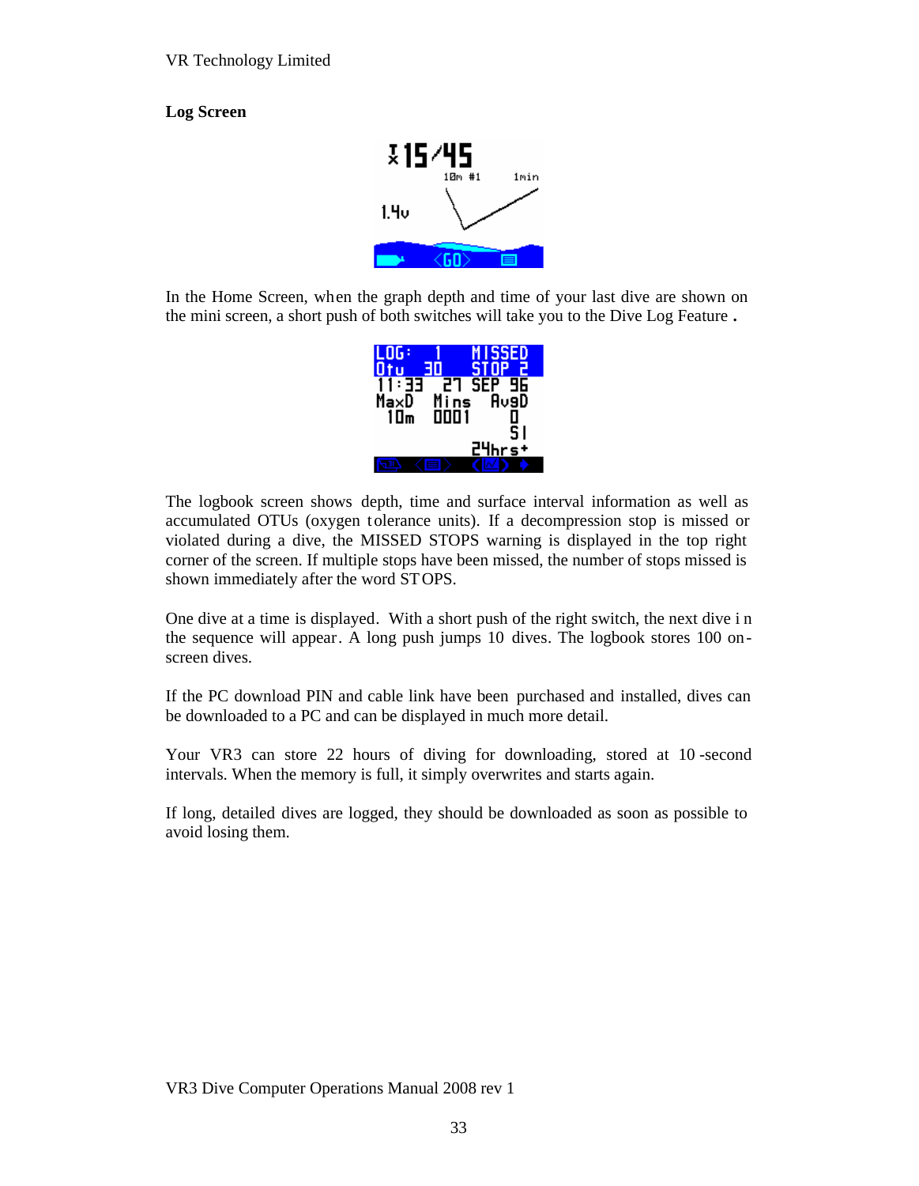## Log Screen

In the Home Screen, when the graph depth and time of your last dive are shown on the mini screen, a short push of both switches will take you to the Dive Log Feature .

The logbook screen shows depth, time and surface interval information as well as accumulated OTUs (oxygen tolerance units). If a decompression stop is missed or violated during a dive, the MISSED STOPS warning is displayed in the top right corner of the screen. If multiple stops have been missed, the number of stops missed is shown immediately after the word STOPS.

One dive at a time is displayed. With a short push of the right switch, the next dive in the sequence will appear. A long push jumps 10 dives. The logbook stores 100 on-screen dives.

If the PC download PIN and cable link have been purchased and installed, dives can be downloaded to a PC and can be displayed in much more detail.

Your VR3 can store 22 hours of diving for downloading, stored at 10-second intervals. When the memory is full, it simply overwrites and starts again.

If long, detailed dives are logged, they should be downloaded as soon as possible to avoid losing them.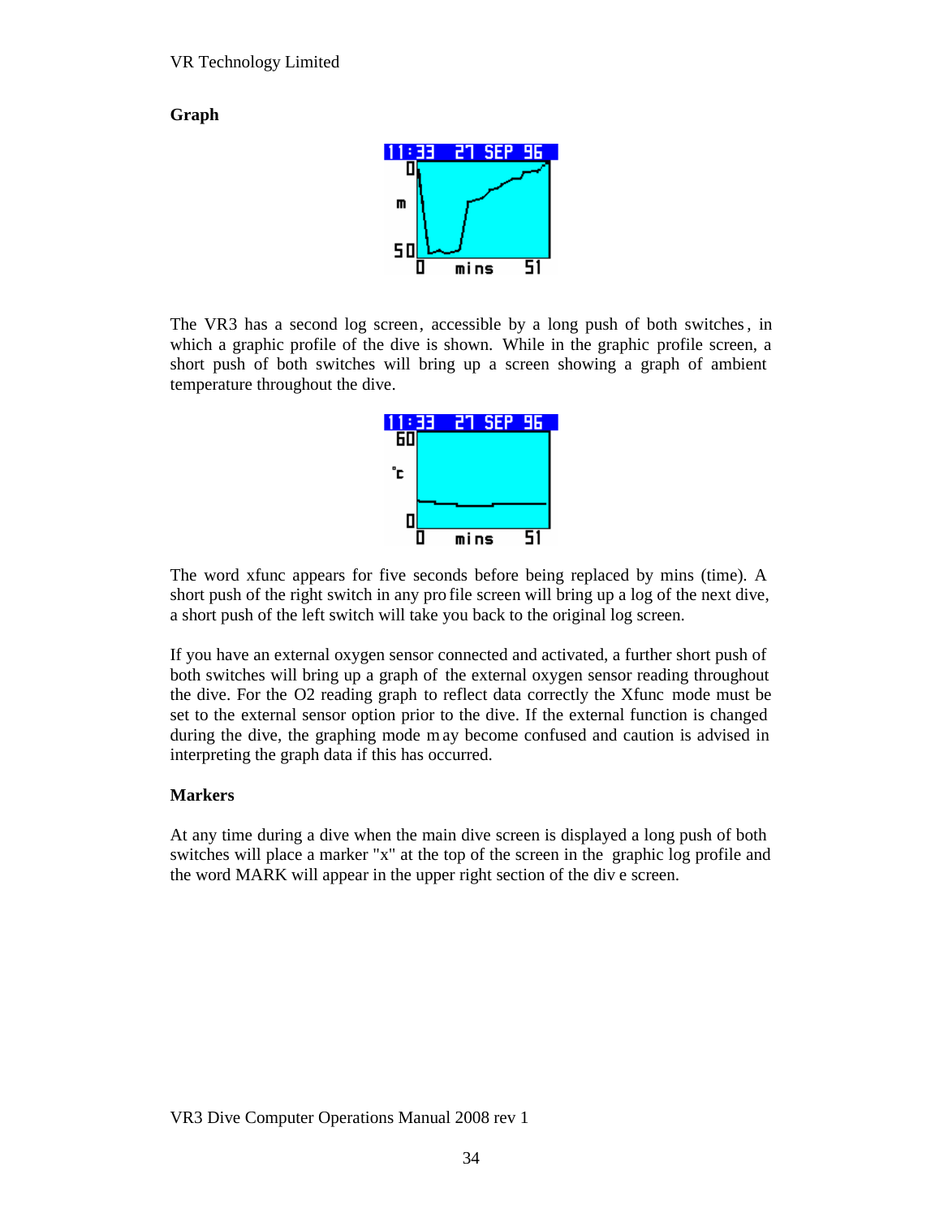## Graph

The VR3 has a second log screen, accessible by a long push of both switches, in which a graphic profile of the dive is shown. While in the graphic profile screen, a short push of both switches will bring up a screen showing a graph of ambient temperature throughout the dive.

The word xfunc appears for five seconds before being replaced by mins (time). A short push of the right switch in any profile screen will bring up a log of the next dive, a short push of the left switch will take you back to the original log screen.

If you have an external oxygen sensor connected and activated, a further short push of both switches will bring up a graph of the external oxygen sensor reading throughout the dive. For the O2 reading graph to reflect data correctly the Xfunc mode must be set to the external sensor option prior to the dive. If the external function is changed during the dive, the graphing mode may become confused and caution is advised in interpreting the graph data if this has occurred.

## Markers

At any time during a dive when the main dive screen is displayed a long push of both switches will place a marker "x" at the top of the screen in the graphic log profile and the word MARK will appear in the upper right section of the dive screen.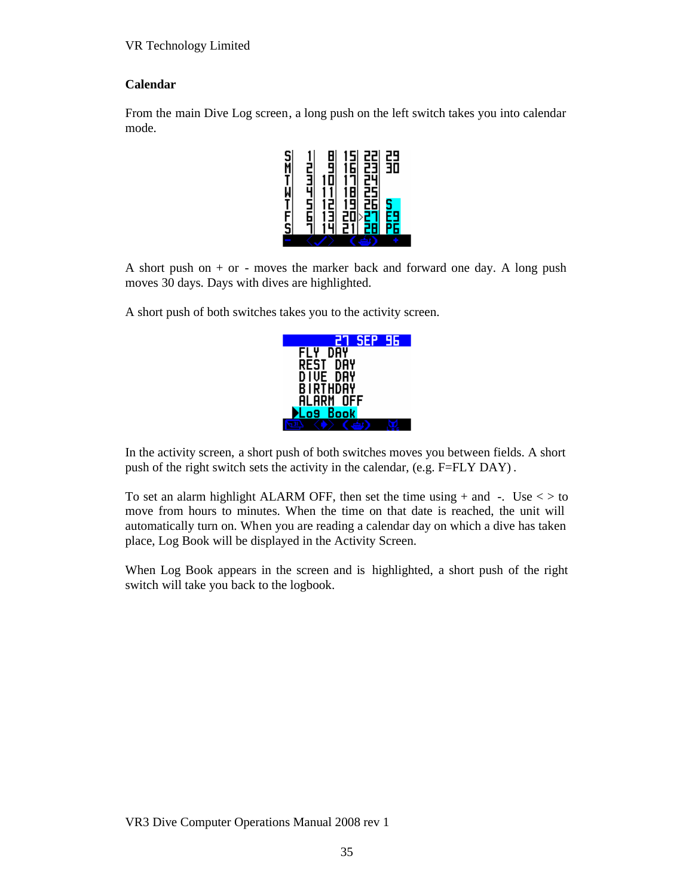## Calendar

From the main Dive Log screen, a long push on the left switch takes you into calendar mode.

A short push on + or - moves the marker back and forward one day. A long push moves 30 days. Days with dives are highlighted.

A short push of both switches takes you to the activity screen.

In the activity screen, a short push of both switches moves you between fields. A short push of the right switch sets the activity in the calendar, (e.g. F=FLY DAY).

To set an alarm highlight ALARM OFF, then set the time using + and -. Use < > to move from hours to minutes. When the time on that date is reached, the unit will automatically turn on. When you are reading a calendar day on which a dive has taken place, Log Book will be displayed in the Activity Screen.

When Log Book appears in the screen and is highlighted, a short push of the right switch will take you back to the logbook.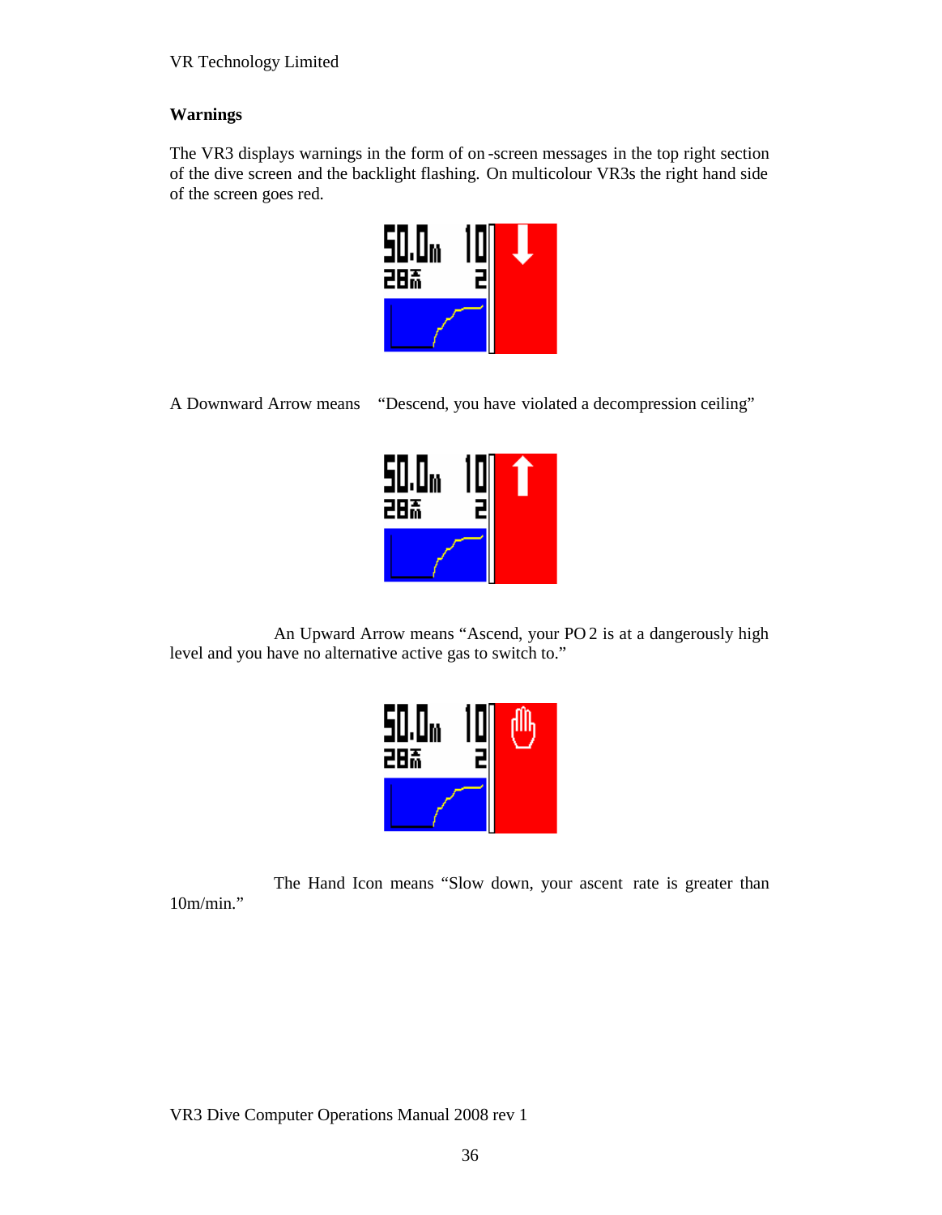## Warnings

The VR3 displays warnings in the form of on-screen messages in the top right section of the dive screen and the backlight flashing. On multicolour VR3s the right hand side of the screen goes red.

A Downward Arrow means "Descend, you have violated a decompression ceiling"

An Upward Arrow means "Ascend, your $PO_2$ is at a dangerously high level and you have no alternative active gas to switch to."

The Hand Icon means "Slow down, your ascent rate is greater than 10m/min."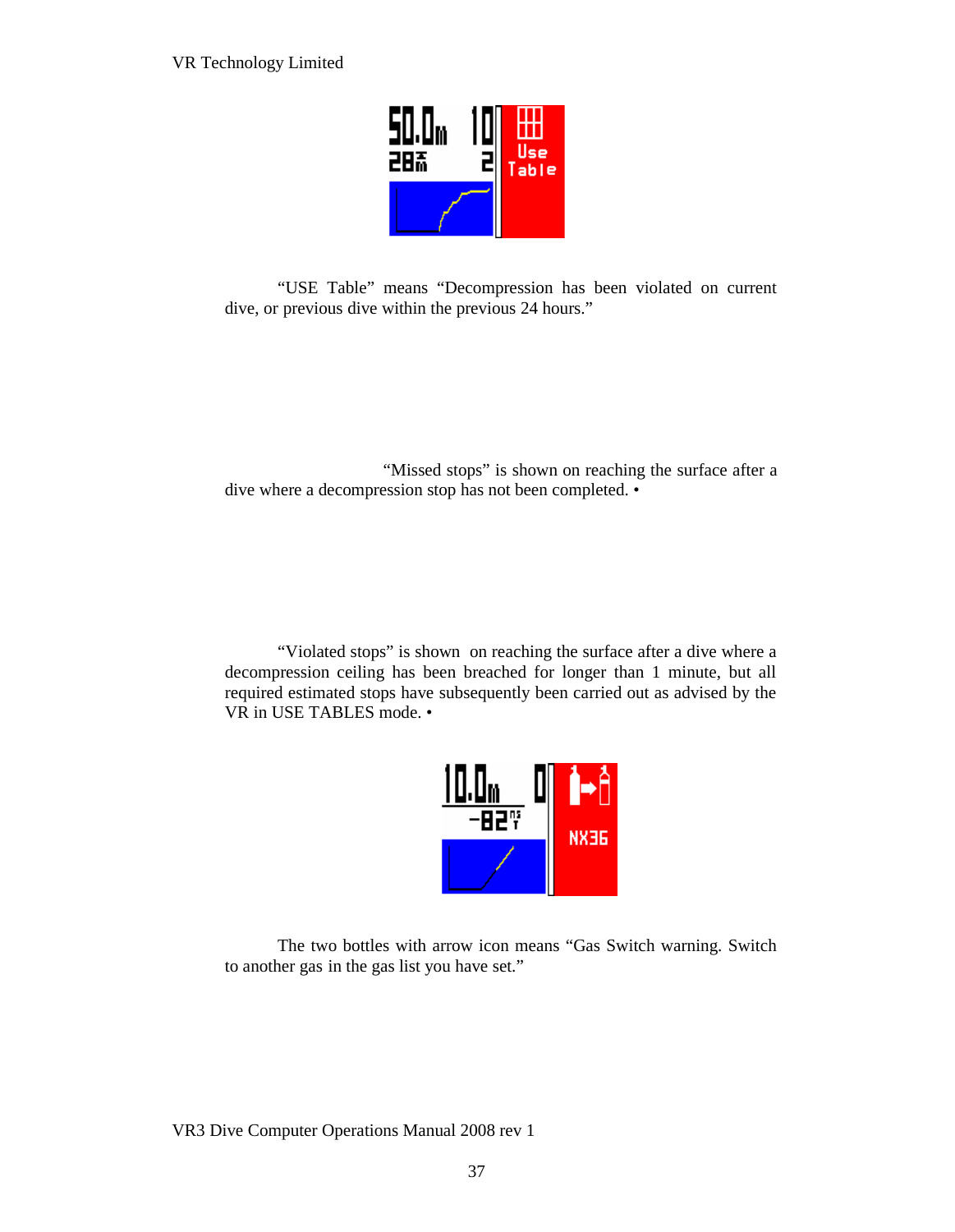"USE Table" means "Decompression has been violated on current dive, or previous dive within the previous 24 hours."

"Missed stops" is shown on reaching the surface after a dive where a decompression stop has not been completed. •

"Violated stops" is shown on reaching the surface after a dive where a decompression ceiling has been breached for longer than 1 minute, but all required estimated stops have subsequently been carried out as advised by the VR in USE TABLES mode. •

The two bottles with arrow icon means "Gas Switch warning. Switch to another gas in the gas list you have set."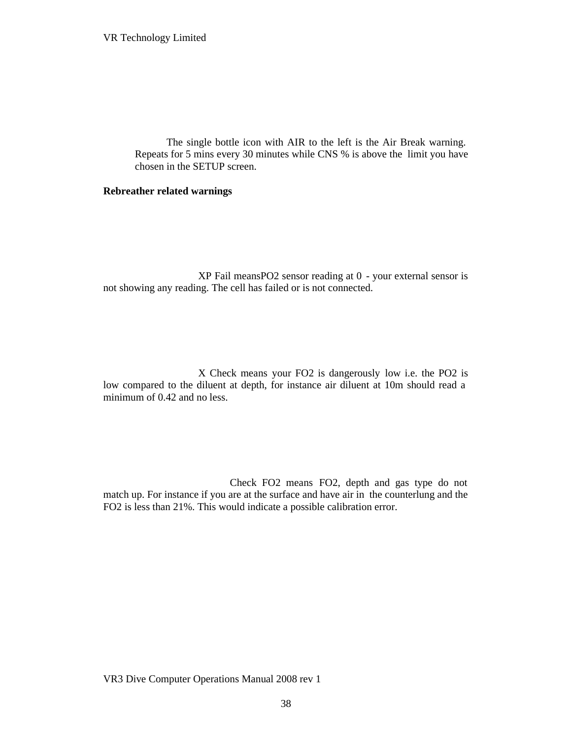The single bottle icon with AIR to the left is the Air Break warning. Repeats for 5 mins every 30 minutes while CNS % is above the limit you have chosen in the SETUP screen.

**Rebreather related warnings**

XP Fail meansPO2 sensor reading at 0 - your external sensor is not showing any reading. The cell has failed or is not connected.

X Check means your FO2 is dangerously low i.e. the PO2 is low compared to the diluent at depth, for instance air diluent at 10m should read a minimum of 0.42 and no less.

Check FO2 means FO2, depth and gas type do not match up. For instance if you are at the surface and have air in the counterlung and the FO2 is less than 21%. This would indicate a possible calibration error.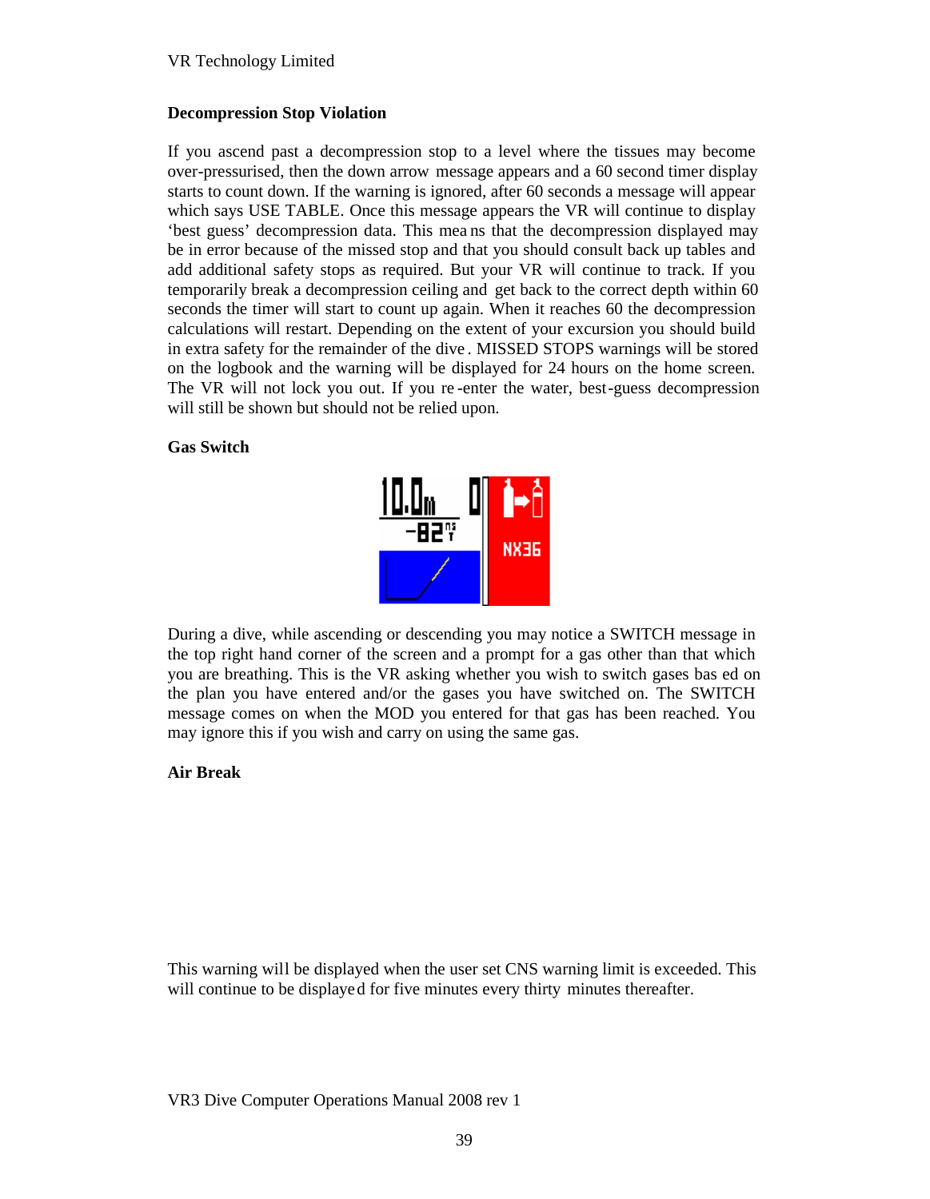### Decompression Stop Violation

If you ascend past a decompression stop to a level where the tissues may become over-pressurised, then the down arrow message appears and a 60 second timer display starts to count down. If the warning is ignored, after 60 seconds a message will appear which says USE TABLE. Once this message appears the VR will continue to display 'best guess' decompression data. This means that the decompression displayed may be in error because of the missed stop and that you should consult back up tables and add additional safety stops as required. But your VR will continue to track. If you temporarily break a decompression ceiling and get back to the correct depth within 60 seconds the timer will start to count up again. When it reaches 60 the decompression calculations will restart. Depending on the extent of your excursion you should build in extra safety for the remainder of the dive. MISSED STOPS warnings will be stored on the logbook and the warning will be displayed for 24 hours on the home screen. The VR will not lock you out. If you re-enter the water, best-guess decompression will still be shown but should not be relied upon.

### Gas Switch

During a dive, while ascending or descending you may notice a SWITCH message in the top right hand corner of the screen and a prompt for a gas other than that which you are breathing. This is the VR asking whether you wish to switch gases based on the plan you have entered and/or the gases you have switched on. The SWITCH message comes on when the MOD you entered for that gas has been reached. You may ignore this if you wish and carry on using the same gas.

### Air Break

This warning will be displayed when the user set CNS warning limit is exceeded. This will continue to be displayed for five minutes every thirty minutes thereafter.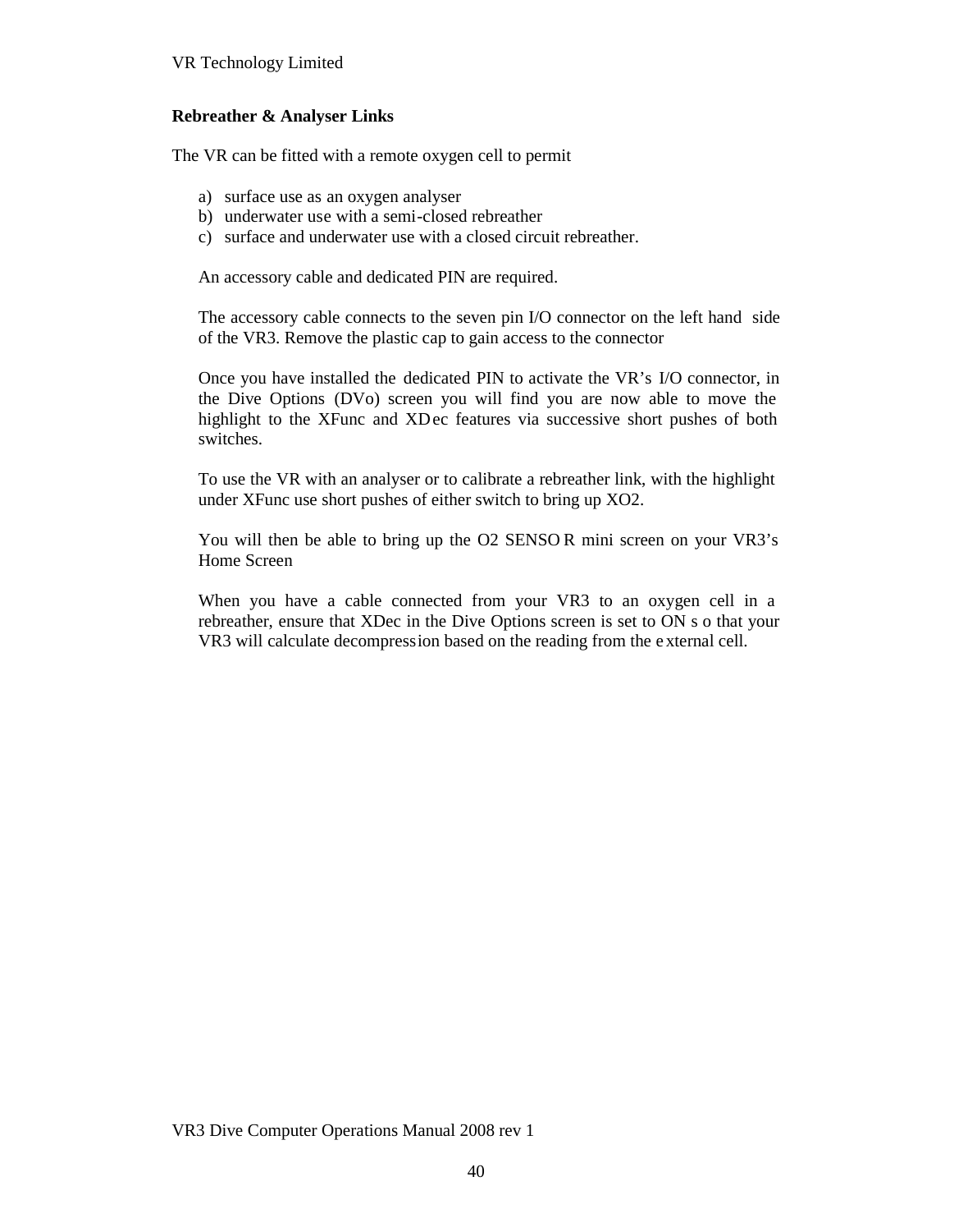## Rebreather & Analyser Links

The VR can be fitted with a remote oxygen cell to permit

a) surface use as an oxygen analyser
b) underwater use with a semi-closed rebreather
c) surface and underwater use with a closed circuit rebreather.

An accessory cable and dedicated PIN are required.

The accessory cable connects to the seven pin I/O connector on the left hand side of the VR3. Remove the plastic cap to gain access to the connector

Once you have installed the dedicated PIN to activate the VR's I/O connector, in the Dive Options (DVo) screen you will find you are now able to move the highlight to the XFunc and XDec features via successive short pushes of both switches.

To use the VR with an analyser or to calibrate a rebreather link, with the highlight under XFunc use short pushes of either switch to bring up XO2.

You will then be able to bring up the O2 SENSOR mini screen on your VR3's Home Screen

When you have a cable connected from your VR3 to an oxygen cell in a rebreather, ensure that XDec in the Dive Options screen is set to ON so that your VR3 will calculate decompression based on the reading from the external cell.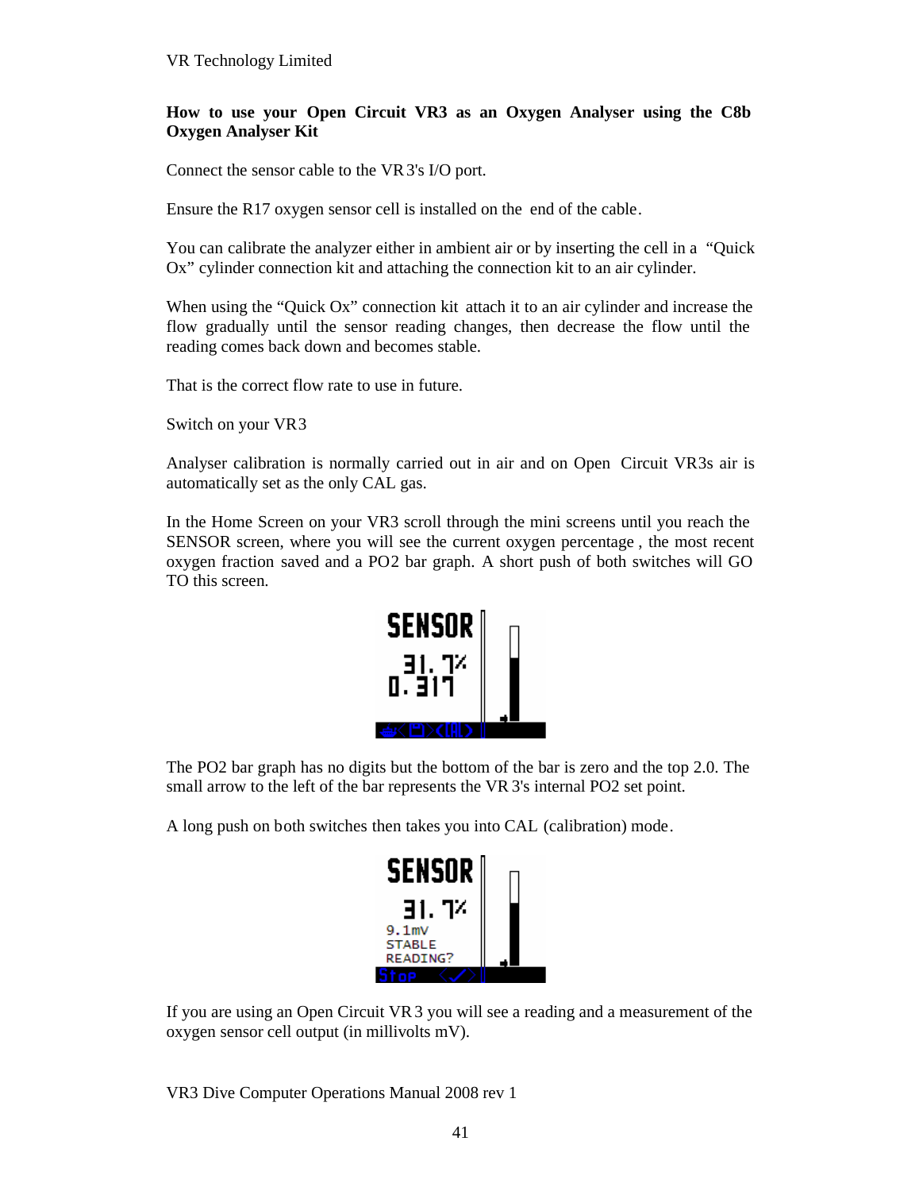## How to use your Open Circuit VR3 as an Oxygen Analyser using the C8b Oxygen Analyser Kit

Connect the sensor cable to the VR3's I/O port.

Ensure the R17 oxygen sensor cell is installed on the end of the cable.

You can calibrate the analyzer either in ambient air or by inserting the cell in a "Quick Ox" cylinder connection kit and attaching the connection kit to an air cylinder.

When using the "Quick Ox" connection kit attach it to an air cylinder and increase the flow gradually until the sensor reading changes, then decrease the flow until the reading comes back down and becomes stable.

That is the correct flow rate to use in future.

Switch on your VR3

Analyser calibration is normally carried out in air and on Open Circuit VR3s air is automatically set as the only CAL gas.

In the Home Screen on your VR3 scroll through the mini screens until you reach the SENSOR screen, where you will see the current oxygen percentage , the most recent oxygen fraction saved and a PO2 bar graph. A short push of both switches will GO TO this screen.

The PO2 bar graph has no digits but the bottom of the bar is zero and the top 2.0. The small arrow to the left of the bar represents the VR3's internal PO2 set point.

A long push on both switches then takes you into CAL (calibration) mode.

If you are using an Open Circuit VR3 you will see a reading and a measurement of the oxygen sensor cell output (in millivolts mV).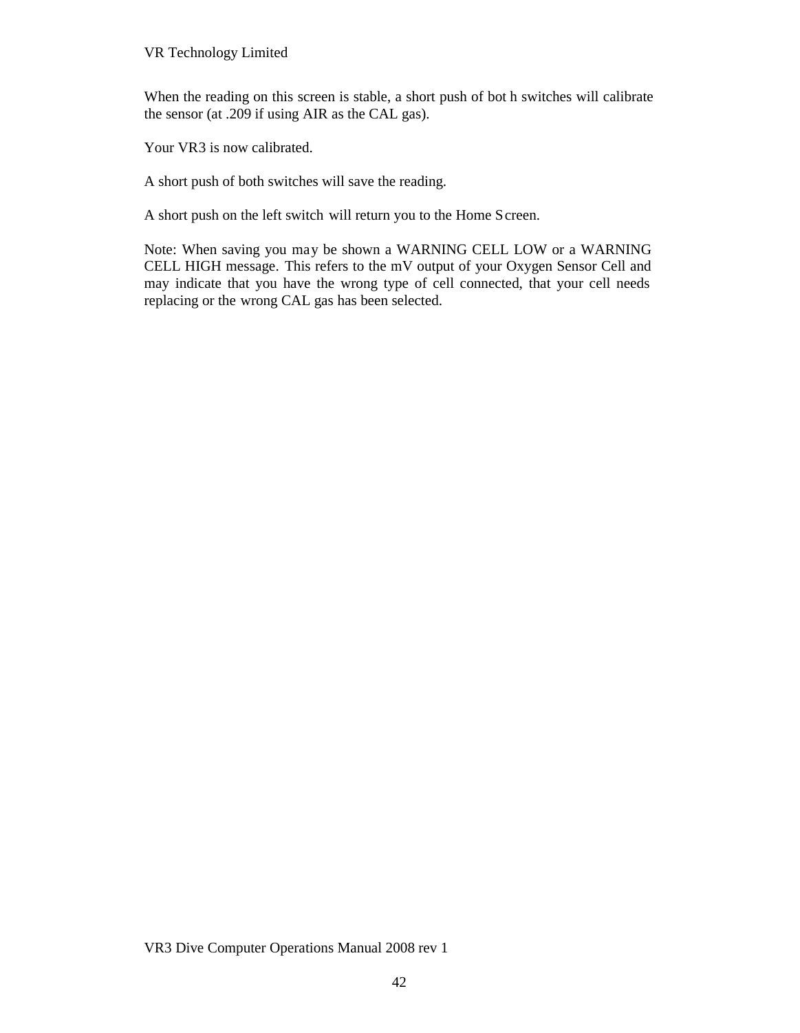When the reading on this screen is stable, a short push of both switches will calibrate the sensor (at .209 if using AIR as the CAL gas).

Your VR3 is now calibrated.

A short push of both switches will save the reading.

A short push on the left switch will return you to the Home Screen.

Note: When saving you may be shown a WARNING CELL LOW or a WARNING CELL HIGH message. This refers to the mV output of your Oxygen Sensor Cell and may indicate that you have the wrong type of cell connected, that your cell needs replacing or the wrong CAL gas has been selected.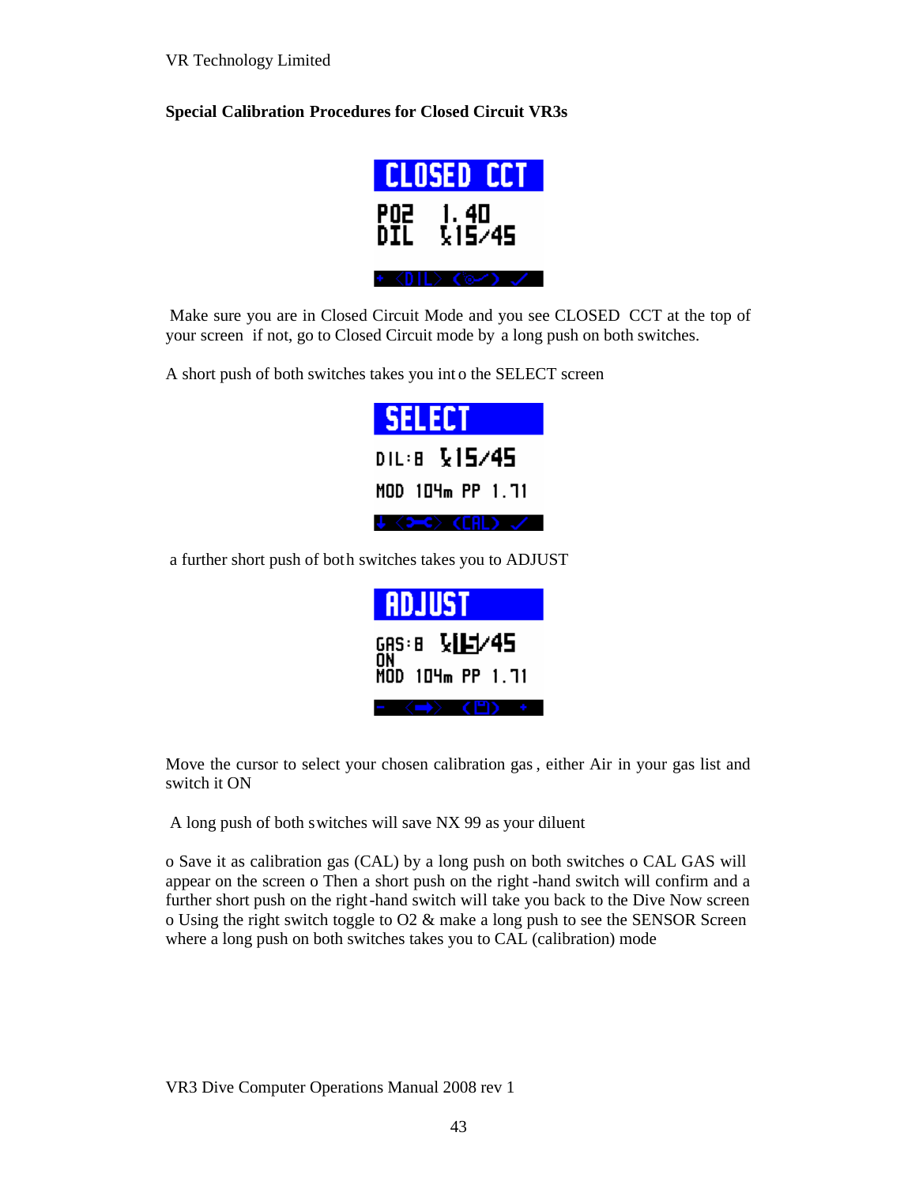## Special Calibration Procedures for Closed Circuit VR3s

Make sure you are in Closed Circuit Mode and you see CLOSED CCT at the top of your screen if not, go to Closed Circuit mode by a long push on both switches.

A short push of both switches takes you into the SELECT screen

a further short push of both switches takes you to ADJUST

Move the cursor to select your chosen calibration gas, either Air in your gas list and switch it ON

A long push of both switches will save NX 99 as your diluent

o Save it as calibration gas (CAL) by a long push on both switches o CAL GAS will appear on the screen o Then a short push on the right-hand switch will confirm and a further short push on the right-hand switch will take you back to the Dive Now screen o Using the right switch toggle to O2 & make a long push to see the SENSOR Screen where a long push on both switches takes you to CAL (calibration) mode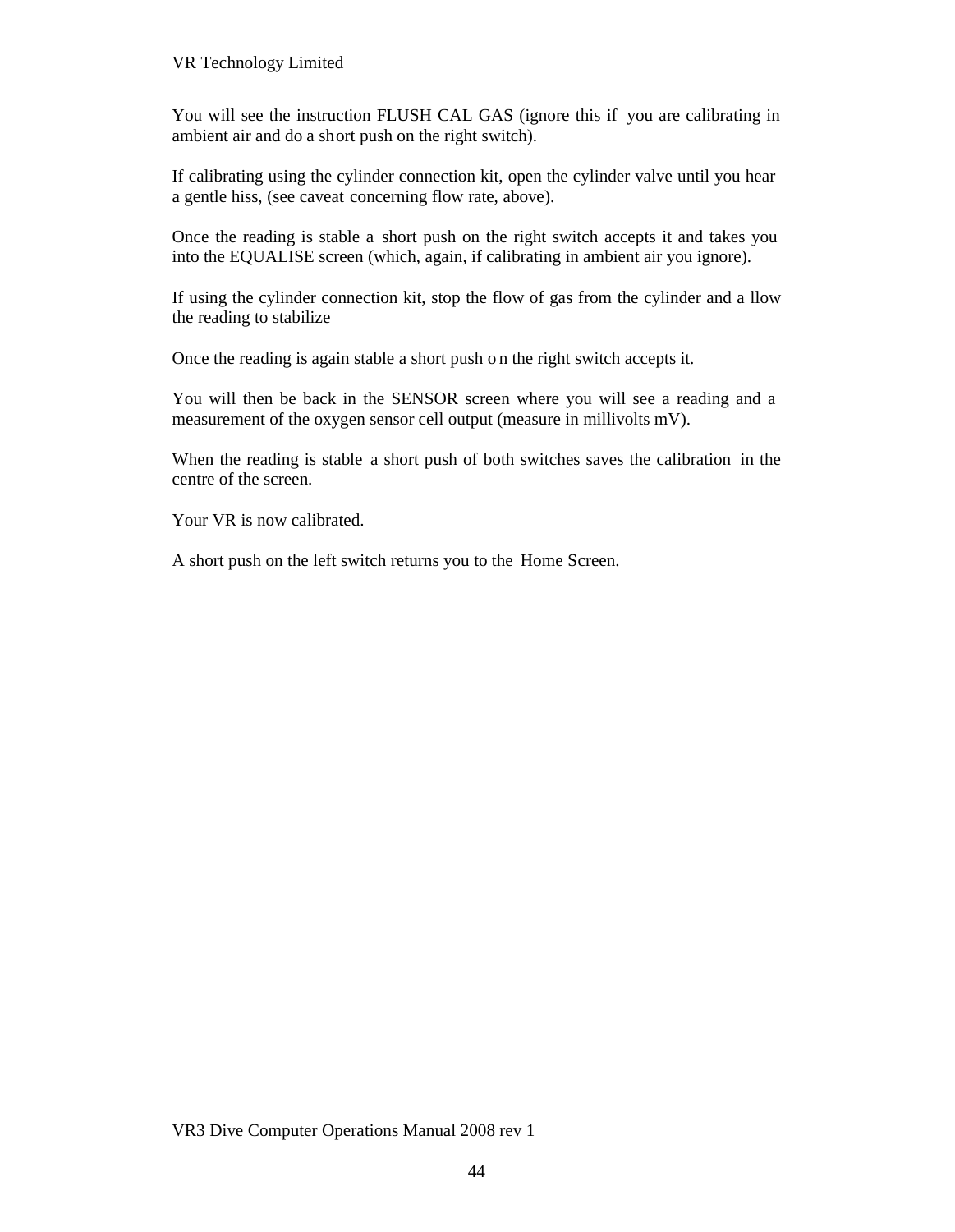You will see the instruction FLUSH CAL GAS (ignore this if you are calibrating in ambient air and do a short push on the right switch).

If calibrating using the cylinder connection kit, open the cylinder valve until you hear a gentle hiss, (see caveat concerning flow rate, above).

Once the reading is stable a short push on the right switch accepts it and takes you into the EQUALISE screen (which, again, if calibrating in ambient air you ignore).

If using the cylinder connection kit, stop the flow of gas from the cylinder and a llow the reading to stabilize

Once the reading is again stable a short push o n the right switch accepts it.

You will then be back in the SENSOR screen where you will see a reading and a measurement of the oxygen sensor cell output (measure in millivolts mV).

When the reading is stable a short push of both switches saves the calibration in the centre of the screen.

Your VR is now calibrated.

A short push on the left switch returns you to the Home Screen.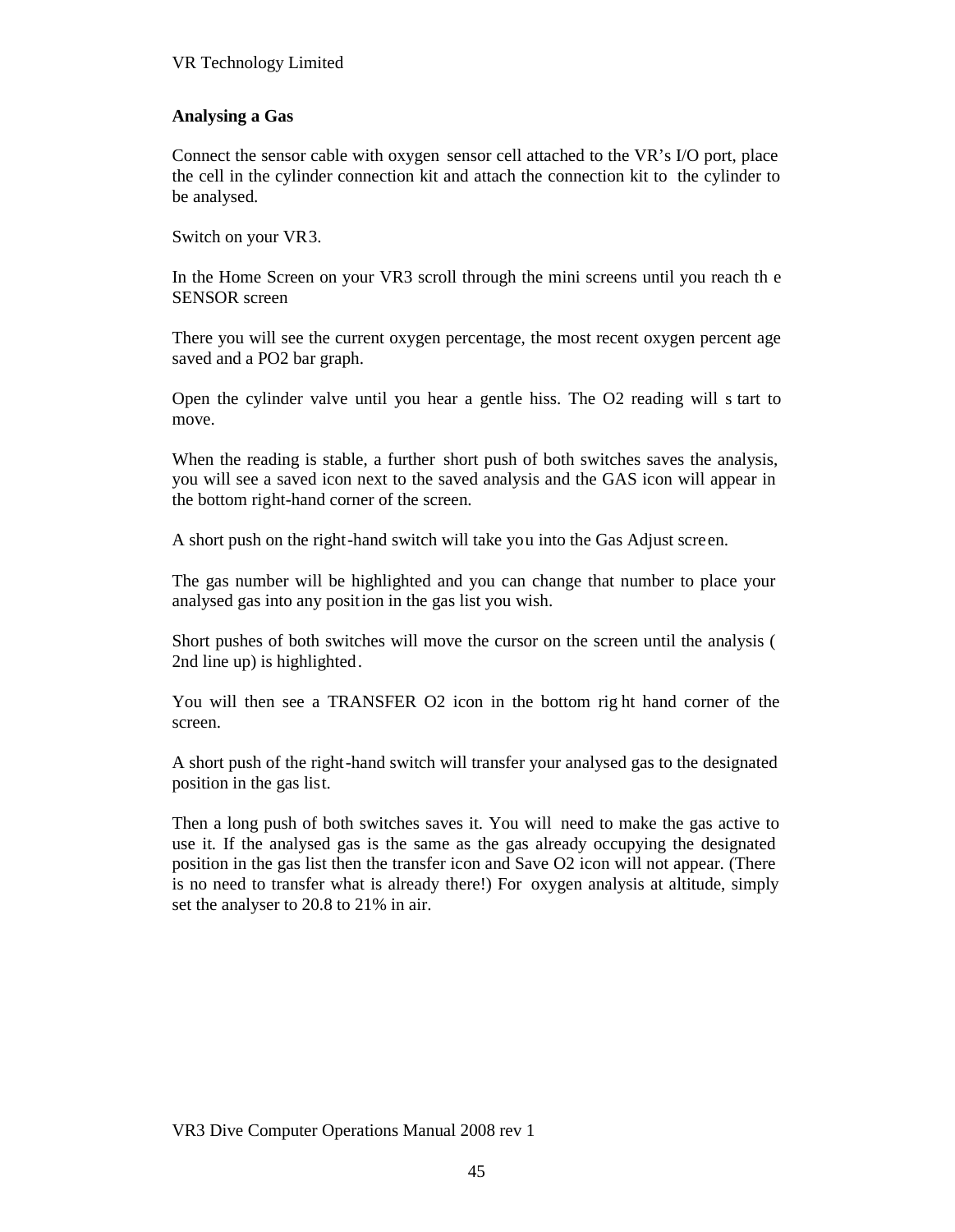## Analysing a Gas

Connect the sensor cable with oxygen sensor cell attached to the VR's I/O port, place the cell in the cylinder connection kit and attach the connection kit to the cylinder to be analysed.

Switch on your VR3.

In the Home Screen on your VR3 scroll through the mini screens until you reach the SENSOR screen

There you will see the current oxygen percentage, the most recent oxygen percentage saved and a PO2 bar graph.

Open the cylinder valve until you hear a gentle hiss. The O2 reading will start to move.

When the reading is stable, a further short push of both switches saves the analysis, you will see a saved icon next to the saved analysis and the GAS icon will appear in the bottom right-hand corner of the screen.

A short push on the right-hand switch will take you into the Gas Adjust screen.

The gas number will be highlighted and you can change that number to place your analysed gas into any position in the gas list you wish.

Short pushes of both switches will move the cursor on the screen until the analysis ( 2nd line up) is highlighted.

You will then see a TRANSFER O2 icon in the bottom right hand corner of the screen.

A short push of the right-hand switch will transfer your analysed gas to the designated position in the gas list.

Then a long push of both switches saves it. You will need to make the gas active to use it. If the analysed gas is the same as the gas already occupying the designated position in the gas list then the transfer icon and Save O2 icon will not appear. (There is no need to transfer what is already there!) For oxygen analysis at altitude, simply set the analyser to 20.8 to 21% in air.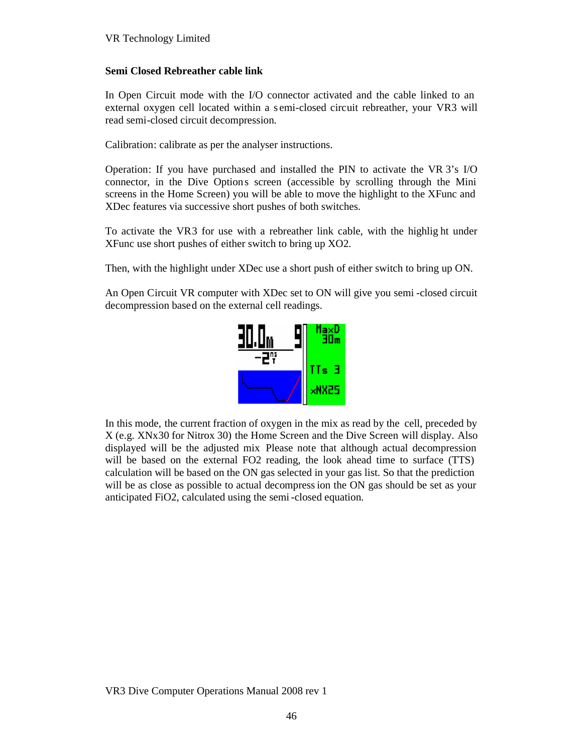## Semi Closed Rebreather cable link

In Open Circuit mode with the I/O connector activated and the cable linked to an external oxygen cell located within a semi-closed circuit rebreather, your VR3 will read semi-closed circuit decompression.

Calibration: calibrate as per the analyser instructions.

Operation: If you have purchased and installed the PIN to activate the VR 3's I/O connector, in the Dive Options screen (accessible by scrolling through the Mini screens in the Home Screen) you will be able to move the highlight to the XFunc and XDec features via successive short pushes of both switches.

To activate the VR3 for use with a rebreather link cable, with the highlight under XFunc use short pushes of either switch to bring up XO2.

Then, with the highlight under XDec use a short push of either switch to bring up ON.

An Open Circuit VR computer with XDec set to ON will give you semi-closed circuit decompression based on the external cell readings.

In this mode, the current fraction of oxygen in the mix as read by the cell, preceded by X (e.g. XNx30 for Nitrox 30) the Home Screen and the Dive Screen will display. Also displayed will be the adjusted mix Please note that although actual decompression will be based on the external FO2 reading, the look ahead time to surface (TTS) calculation will be based on the ON gas selected in your gas list. So that the prediction will be as close as possible to actual decompression the ON gas should be set as your anticipated FiO2, calculated using the semi-closed equation.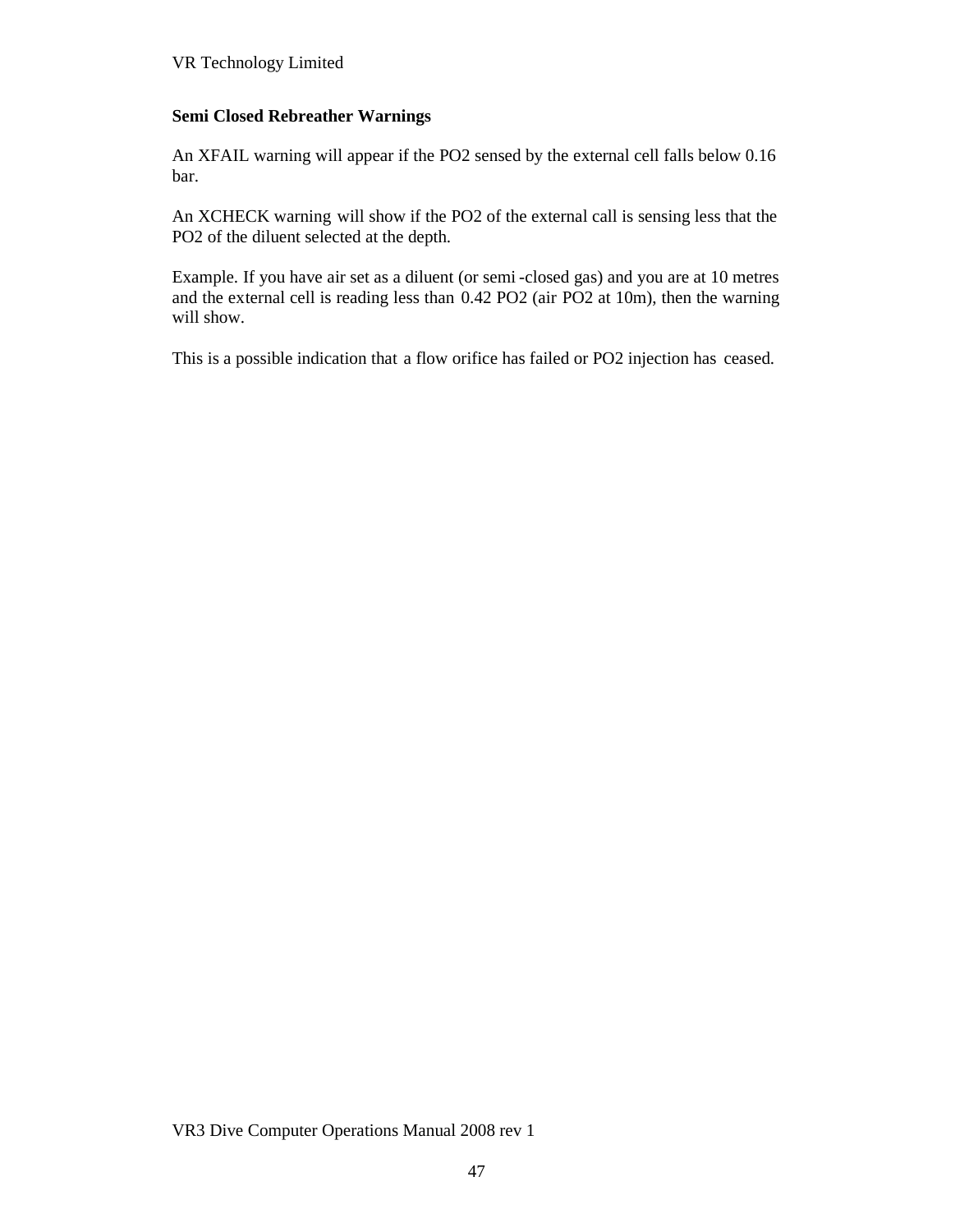## Semi Closed Rebreather Warnings

An XFAIL warning will appear if the PO2 sensed by the external cell falls below 0.16 bar.

An XCHECK warning will show if the PO2 of the external call is sensing less that the PO2 of the diluent selected at the depth.

Example. If you have air set as a diluent (or semi-closed gas) and you are at 10 metres and the external cell is reading less than 0.42 PO2 (air PO2 at 10m), then the warning will show.

This is a possible indication that a flow orifice has failed or PO2 injection has ceased.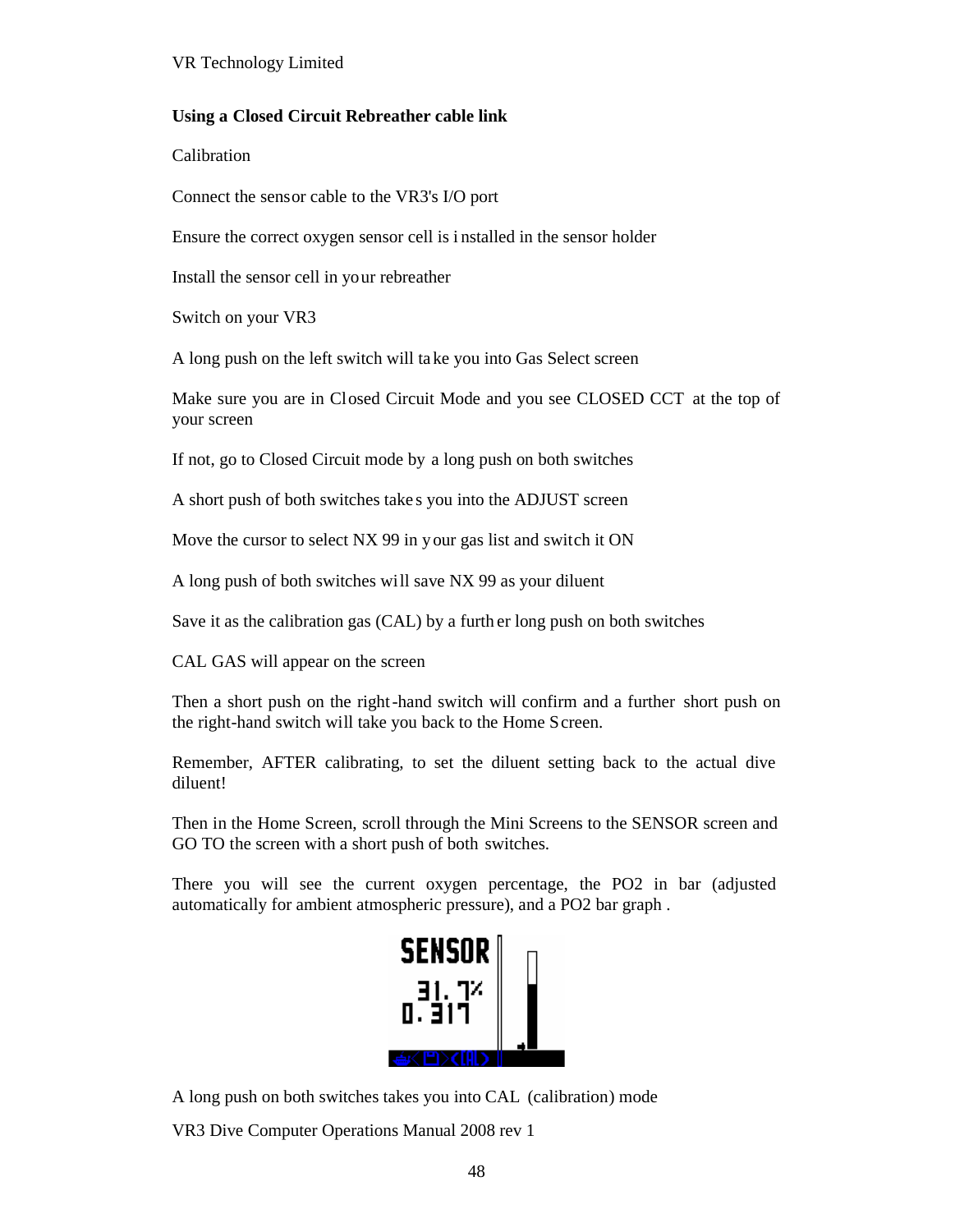**Using a Closed Circuit Rebreather cable link**

Calibration

Connect the sensor cable to the VR3's I/O port

Ensure the correct oxygen sensor cell is installed in the sensor holder

Install the sensor cell in your rebreather

Switch on your VR3

A long push on the left switch will take you into Gas Select screen

Make sure you are in Closed Circuit Mode and you see CLOSED CCT at the top of your screen

If not, go to Closed Circuit mode by a long push on both switches

A short push of both switches takes you into the ADJUST screen

Move the cursor to select NX 99 in your gas list and switch it ON

A long push of both switches will save NX 99 as your diluent

Save it as the calibration gas (CAL) by a further long push on both switches

CAL GAS will appear on the screen

Then a short push on the right-hand switch will confirm and a further short push on the right-hand switch will take you back to the Home Screen.

Remember, AFTER calibrating, to set the diluent setting back to the actual dive diluent!

Then in the Home Screen, scroll through the Mini Screens to the SENSOR screen and GO TO the screen with a short push of both switches.

There you will see the current oxygen percentage, the PO2 in bar (adjusted automatically for ambient atmospheric pressure), and a PO2 bar graph .

A long push on both switches takes you into CAL (calibration) mode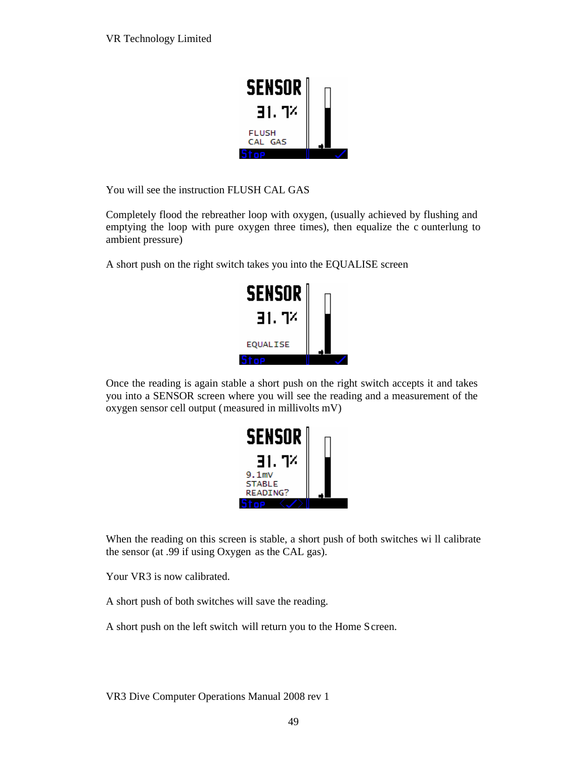You will see the instruction FLUSH CAL GAS

Completely flood the rebreather loop with oxygen, (usually achieved by flushing and emptying the loop with pure oxygen three times), then equalize the counterlung to ambient pressure)

A short push on the right switch takes you into the EQUALISE screen

Once the reading is again stable a short push on the right switch accepts it and takes you into a SENSOR screen where you will see the reading and a measurement of the oxygen sensor cell output (measured in millivolts mV)

When the reading on this screen is stable, a short push of both switches will calibrate the sensor (at .99 if using Oxygen as the CAL gas).

Your VR3 is now calibrated.

A short push of both switches will save the reading.

A short push on the left switch will return you to the Home Screen.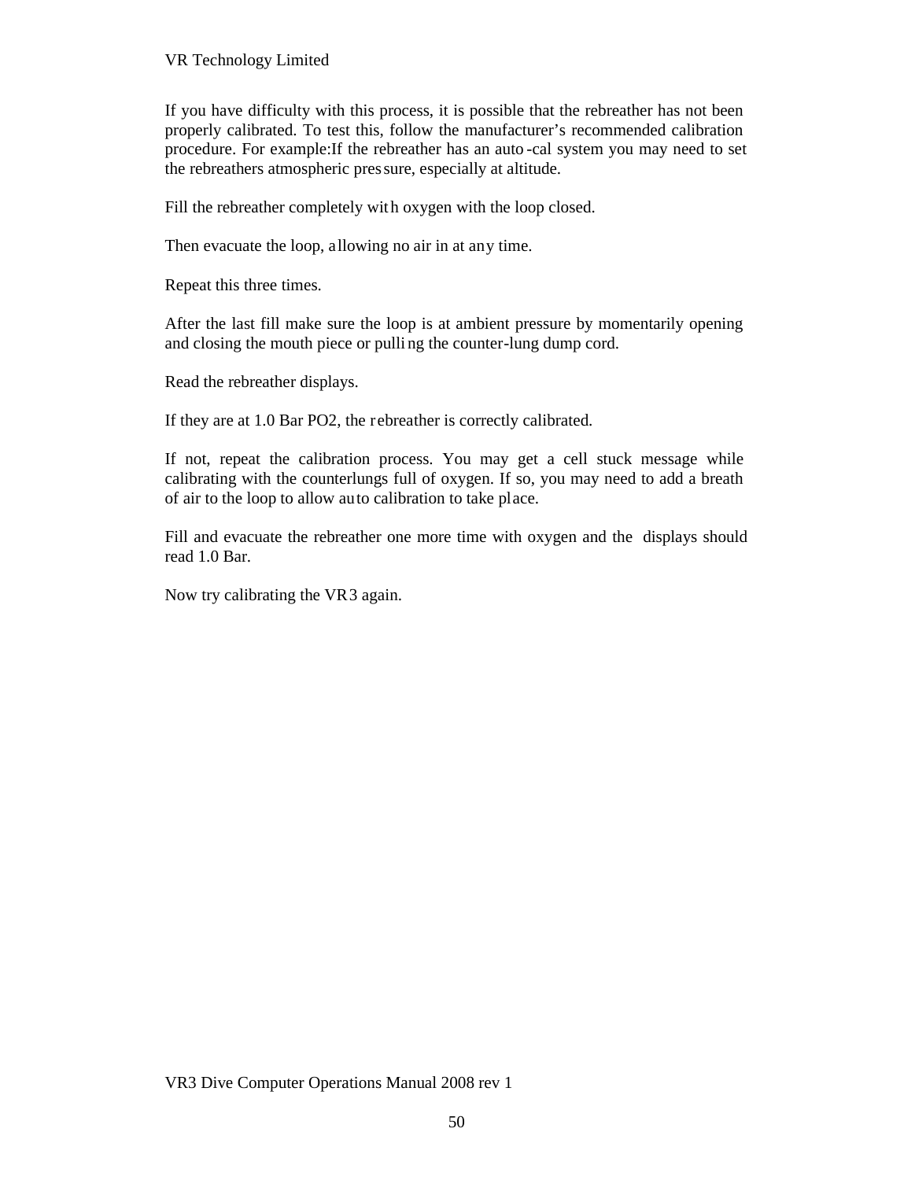If you have difficulty with this process, it is possible that the rebreather has not been properly calibrated. To test this, follow the manufacturer's recommended calibration procedure. For example:If the rebreather has an auto-cal system you may need to set the rebreathers atmospheric pressure, especially at altitude.

Fill the rebreather completely with oxygen with the loop closed.

Then evacuate the loop, allowing no air in at any time.

Repeat this three times.

After the last fill make sure the loop is at ambient pressure by momentarily opening and closing the mouth piece or pulling the counter-lung dump cord.

Read the rebreather displays.

If they are at 1.0 Bar PO2, the rebreather is correctly calibrated.

If not, repeat the calibration process. You may get a cell stuck message while calibrating with the counterlungs full of oxygen. If so, you may need to add a breath of air to the loop to allow auto calibration to take place.

Fill and evacuate the rebreather one more time with oxygen and the displays should read 1.0 Bar.

Now try calibrating the VR3 again.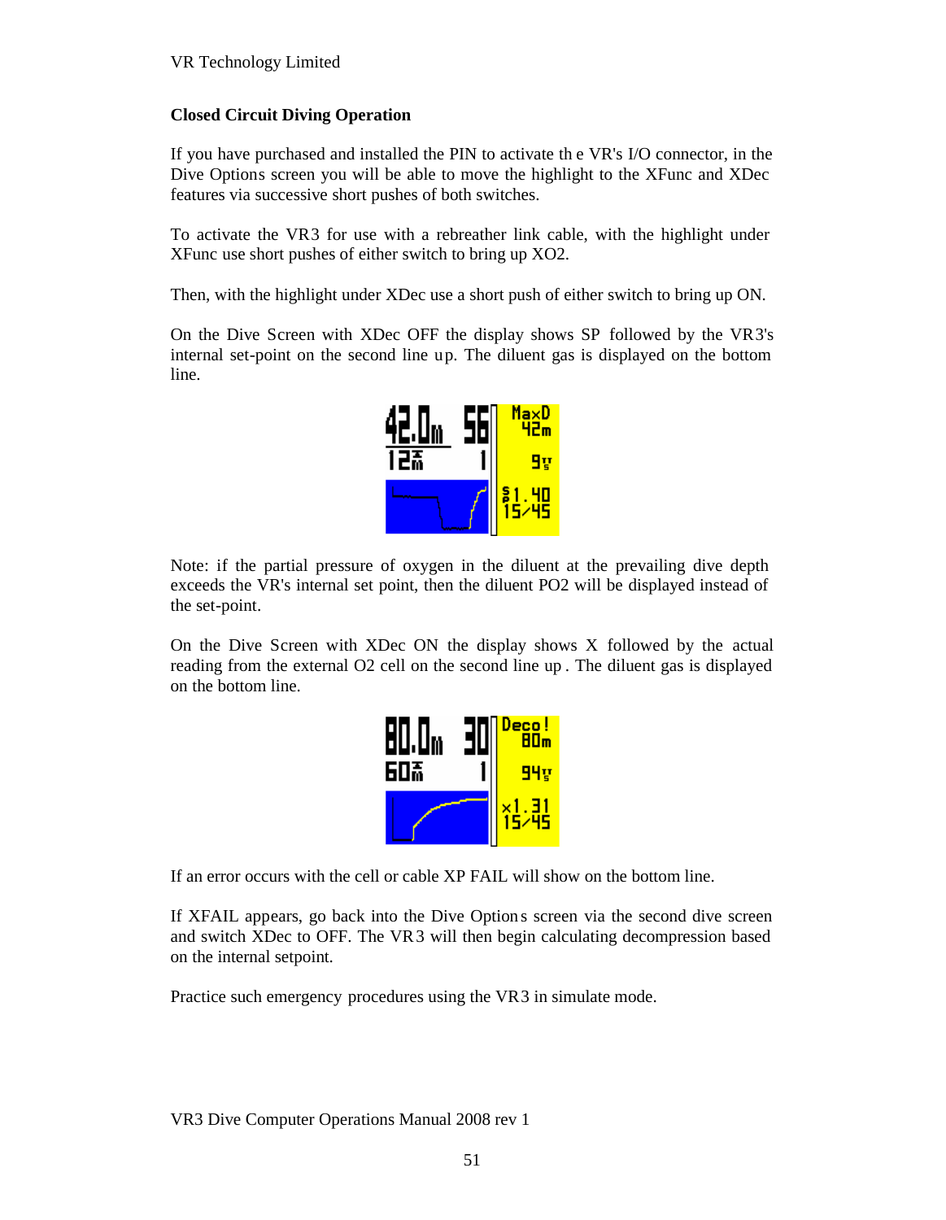## Closed Circuit Diving Operation

If you have purchased and installed the PIN to activate the VR's I/O connector, in the Dive Options screen you will be able to move the highlight to the XFunc and XDec features via successive short pushes of both switches.

To activate the VR3 for use with a rebreather link cable, with the highlight under XFunc use short pushes of either switch to bring up XO2.

Then, with the highlight under XDec use a short push of either switch to bring up ON.

On the Dive Screen with XDec OFF the display shows SP followed by the VR3's internal set-point on the second line up. The diluent gas is displayed on the bottom line.

Note: if the partial pressure of oxygen in the diluent at the prevailing dive depth exceeds the VR's internal set point, then the diluent PO2 will be displayed instead of the set-point.

On the Dive Screen with XDec ON the display shows X followed by the actual reading from the external O2 cell on the second line up. The diluent gas is displayed on the bottom line.

If an error occurs with the cell or cable XP FAIL will show on the bottom line.

If XFAIL appears, go back into the Dive Options screen via the second dive screen and switch XDec to OFF. The VR3 will then begin calculating decompression based on the internal setpoint.

Practice such emergency procedures using the VR3 in simulate mode.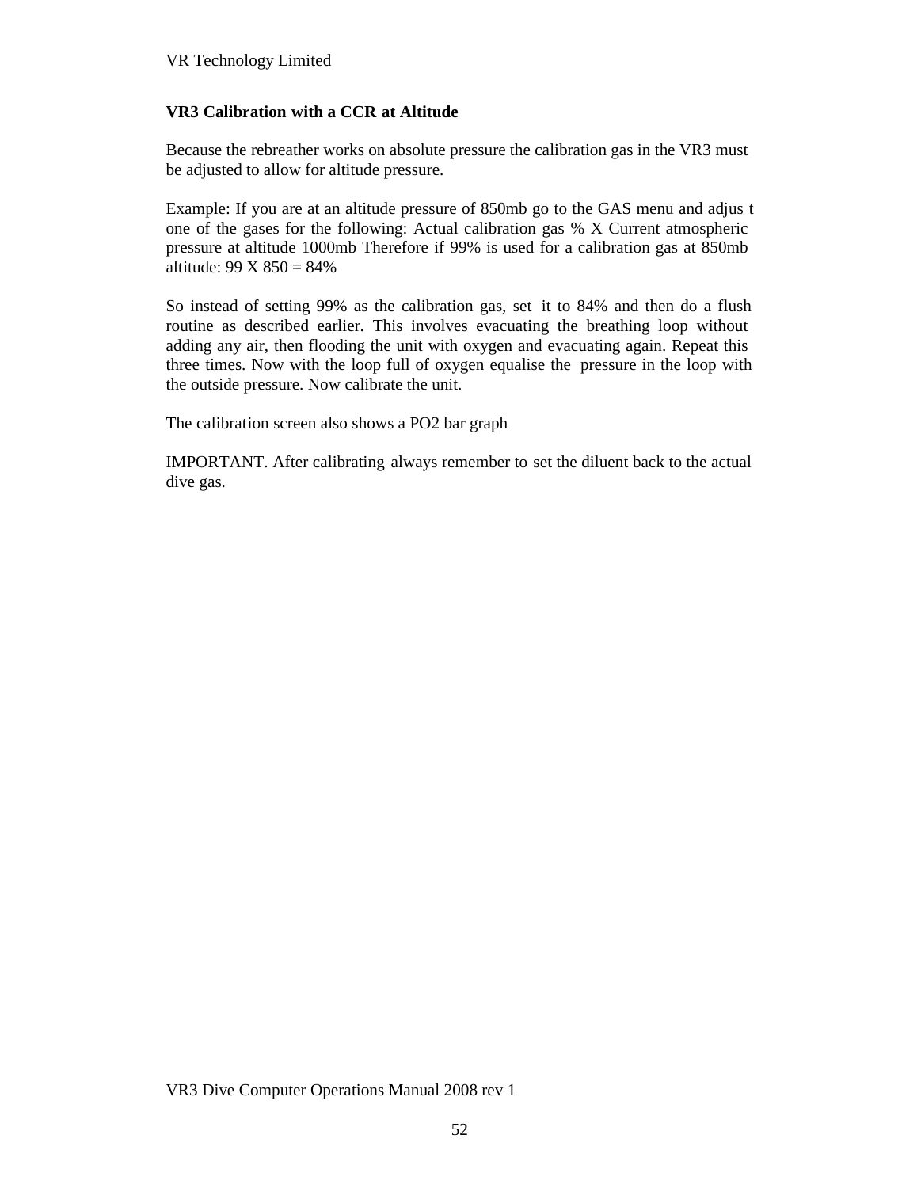## VR3 Calibration with a CCR at Altitude

Because the rebreather works on absolute pressure the calibration gas in the VR3 must be adjusted to allow for altitude pressure.

Example: If you are at an altitude pressure of 850mb go to the GAS menu and adjus t one of the gases for the following: Actual calibration gas % X Current atmospheric pressure at altitude 1000mb Therefore if 99% is used for a calibration gas at 850mb altitude: 99 X 850 = 84%

So instead of setting 99% as the calibration gas, set it to 84% and then do a flush routine as described earlier. This involves evacuating the breathing loop without adding any air, then flooding the unit with oxygen and evacuating again. Repeat this three times. Now with the loop full of oxygen equalise the pressure in the loop with the outside pressure. Now calibrate the unit.

The calibration screen also shows a PO2 bar graph

IMPORTANT. After calibrating always remember to set the diluent back to the actual dive gas.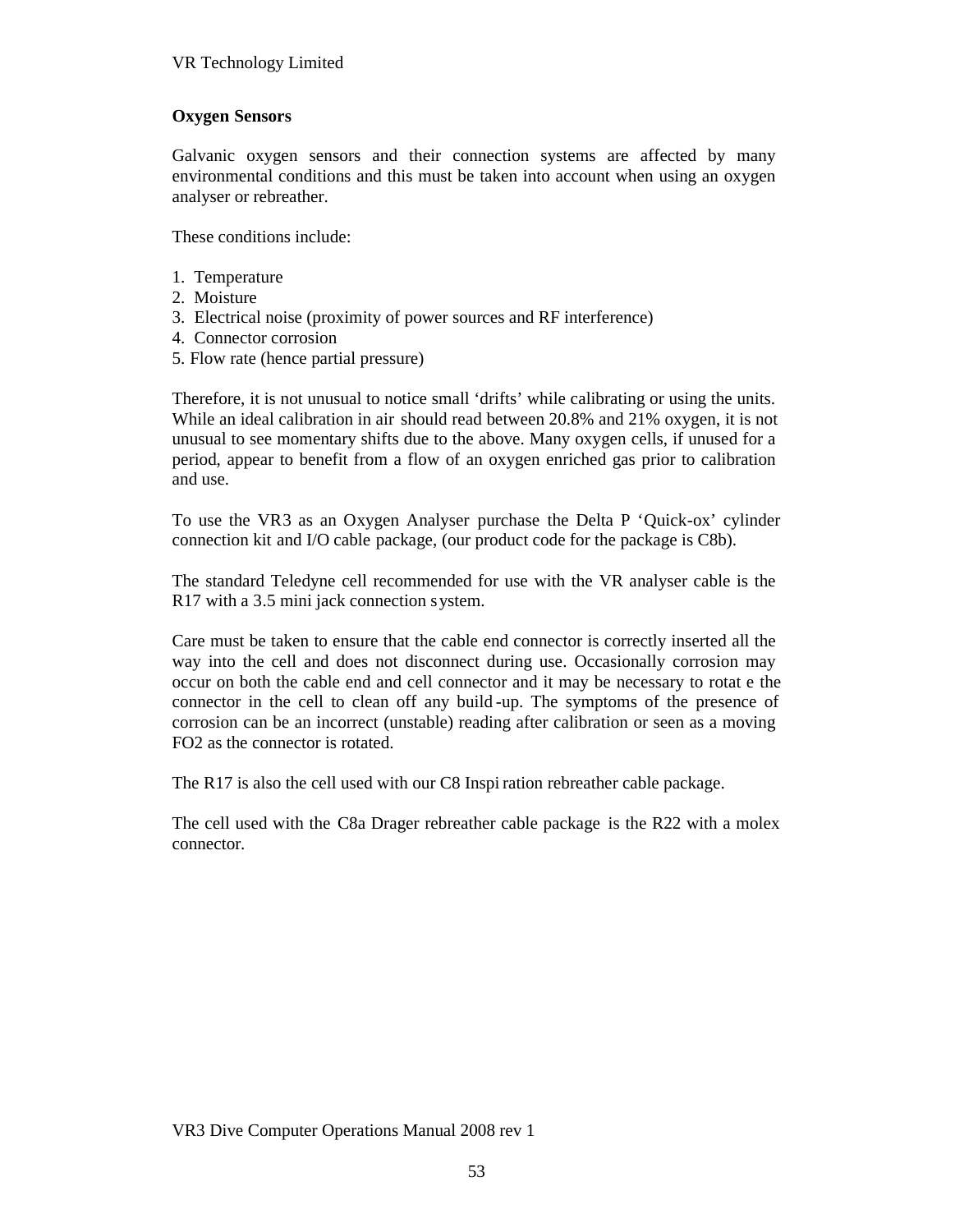## Oxygen Sensors

Galvanic oxygen sensors and their connection systems are affected by many environmental conditions and this must be taken into account when using an oxygen analyser or rebreather.

These conditions include:

1. Temperature
2. Moisture
3. Electrical noise (proximity of power sources and RF interference)
4. Connector corrosion
5. Flow rate (hence partial pressure)

Therefore, it is not unusual to notice small 'drifts' while calibrating or using the units. While an ideal calibration in air should read between 20.8% and 21% oxygen, it is not unusual to see momentary shifts due to the above. Many oxygen cells, if unused for a period, appear to benefit from a flow of an oxygen enriched gas prior to calibration and use.

To use the VR3 as an Oxygen Analyser purchase the Delta P 'Quick-ox' cylinder connection kit and I/O cable package, (our product code for the package is C8b).

The standard Teledyne cell recommended for use with the VR analyser cable is the R17 with a 3.5 mini jack connection system.

Care must be taken to ensure that the cable end connector is correctly inserted all the way into the cell and does not disconnect during use. Occasionally corrosion may occur on both the cable end and cell connector and it may be necessary to rotate the connector in the cell to clean off any build-up. The symptoms of the presence of corrosion can be an incorrect (unstable) reading after calibration or seen as a moving FO2 as the connector is rotated.

The R17 is also the cell used with our C8 Inspiration rebreather cable package.

The cell used with the C8a Drager rebreather cable package is the R22 with a molex connector.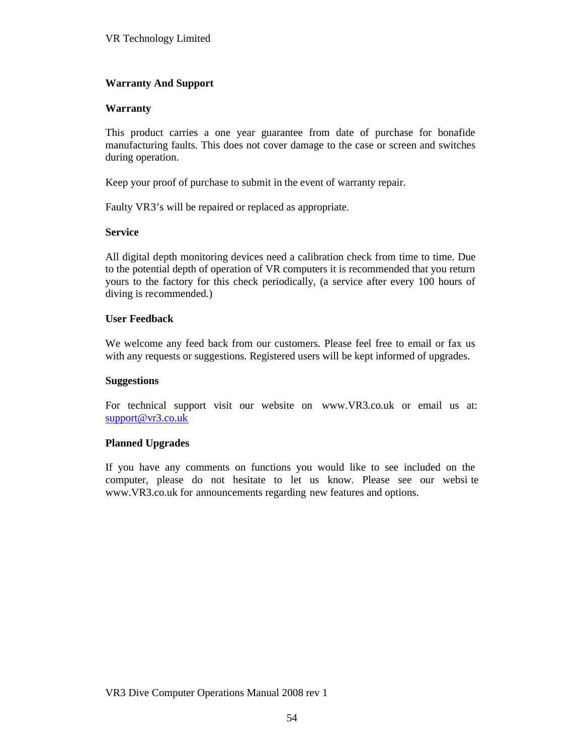## Warranty And Support

### Warranty

This product carries a one year guarantee from date of purchase for bonafide manufacturing faults. This does not cover damage to the case or screen and switches during operation.

Keep your proof of purchase to submit in the event of warranty repair.

Faulty VR3's will be repaired or replaced as appropriate.

### Service

All digital depth monitoring devices need a calibration check from time to time. Due to the potential depth of operation of VR computers it is recommended that you return yours to the factory for this check periodically, (a service after every 100 hours of diving is recommended.)

### User Feedback

We welcome any feed back from our customers. Please feel free to email or fax us with any requests or suggestions. Registered users will be kept informed of upgrades.

### Suggestions

For technical support visit our website on www.VR3.co.uk or email us at: support@vr3.co.uk

### Planned Upgrades

If you have any comments on functions you would like to see included on the computer, please do not hesitate to let us know. Please see our websi te www.VR3.co.uk for announcements regarding new features and options.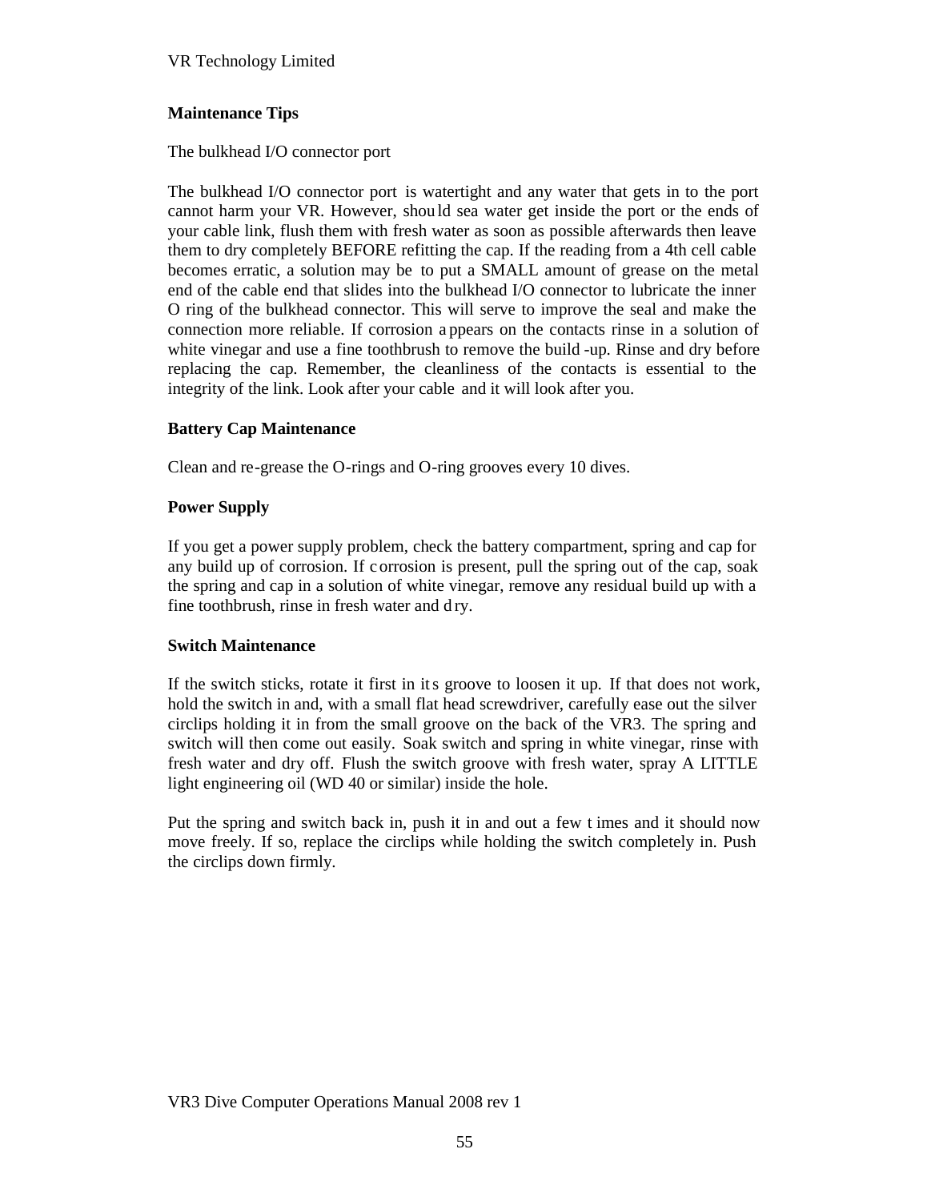## Maintenance Tips

The bulkhead I/O connector port

The bulkhead I/O connector port is watertight and any water that gets in to the port cannot harm your VR. However, should sea water get inside the port or the ends of your cable link, flush them with fresh water as soon as possible afterwards then leave them to dry completely BEFORE refitting the cap. If the reading from a 4th cell cable becomes erratic, a solution may be to put a SMALL amount of grease on the metal end of the cable end that slides into the bulkhead I/O connector to lubricate the inner O ring of the bulkhead connector. This will serve to improve the seal and make the connection more reliable. If corrosion appears on the contacts rinse in a solution of white vinegar and use a fine toothbrush to remove the build-up. Rinse and dry before replacing the cap. Remember, the cleanliness of the contacts is essential to the integrity of the link. Look after your cable and it will look after you.

### Battery Cap Maintenance

Clean and re-grease the O-rings and O-ring grooves every 10 dives.

### Power Supply

If you get a power supply problem, check the battery compartment, spring and cap for any build up of corrosion. If corrosion is present, pull the spring out of the cap, soak the spring and cap in a solution of white vinegar, remove any residual build up with a fine toothbrush, rinse in fresh water and dry.

### Switch Maintenance

If the switch sticks, rotate it first in its groove to loosen it up. If that does not work, hold the switch in and, with a small flat head screwdriver, carefully ease out the silver circlips holding it in from the small groove on the back of the VR3. The spring and switch will then come out easily. Soak switch and spring in white vinegar, rinse with fresh water and dry off. Flush the switch groove with fresh water, spray A LITTLE light engineering oil (WD 40 or similar) inside the hole.

Put the spring and switch back in, push it in and out a few times and it should now move freely. If so, replace the circlips while holding the switch completely in. Push the circlips down firmly.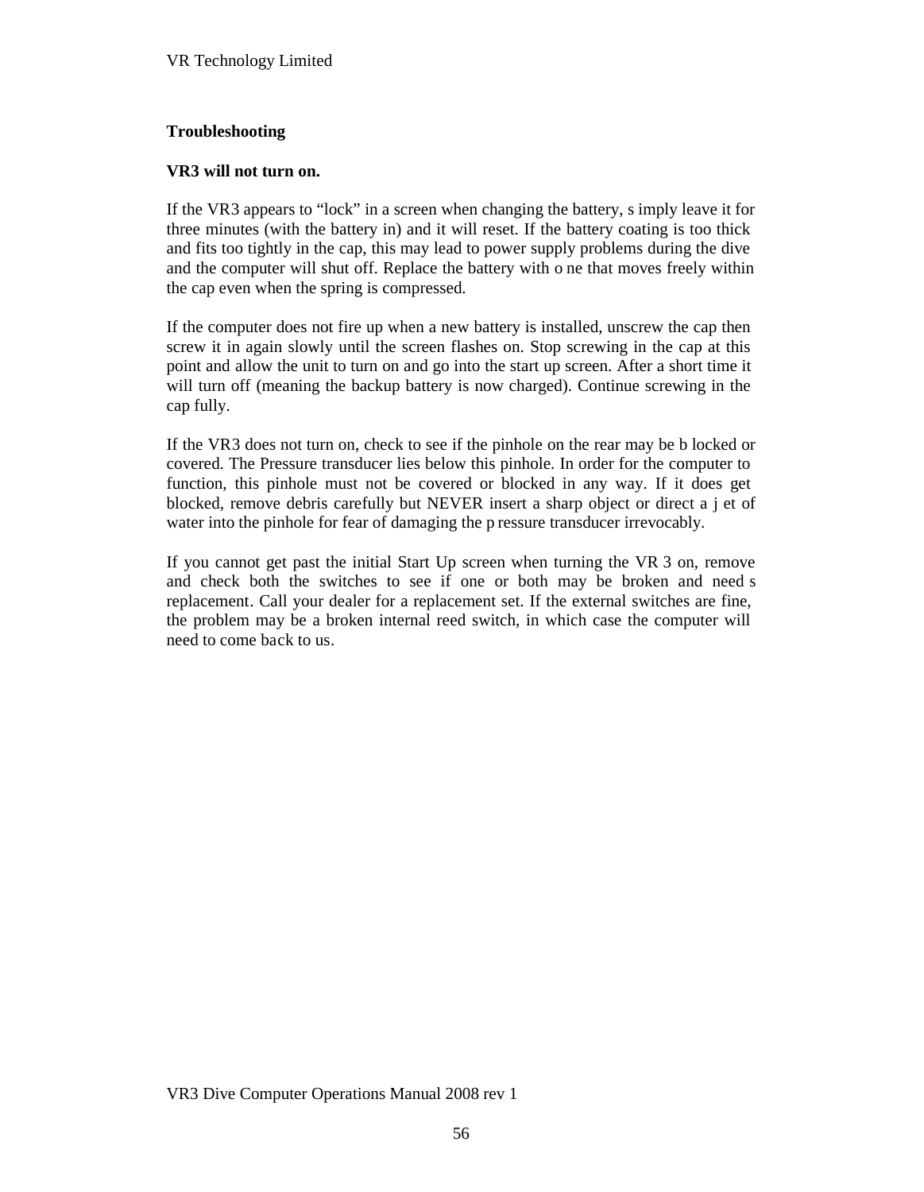## Troubleshooting

### VR3 will not turn on.

If the VR3 appears to "lock" in a screen when changing the battery, simply leave it for three minutes (with the battery in) and it will reset. If the battery coating is too thick and fits too tightly in the cap, this may lead to power supply problems during the dive and the computer will shut off. Replace the battery with one that moves freely within the cap even when the spring is compressed.

If the computer does not fire up when a new battery is installed, unscrew the cap then screw it in again slowly until the screen flashes on. Stop screwing in the cap at this point and allow the unit to turn on and go into the start up screen. After a short time it will turn off (meaning the backup battery is now charged). Continue screwing in the cap fully.

If the VR3 does not turn on, check to see if the pinhole on the rear may be blocked or covered. The Pressure transducer lies below this pinhole. In order for the computer to function, this pinhole must not be covered or blocked in any way. If it does get blocked, remove debris carefully but NEVER insert a sharp object or direct a jet of water into the pinhole for fear of damaging the pressure transducer irrevocably.

If you cannot get past the initial Start Up screen when turning the VR 3 on, remove and check both the switches to see if one or both may be broken and needs replacement. Call your dealer for a replacement set. If the external switches are fine, the problem may be a broken internal reed switch, in which case the computer will need to come back to us.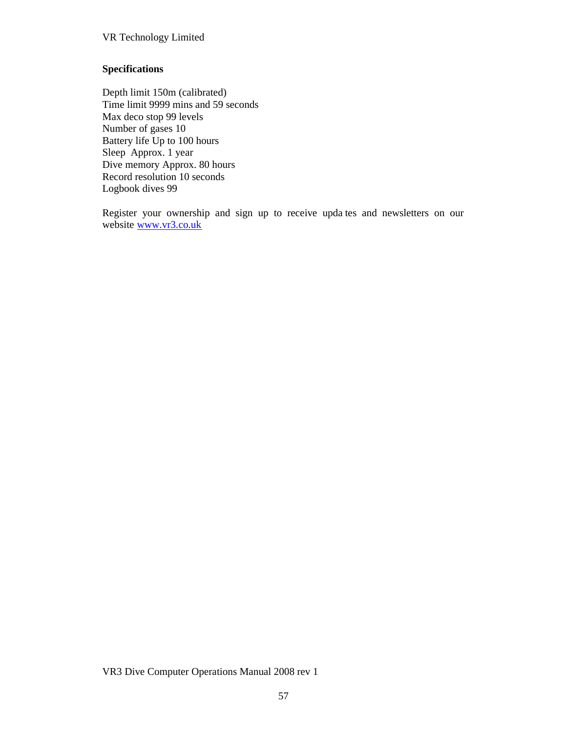## Specifications

Depth limit 150m (calibrated)
Time limit 9999 mins and 59 seconds
Max deco stop 99 levels
Number of gases 10
Battery life Up to 100 hours
Sleep Approx. 1 year
Dive memory Approx. 80 hours
Record resolution 10 seconds
Logbook dives 99

Register your ownership and sign up to receive updates and newsletters on our website www.vr3.co.uk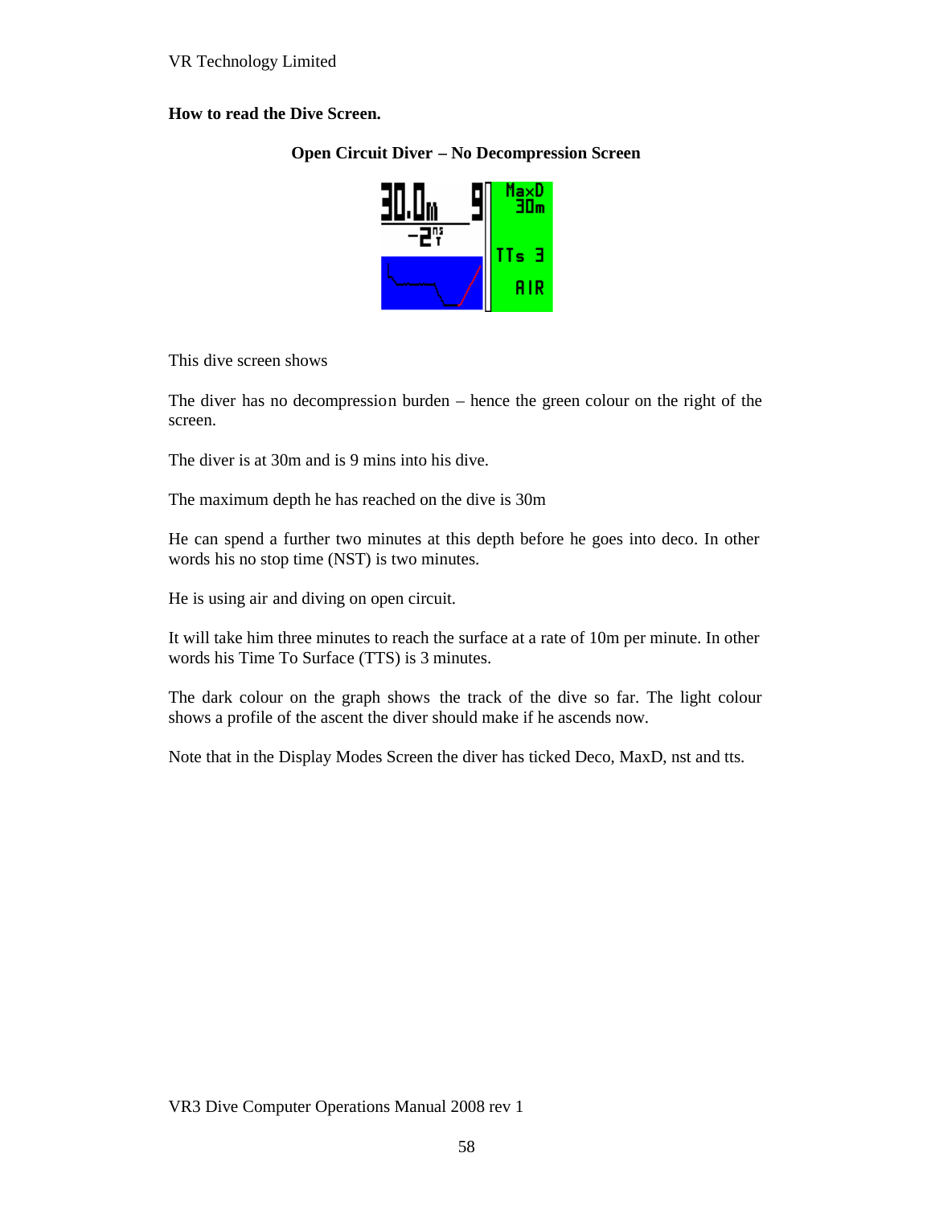**How to read the Dive Screen.**

**Open Circuit Diver – No Decompression Screen**

This dive screen shows

The diver has no decompression burden – hence the green colour on the right of the screen.

The diver is at 30m and is 9 mins into his dive.

The maximum depth he has reached on the dive is 30m

He can spend a further two minutes at this depth before he goes into deco. In other words his no stop time (NST) is two minutes.

He is using air and diving on open circuit.

It will take him three minutes to reach the surface at a rate of 10m per minute. In other words his Time To Surface (TTS) is 3 minutes.

The dark colour on the graph shows the track of the dive so far. The light colour shows a profile of the ascent the diver should make if he ascends now.

Note that in the Display Modes Screen the diver has ticked Deco, MaxD, nst and tts.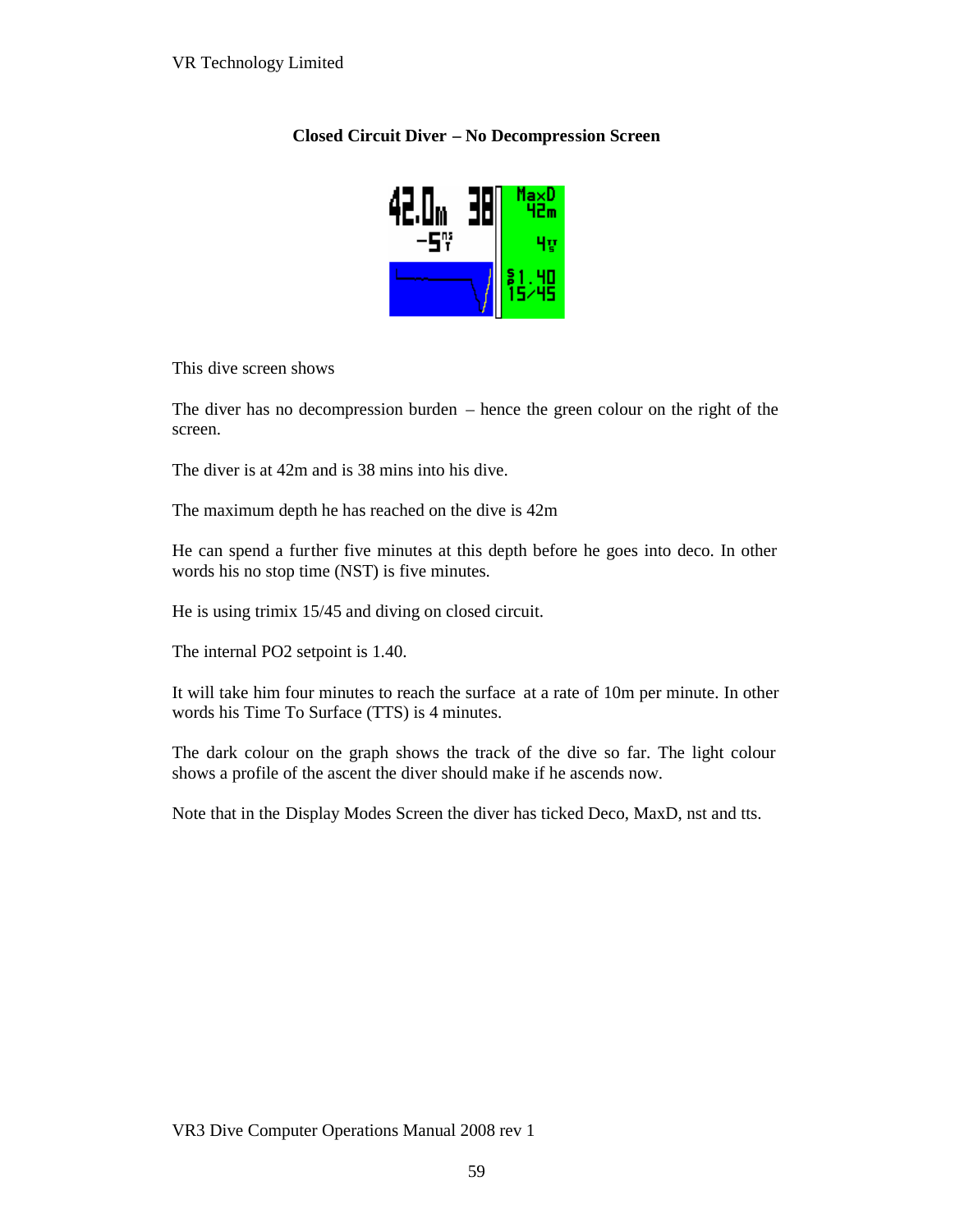### Closed Circuit Diver – No Decompression Screen

This dive screen shows

The diver has no decompression burden – hence the green colour on the right of the screen.

The diver is at 42m and is 38 mins into his dive.

The maximum depth he has reached on the dive is 42m

He can spend a further five minutes at this depth before he goes into deco. In other words his no stop time (NST) is five minutes.

He is using trimix 15/45 and diving on closed circuit.

The internal PO2 setpoint is 1.40.

It will take him four minutes to reach the surface at a rate of 10m per minute. In other words his Time To Surface (TTS) is 4 minutes.

The dark colour on the graph shows the track of the dive so far. The light colour shows a profile of the ascent the diver should make if he ascends now.

Note that in the Display Modes Screen the diver has ticked Deco, MaxD, nst and tts.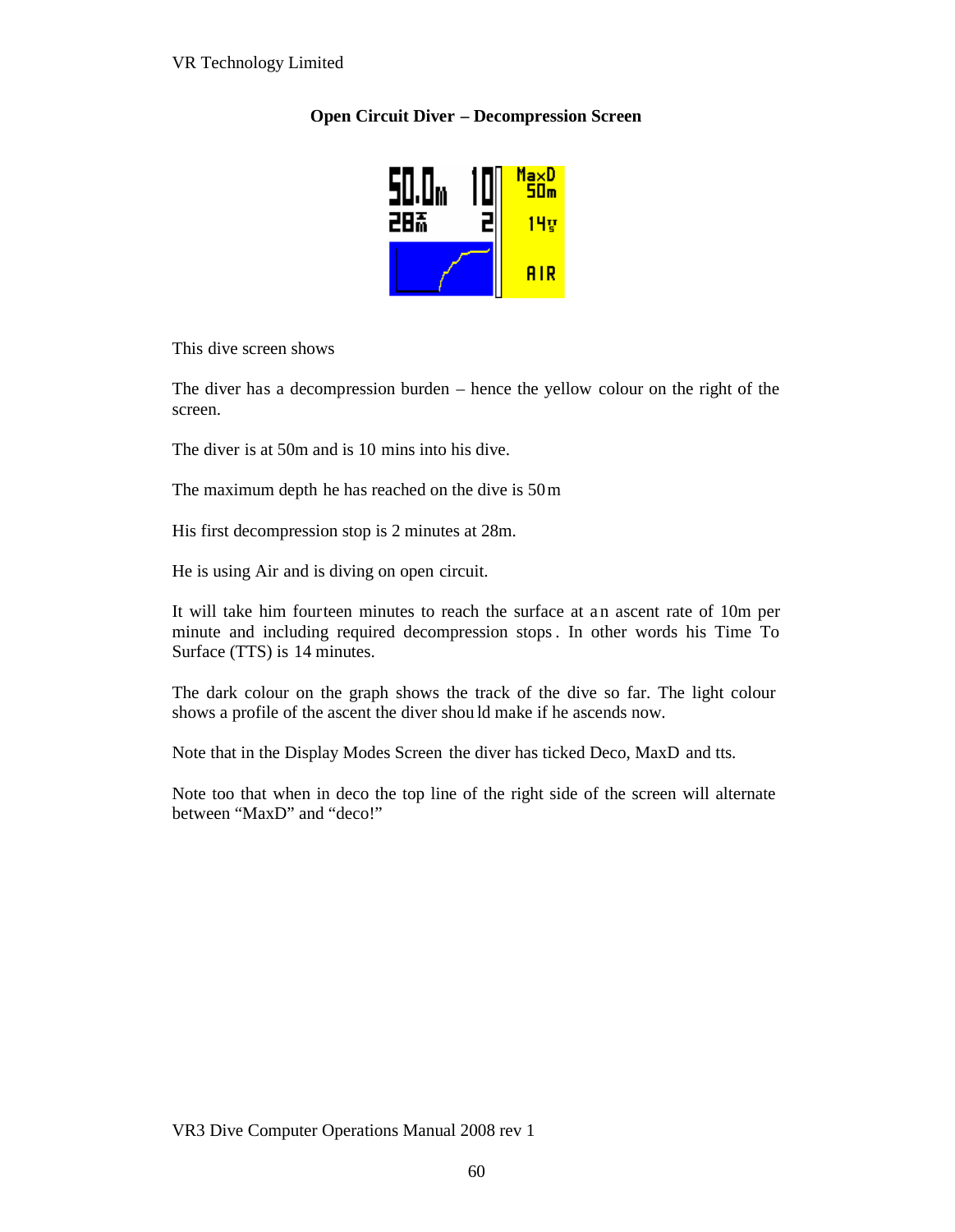**Open Circuit Diver – Decompression Screen**

This dive screen shows

The diver has a decompression burden – hence the yellow colour on the right of the screen.

The diver is at 50m and is 10 mins into his dive.

The maximum depth he has reached on the dive is 50m

His first decompression stop is 2 minutes at 28m.

He is using Air and is diving on open circuit.

It will take him fourteen minutes to reach the surface at an ascent rate of 10m per minute and including required decompression stops. In other words his Time To Surface (TTS) is 14 minutes.

The dark colour on the graph shows the track of the dive so far. The light colour shows a profile of the ascent the diver should make if he ascends now.

Note that in the Display Modes Screen the diver has ticked Deco, MaxD and tts.

Note too that when in deco the top line of the right side of the screen will alternate between "MaxD" and "deco!"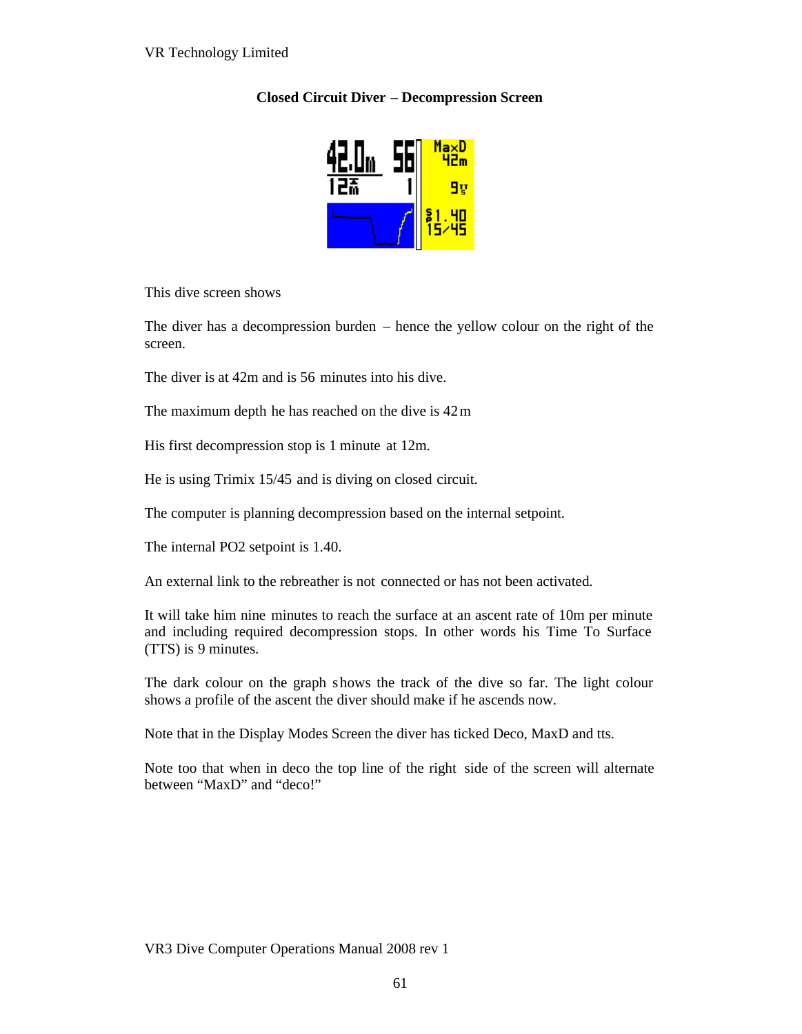**Closed Circuit Diver – Decompression Screen**

This dive screen shows

The diver has a decompression burden – hence the yellow colour on the right of the screen.

The diver is at 42m and is 56 minutes into his dive.

The maximum depth he has reached on the dive is 42m

His first decompression stop is 1 minute at 12m.

He is using Trimix 15/45 and is diving on closed circuit.

The computer is planning decompression based on the internal setpoint.

The internal PO2 setpoint is 1.40.

An external link to the rebreather is not connected or has not been activated.

It will take him nine minutes to reach the surface at an ascent rate of 10m per minute and including required decompression stops. In other words his Time To Surface (TTS) is 9 minutes.

The dark colour on the graph shows the track of the dive so far. The light colour shows a profile of the ascent the diver should make if he ascends now.

Note that in the Display Modes Screen the diver has ticked Deco, MaxD and tts.

Note too that when in deco the top line of the right side of the screen will alternate between "MaxD" and "deco!"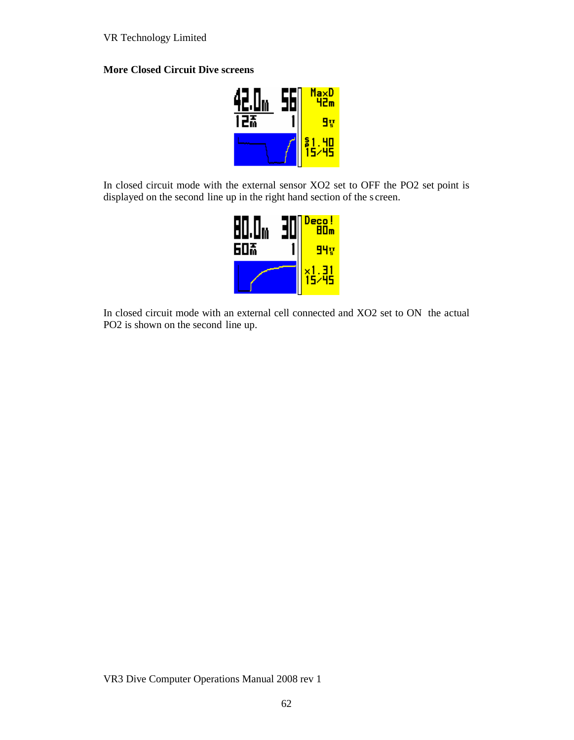**More Closed Circuit Dive screens**

In closed circuit mode with the external sensor XO2 set to OFF the PO2 set point is displayed on the second line up in the right hand section of the screen.

In closed circuit mode with an external cell connected and XO2 set to ON the actual PO2 is shown on the second line up.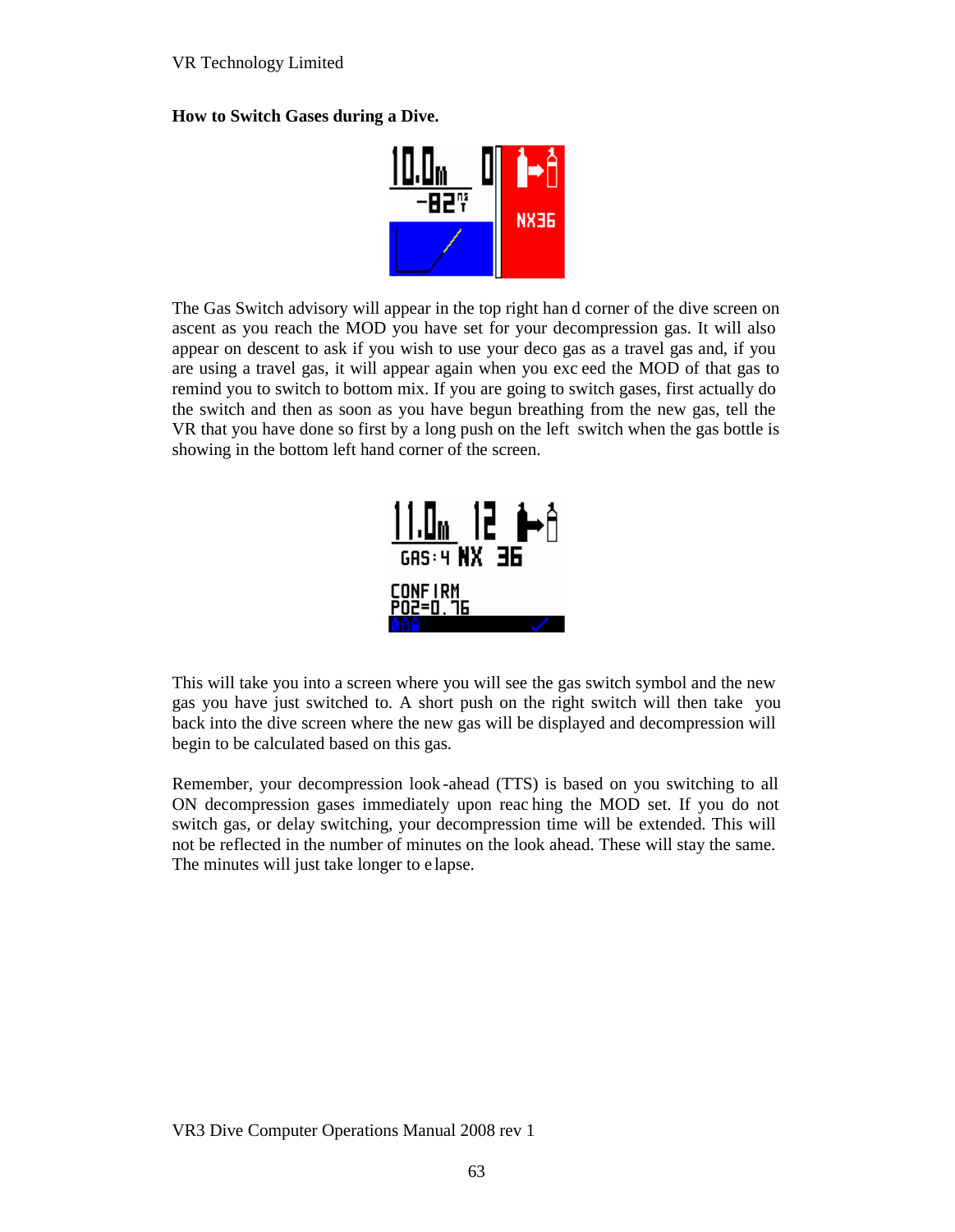**How to Switch Gases during a Dive.**

The Gas Switch advisory will appear in the top right hand corner of the dive screen on ascent as you reach the MOD you have set for your decompression gas. It will also appear on descent to ask if you wish to use your deco gas as a travel gas and, if you are using a travel gas, it will appear again when you exceed the MOD of that gas to remind you to switch to bottom mix. If you are going to switch gases, first actually do the switch and then as soon as you have begun breathing from the new gas, tell the VR that you have done so first by a long push on the left switch when the gas bottle is showing in the bottom left hand corner of the screen.

This will take you into a screen where you will see the gas switch symbol and the new gas you have just switched to. A short push on the right switch will then take you back into the dive screen where the new gas will be displayed and decompression will begin to be calculated based on this gas.

Remember, your decompression look-ahead (TTS) is based on you switching to all ON decompression gases immediately upon reaching the MOD set. If you do not switch gas, or delay switching, your decompression time will be extended. This will not be reflected in the number of minutes on the look ahead. These will stay the same. The minutes will just take longer to elapse.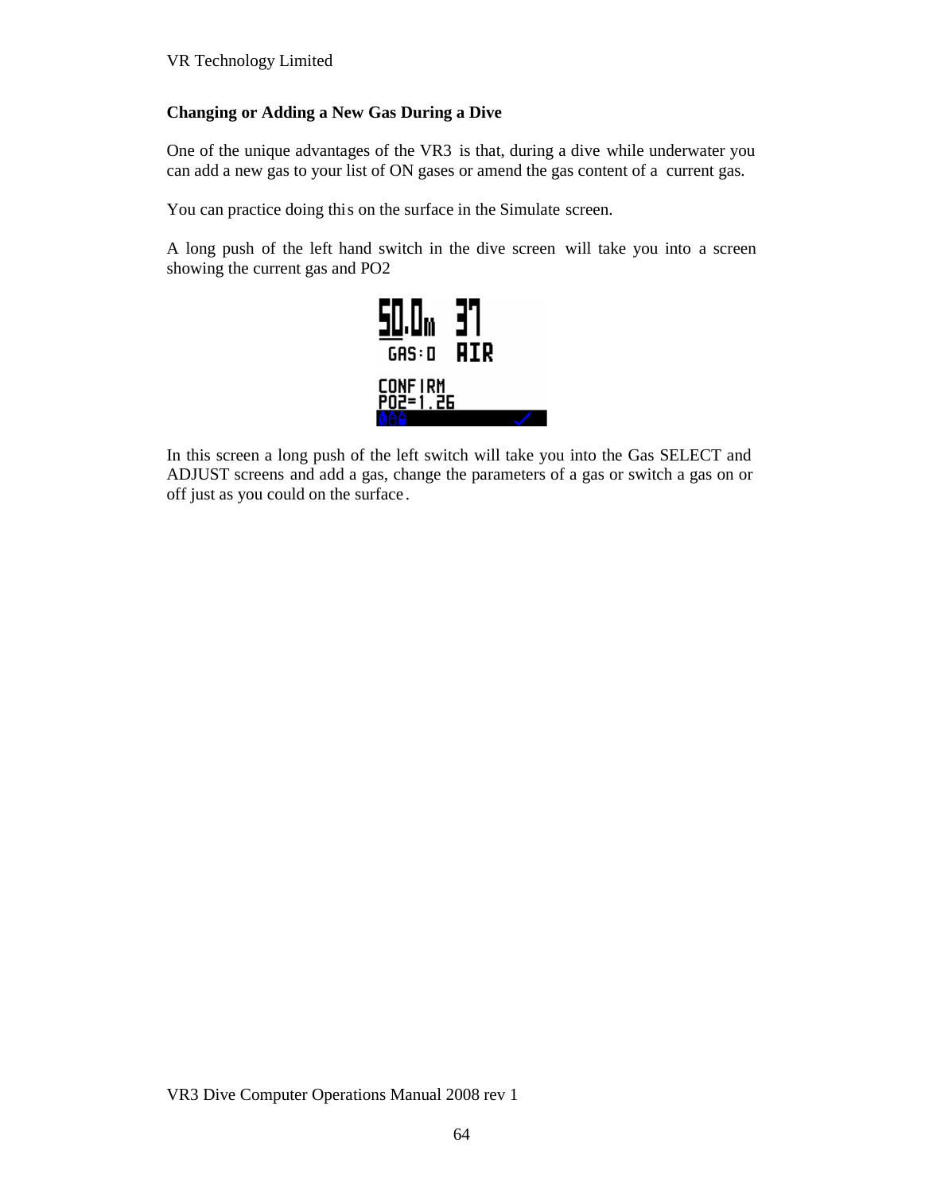### Changing or Adding a New Gas During a Dive

One of the unique advantages of the VR3 is that, during a dive while underwater you can add a new gas to your list of ON gases or amend the gas content of a current gas.

You can practice doing this on the surface in the Simulate screen.

A long push of the left hand switch in the dive screen will take you into a screen showing the current gas and PO2

In this screen a long push of the left switch will take you into the Gas SELECT and ADJUST screens and add a gas, change the parameters of a gas or switch a gas on or off just as you could on the surface.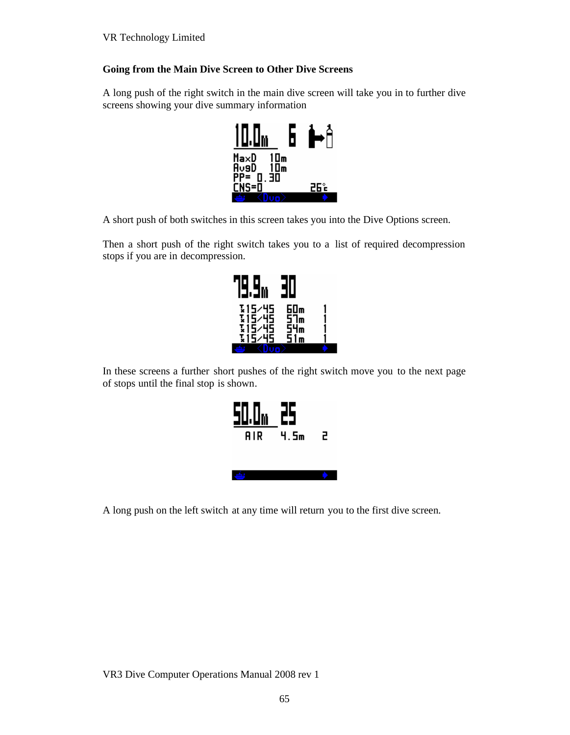## Going from the Main Dive Screen to Other Dive Screens

A long push of the right switch in the main dive screen will take you in to further dive screens showing your dive summary information

A short push of both switches in this screen takes you into the Dive Options screen.

Then a short push of the right switch takes you to a list of required decompression stops if you are in decompression.

In these screens a further short pushes of the right switch move you to the next page of stops until the final stop is shown.

A long push on the left switch at any time will return you to the first dive screen.